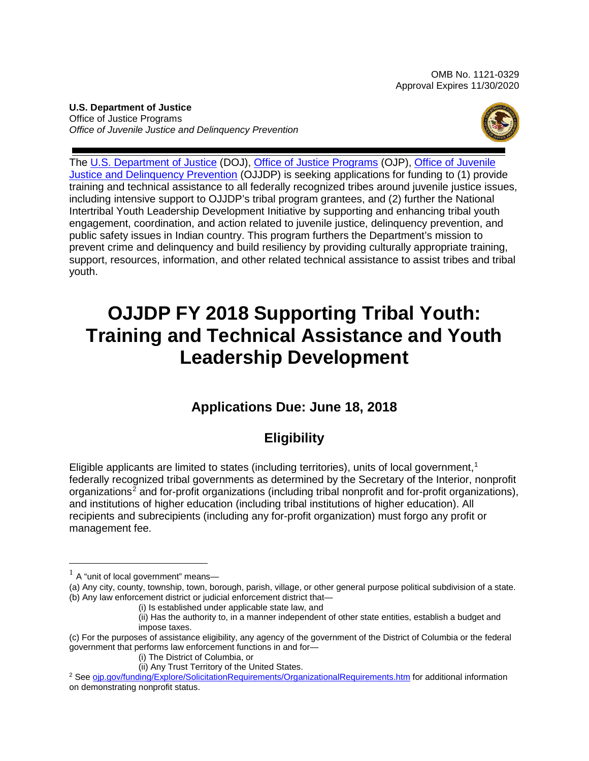OMB No. 1121-0329
Approval Expires 11/30/2020

**U.S. Department of Justice**
Office of Justice Programs
*Office of Juvenile Justice and Delinquency Prevention*

The U.S. Department of Justice (DOJ), Office of Justice Programs (OJP), Office of Juvenile Justice and Delinquency Prevention (OJJDP) is seeking applications for funding to (1) provide training and technical assistance to all federally recognized tribes around juvenile justice issues, including intensive support to OJJDP's tribal program grantees, and (2) further the National Intertribal Youth Leadership Development Initiative by supporting and enhancing tribal youth engagement, coordination, and action related to juvenile justice, delinquency prevention, and public safety issues in Indian country. This program furthers the Department's mission to prevent crime and delinquency and build resiliency by providing culturally appropriate training, support, resources, information, and other related technical assistance to assist tribes and tribal youth.

# OJJDP FY 2018 Supporting Tribal Youth: Training and Technical Assistance and Youth Leadership Development

## Applications Due: June 18, 2018

## Eligibility

Eligible applicants are limited to states (including territories), units of local government,[1] federally recognized tribal governments as determined by the Secretary of the Interior, nonprofit organizations[2] and for-profit organizations (including tribal nonprofit and for-profit organizations), and institutions of higher education (including tribal institutions of higher education). All recipients and subrecipients (including any for-profit organization) must forgo any profit or management fee.

---

[1] A "unit of local government" means—
(a) Any city, county, township, town, borough, parish, village, or other general purpose political subdivision of a state.
(b) Any law enforcement district or judicial enforcement district that—
 (i) Is established under applicable state law, and
 (ii) Has the authority to, in a manner independent of other state entities, establish a budget and impose taxes.
(c) For the purposes of assistance eligibility, any agency of the government of the District of Columbia or the federal government that performs law enforcement functions in and for—
 (i) The District of Columbia, or
 (ii) Any Trust Territory of the United States.

[2] See ojp.gov/funding/Explore/SolicitationRequirements/OrganizationalRequirements.htm for additional information on demonstrating nonprofit status.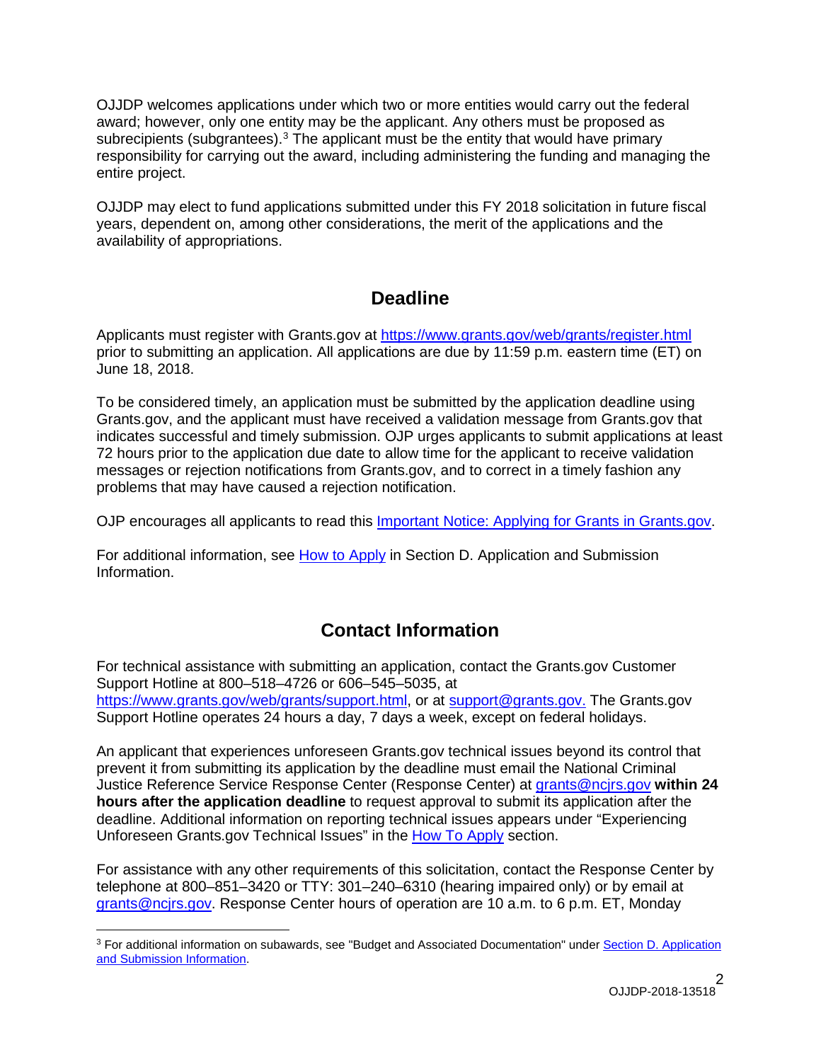OJJDP welcomes applications under which two or more entities would carry out the federal award; however, only one entity may be the applicant. Any others must be proposed as subrecipients (subgrantees).[3] The applicant must be the entity that would have primary responsibility for carrying out the award, including administering the funding and managing the entire project.

OJJDP may elect to fund applications submitted under this FY 2018 solicitation in future fiscal years, dependent on, among other considerations, the merit of the applications and the availability of appropriations.

## Deadline

Applicants must register with Grants.gov at https://www.grants.gov/web/grants/register.html prior to submitting an application. All applications are due by 11:59 p.m. eastern time (ET) on June 18, 2018.

To be considered timely, an application must be submitted by the application deadline using Grants.gov, and the applicant must have received a validation message from Grants.gov that indicates successful and timely submission. OJP urges applicants to submit applications at least 72 hours prior to the application due date to allow time for the applicant to receive validation messages or rejection notifications from Grants.gov, and to correct in a timely fashion any problems that may have caused a rejection notification.

OJP encourages all applicants to read this Important Notice: Applying for Grants in Grants.gov.

For additional information, see How to Apply in Section D. Application and Submission Information.

## Contact Information

For technical assistance with submitting an application, contact the Grants.gov Customer Support Hotline at 800–518–4726 or 606–545–5035, at https://www.grants.gov/web/grants/support.html, or at support@grants.gov. The Grants.gov Support Hotline operates 24 hours a day, 7 days a week, except on federal holidays.

An applicant that experiences unforeseen Grants.gov technical issues beyond its control that prevent it from submitting its application by the deadline must email the National Criminal Justice Reference Service Response Center (Response Center) at grants@ncjrs.gov **within 24 hours after the application deadline** to request approval to submit its application after the deadline. Additional information on reporting technical issues appears under "Experiencing Unforeseen Grants.gov Technical Issues" in the How To Apply section.

For assistance with any other requirements of this solicitation, contact the Response Center by telephone at 800–851–3420 or TTY: 301–240–6310 (hearing impaired only) or by email at grants@ncjrs.gov. Response Center hours of operation are 10 a.m. to 6 p.m. ET, Monday

[3] For additional information on subawards, see "Budget and Associated Documentation" under Section D. Application and Submission Information.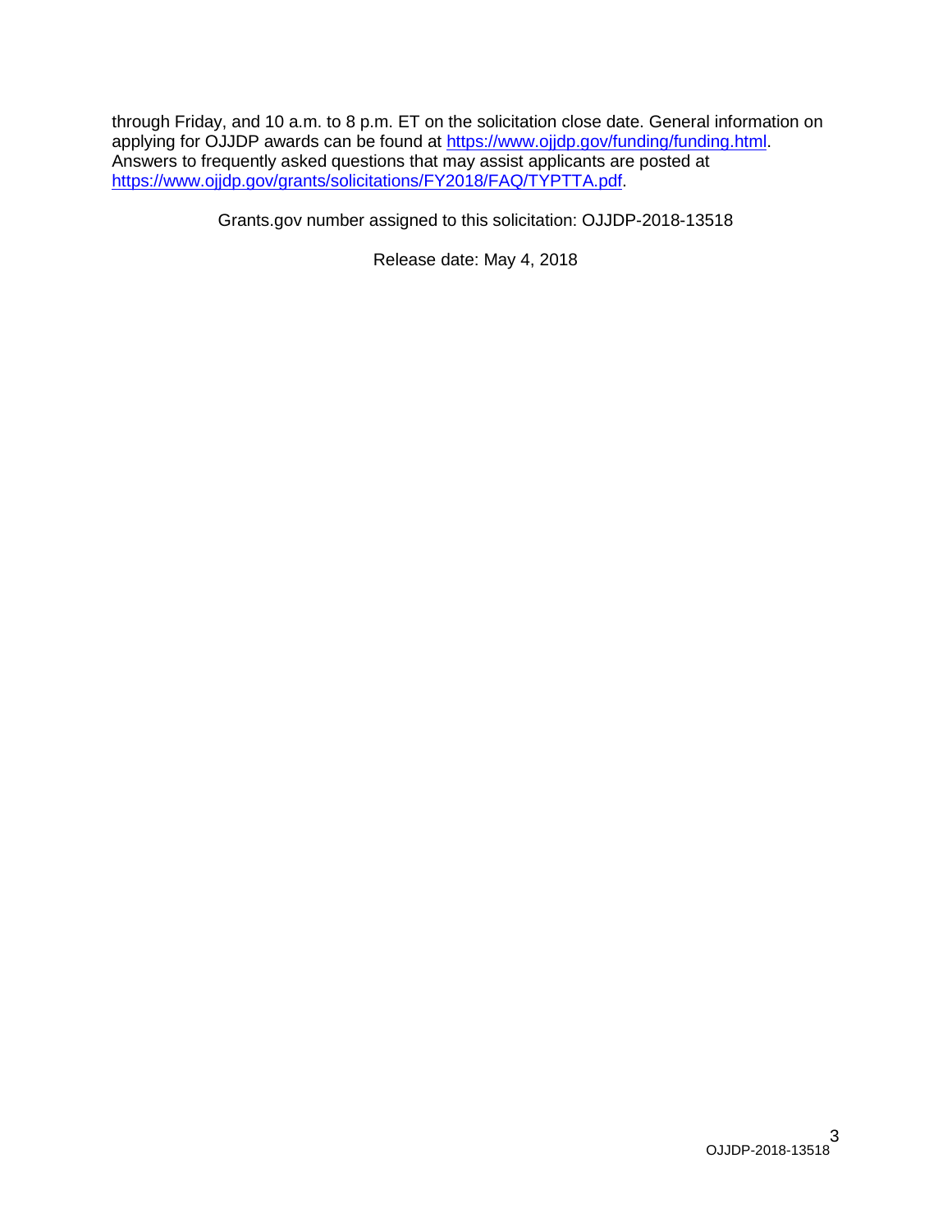through Friday, and 10 a.m. to 8 p.m. ET on the solicitation close date. General information on applying for OJJDP awards can be found at [https://www.ojjdp.gov/funding/funding.html](https://www.ojjdp.gov/funding/funding.html). Answers to frequently asked questions that may assist applicants are posted at [https://www.ojjdp.gov/grants/solicitations/FY2018/FAQ/TYPTTA.pdf](https://www.ojjdp.gov/grants/solicitations/FY2018/FAQ/TYPTTA.pdf).

Grants.gov number assigned to this solicitation: OJJDP-2018-13518

Release date: May 4, 2018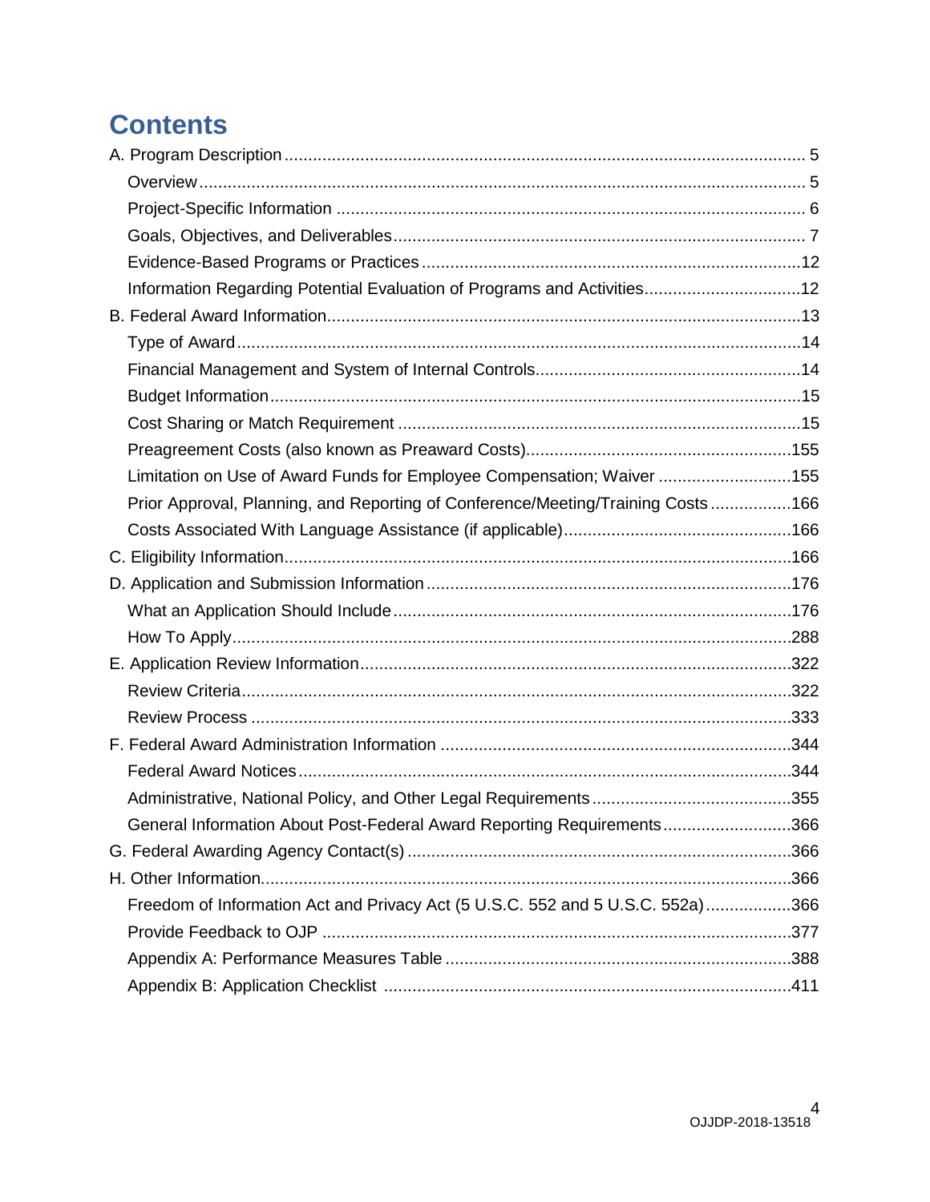# Contents

A. Program Description ........................................................................................................... 5
- Overview ........................................................................................................................... 5
- Project-Specific Information ............................................................................................ 6
- Goals, Objectives, and Deliverables ................................................................................ 7
- Evidence-Based Programs or Practices ...........................................................................12
- Information Regarding Potential Evaluation of Programs and Activities ............................12

B. Federal Award Information ..................................................................................................13
- Type of Award ....................................................................................................................14
- Financial Management and System of Internal Controls ....................................................14
- Budget Information .............................................................................................................15
- Cost Sharing or Match Requirement ..................................................................................15
- Preagreement Costs (also known as Preaward Costs) .....................................................155
- Limitation on Use of Award Funds for Employee Compensation; Waiver ..........................155
- Prior Approval, Planning, and Reporting of Conference/Meeting/Training Costs ...............166
- Costs Associated With Language Assistance (if applicable) .............................................166

C. Eligibility Information .........................................................................................................166

D. Application and Submission Information ...........................................................................176
- What an Application Should Include ..................................................................................176
- How To Apply .....................................................................................................................288

E. Application Review Information .........................................................................................322
- Review Criteria ...................................................................................................................322
- Review Process ..................................................................................................................333

F. Federal Award Administration Information .........................................................................344
- Federal Award Notices .......................................................................................................344
- Administrative, National Policy, and Other Legal Requirements .........................................355
- General Information About Post-Federal Award Reporting Requirements ..........................366

G. Federal Awarding Agency Contact(s) .................................................................................366

H. Other Information ...............................................................................................................366
- Freedom of Information Act and Privacy Act (5 U.S.C. 552 and 5 U.S.C. 552a) .................366
- Provide Feedback to OJP ...................................................................................................377
- Appendix A: Performance Measures Table ........................................................................388
- Appendix B: Application Checklist .....................................................................................411

OJJDP-2018-13518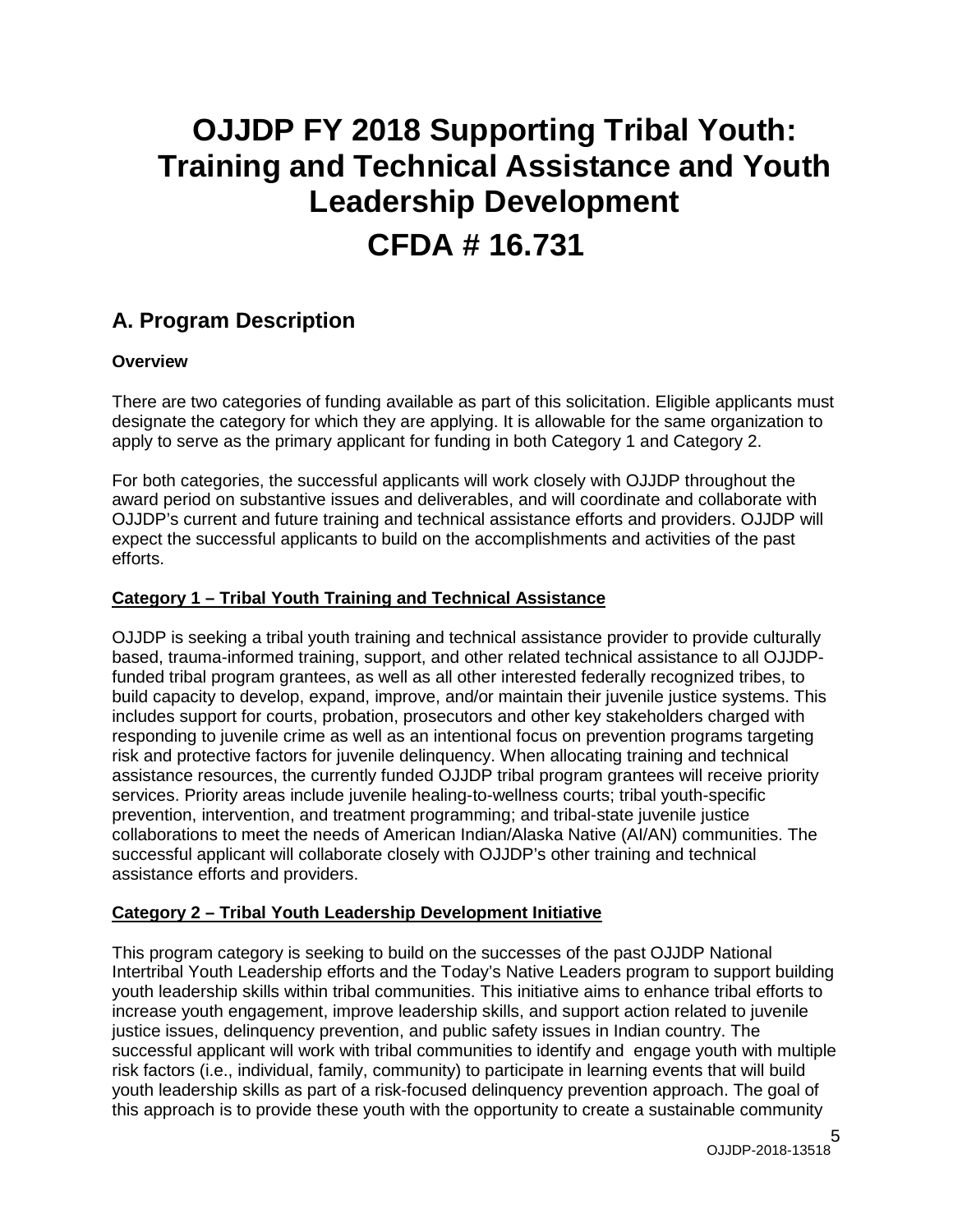# OJJDP FY 2018 Supporting Tribal Youth: Training and Technical Assistance and Youth Leadership Development

# CFDA # 16.731

## A. Program Description

### Overview

There are two categories of funding available as part of this solicitation. Eligible applicants must designate the category for which they are applying. It is allowable for the same organization to apply to serve as the primary applicant for funding in both Category 1 and Category 2.

For both categories, the successful applicants will work closely with OJJDP throughout the award period on substantive issues and deliverables, and will coordinate and collaborate with OJJDP's current and future training and technical assistance efforts and providers. OJJDP will expect the successful applicants to build on the accomplishments and activities of the past efforts.

### Category 1 – Tribal Youth Training and Technical Assistance

OJJDP is seeking a tribal youth training and technical assistance provider to provide culturally based, trauma-informed training, support, and other related technical assistance to all OJJDP-funded tribal program grantees, as well as all other interested federally recognized tribes, to build capacity to develop, expand, improve, and/or maintain their juvenile justice systems. This includes support for courts, probation, prosecutors and other key stakeholders charged with responding to juvenile crime as well as an intentional focus on prevention programs targeting risk and protective factors for juvenile delinquency. When allocating training and technical assistance resources, the currently funded OJJDP tribal program grantees will receive priority services. Priority areas include juvenile healing-to-wellness courts; tribal youth-specific prevention, intervention, and treatment programming; and tribal-state juvenile justice collaborations to meet the needs of American Indian/Alaska Native (AI/AN) communities. The successful applicant will collaborate closely with OJJDP's other training and technical assistance efforts and providers.

### Category 2 – Tribal Youth Leadership Development Initiative

This program category is seeking to build on the successes of the past OJJDP National Intertribal Youth Leadership efforts and the Today's Native Leaders program to support building youth leadership skills within tribal communities. This initiative aims to enhance tribal efforts to increase youth engagement, improve leadership skills, and support action related to juvenile justice issues, delinquency prevention, and public safety issues in Indian country. The successful applicant will work with tribal communities to identify and engage youth with multiple risk factors (i.e., individual, family, community) to participate in learning events that will build youth leadership skills as part of a risk-focused delinquency prevention approach. The goal of this approach is to provide these youth with the opportunity to create a sustainable community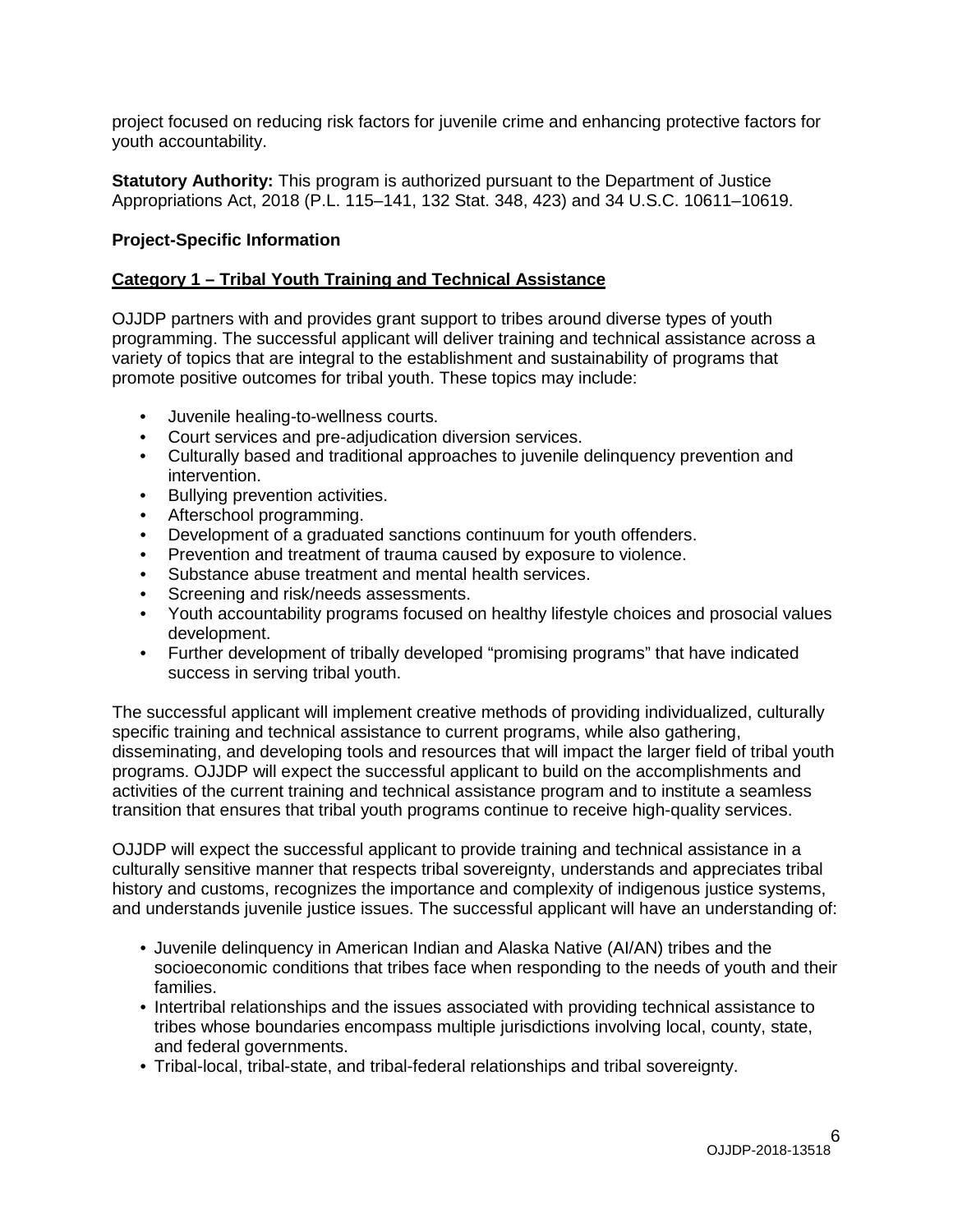project focused on reducing risk factors for juvenile crime and enhancing protective factors for youth accountability.

**Statutory Authority:** This program is authorized pursuant to the Department of Justice Appropriations Act, 2018 (P.L. 115–141, 132 Stat. 348, 423) and 34 U.S.C. 10611–10619.

**Project-Specific Information**

**Category 1 – Tribal Youth Training and Technical Assistance**

OJJDP partners with and provides grant support to tribes around diverse types of youth programming. The successful applicant will deliver training and technical assistance across a variety of topics that are integral to the establishment and sustainability of programs that promote positive outcomes for tribal youth. These topics may include:

- Juvenile healing-to-wellness courts.
- Court services and pre-adjudication diversion services.
- Culturally based and traditional approaches to juvenile delinquency prevention and intervention.
- Bullying prevention activities.
- Afterschool programming.
- Development of a graduated sanctions continuum for youth offenders.
- Prevention and treatment of trauma caused by exposure to violence.
- Substance abuse treatment and mental health services.
- Screening and risk/needs assessments.
- Youth accountability programs focused on healthy lifestyle choices and prosocial values development.
- Further development of tribally developed "promising programs" that have indicated success in serving tribal youth.

The successful applicant will implement creative methods of providing individualized, culturally specific training and technical assistance to current programs, while also gathering, disseminating, and developing tools and resources that will impact the larger field of tribal youth programs. OJJDP will expect the successful applicant to build on the accomplishments and activities of the current training and technical assistance program and to institute a seamless transition that ensures that tribal youth programs continue to receive high-quality services.

OJJDP will expect the successful applicant to provide training and technical assistance in a culturally sensitive manner that respects tribal sovereignty, understands and appreciates tribal history and customs, recognizes the importance and complexity of indigenous justice systems, and understands juvenile justice issues. The successful applicant will have an understanding of:

- Juvenile delinquency in American Indian and Alaska Native (AI/AN) tribes and the socioeconomic conditions that tribes face when responding to the needs of youth and their families.
- Intertribal relationships and the issues associated with providing technical assistance to tribes whose boundaries encompass multiple jurisdictions involving local, county, state, and federal governments.
- Tribal-local, tribal-state, and tribal-federal relationships and tribal sovereignty.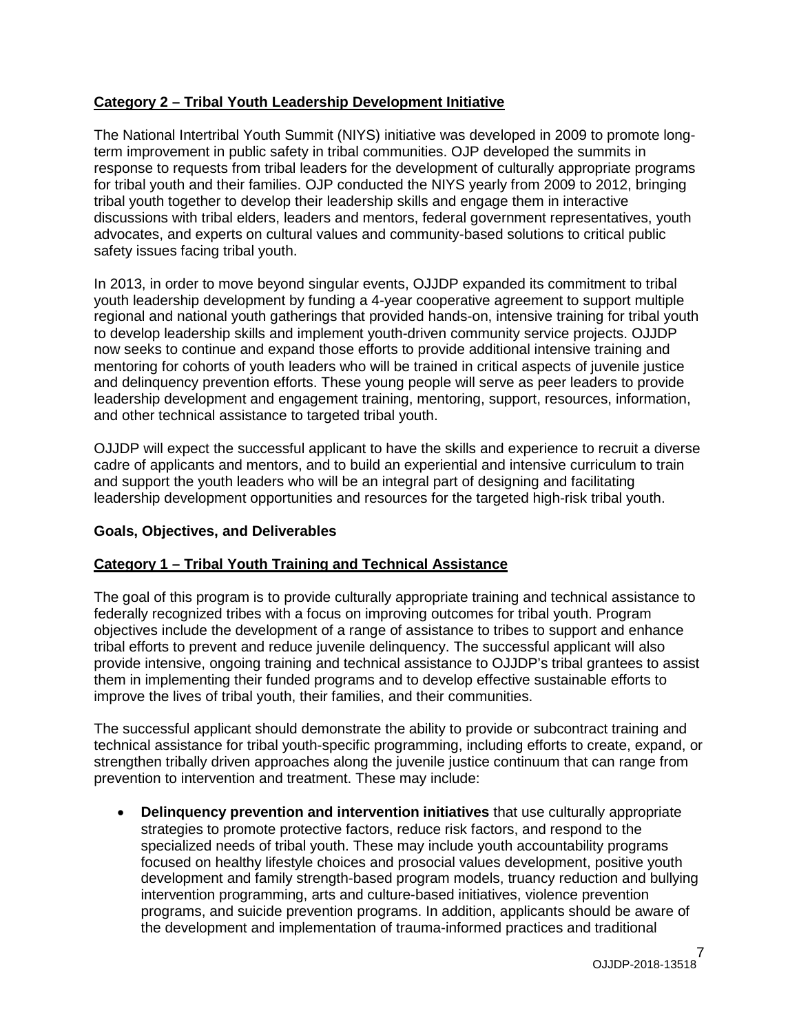**Category 2 – Tribal Youth Leadership Development Initiative**

The National Intertribal Youth Summit (NIYS) initiative was developed in 2009 to promote long-term improvement in public safety in tribal communities. OJP developed the summits in response to requests from tribal leaders for the development of culturally appropriate programs for tribal youth and their families. OJP conducted the NIYS yearly from 2009 to 2012, bringing tribal youth together to develop their leadership skills and engage them in interactive discussions with tribal elders, leaders and mentors, federal government representatives, youth advocates, and experts on cultural values and community-based solutions to critical public safety issues facing tribal youth.

In 2013, in order to move beyond singular events, OJJDP expanded its commitment to tribal youth leadership development by funding a 4-year cooperative agreement to support multiple regional and national youth gatherings that provided hands-on, intensive training for tribal youth to develop leadership skills and implement youth-driven community service projects. OJJDP now seeks to continue and expand those efforts to provide additional intensive training and mentoring for cohorts of youth leaders who will be trained in critical aspects of juvenile justice and delinquency prevention efforts. These young people will serve as peer leaders to provide leadership development and engagement training, mentoring, support, resources, information, and other technical assistance to targeted tribal youth.

OJJDP will expect the successful applicant to have the skills and experience to recruit a diverse cadre of applicants and mentors, and to build an experiential and intensive curriculum to train and support the youth leaders who will be an integral part of designing and facilitating leadership development opportunities and resources for the targeted high-risk tribal youth.

**Goals, Objectives, and Deliverables**

**Category 1 – Tribal Youth Training and Technical Assistance**

The goal of this program is to provide culturally appropriate training and technical assistance to federally recognized tribes with a focus on improving outcomes for tribal youth. Program objectives include the development of a range of assistance to tribes to support and enhance tribal efforts to prevent and reduce juvenile delinquency. The successful applicant will also provide intensive, ongoing training and technical assistance to OJJDP's tribal grantees to assist them in implementing their funded programs and to develop effective sustainable efforts to improve the lives of tribal youth, their families, and their communities.

The successful applicant should demonstrate the ability to provide or subcontract training and technical assistance for tribal youth-specific programming, including efforts to create, expand, or strengthen tribally driven approaches along the juvenile justice continuum that can range from prevention to intervention and treatment. These may include:

- **Delinquency prevention and intervention initiatives** that use culturally appropriate strategies to promote protective factors, reduce risk factors, and respond to the specialized needs of tribal youth. These may include youth accountability programs focused on healthy lifestyle choices and prosocial values development, positive youth development and family strength-based program models, truancy reduction and bullying intervention programming, arts and culture-based initiatives, violence prevention programs, and suicide prevention programs. In addition, applicants should be aware of the development and implementation of trauma-informed practices and traditional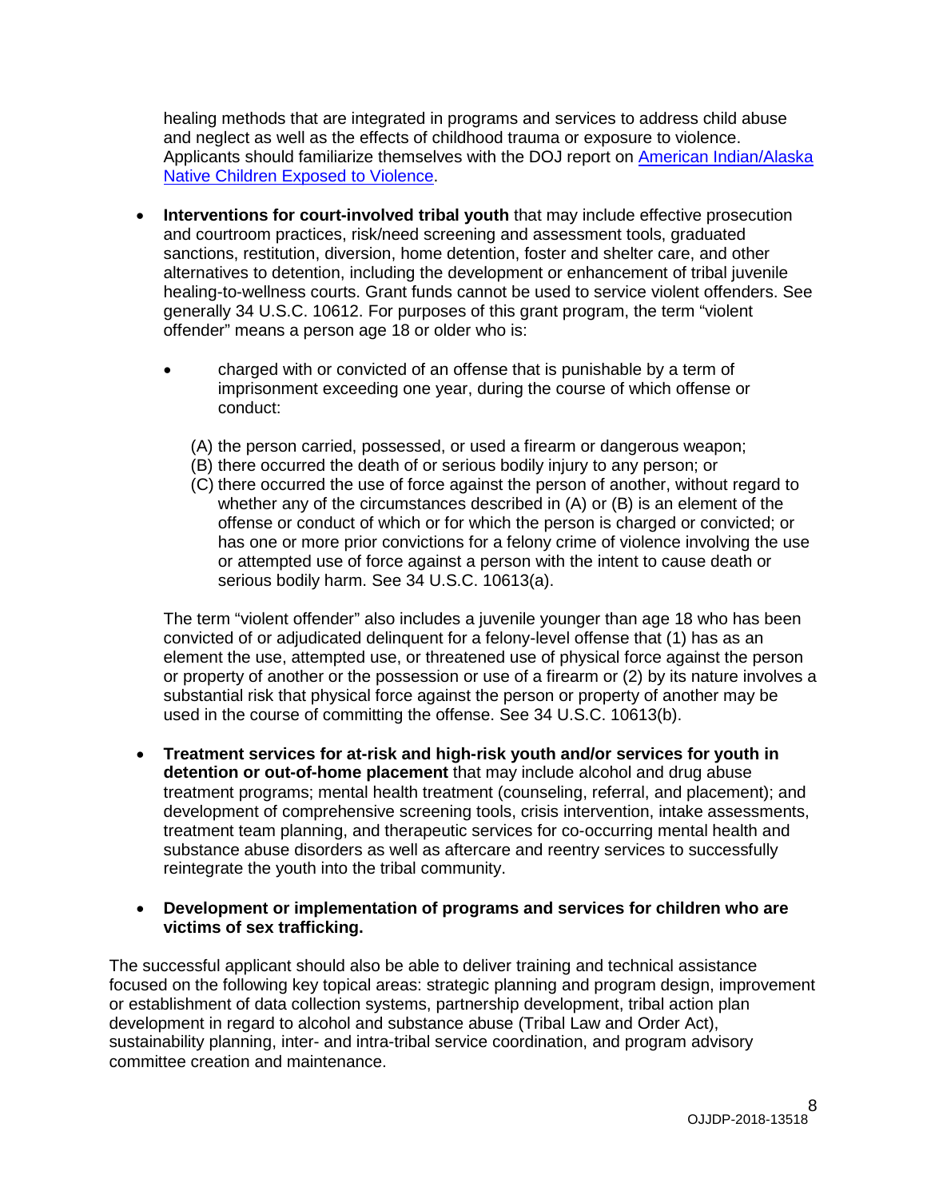healing methods that are integrated in programs and services to address child abuse and neglect as well as the effects of childhood trauma or exposure to violence. Applicants should familiarize themselves with the DOJ report on [American Indian/Alaska Native Children Exposed to Violence](#).

- **Interventions for court-involved tribal youth** that may include effective prosecution and courtroom practices, risk/need screening and assessment tools, graduated sanctions, restitution, diversion, home detention, foster and shelter care, and other alternatives to detention, including the development or enhancement of tribal juvenile healing-to-wellness courts. Grant funds cannot be used to service violent offenders. See generally 34 U.S.C. 10612. For purposes of this grant program, the term "violent offender" means a person age 18 or older who is:

  - charged with or convicted of an offense that is punishable by a term of imprisonment exceeding one year, during the course of which offense or conduct:

    (A) the person carried, possessed, or used a firearm or dangerous weapon;
    (B) there occurred the death of or serious bodily injury to any person; or
    (C) there occurred the use of force against the person of another, without regard to whether any of the circumstances described in (A) or (B) is an element of the offense or conduct of which or for which the person is charged or convicted; or has one or more prior convictions for a felony crime of violence involving the use or attempted use of force against a person with the intent to cause death or serious bodily harm. See 34 U.S.C. 10613(a).

  The term "violent offender" also includes a juvenile younger than age 18 who has been convicted of or adjudicated delinquent for a felony-level offense that (1) has as an element the use, attempted use, or threatened use of physical force against the person or property of another or the possession or use of a firearm or (2) by its nature involves a substantial risk that physical force against the person or property of another may be used in the course of committing the offense. See 34 U.S.C. 10613(b).

- **Treatment services for at-risk and high-risk youth and/or services for youth in detention or out-of-home placement** that may include alcohol and drug abuse treatment programs; mental health treatment (counseling, referral, and placement); and development of comprehensive screening tools, crisis intervention, intake assessments, treatment team planning, and therapeutic services for co-occurring mental health and substance abuse disorders as well as aftercare and reentry services to successfully reintegrate the youth into the tribal community.

- **Development or implementation of programs and services for children who are victims of sex trafficking.**

The successful applicant should also be able to deliver training and technical assistance focused on the following key topical areas: strategic planning and program design, improvement or establishment of data collection systems, partnership development, tribal action plan development in regard to alcohol and substance abuse (Tribal Law and Order Act), sustainability planning, inter- and intra-tribal service coordination, and program advisory committee creation and maintenance.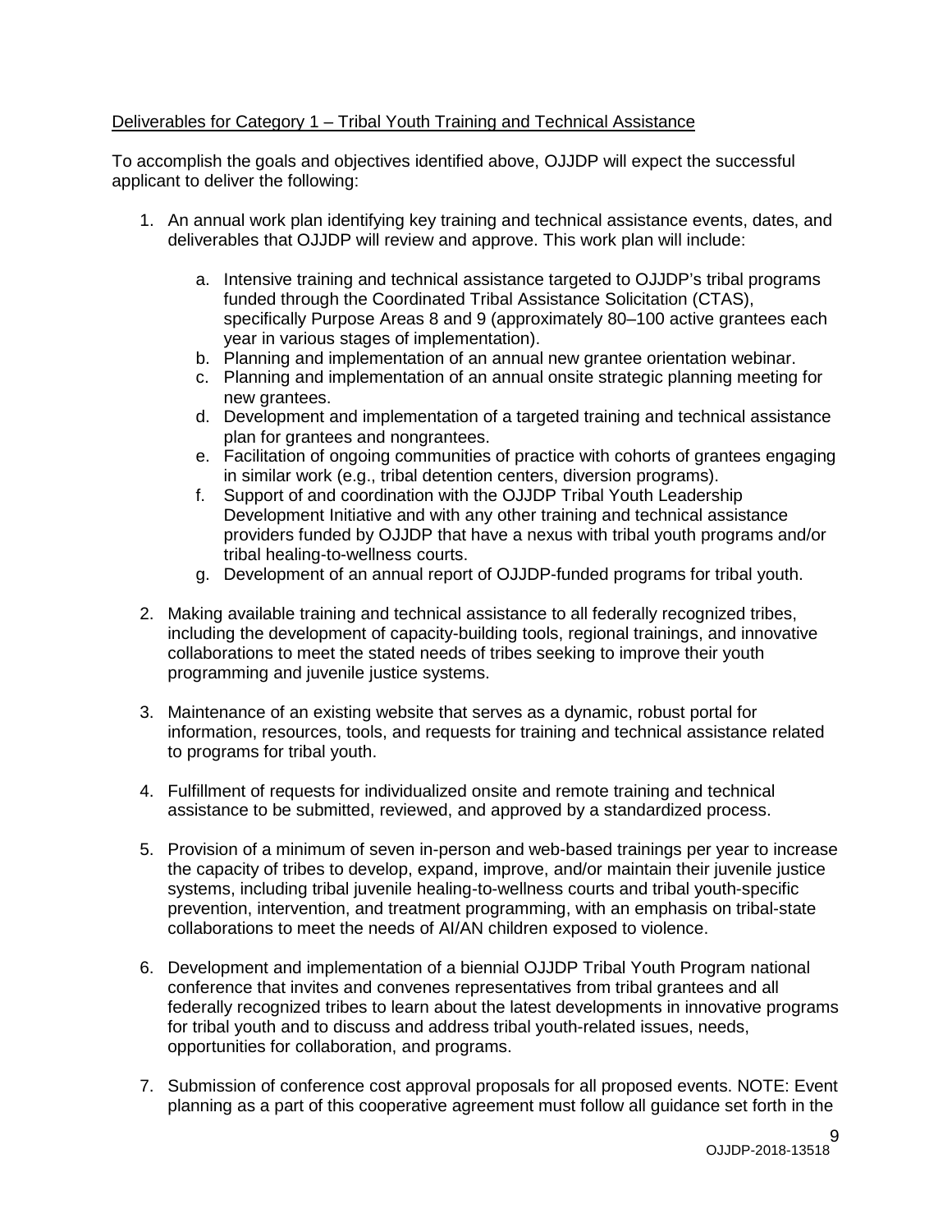Deliverables for Category 1 – Tribal Youth Training and Technical Assistance

To accomplish the goals and objectives identified above, OJJDP will expect the successful applicant to deliver the following:

1. An annual work plan identifying key training and technical assistance events, dates, and deliverables that OJJDP will review and approve. This work plan will include:

    a. Intensive training and technical assistance targeted to OJJDP's tribal programs funded through the Coordinated Tribal Assistance Solicitation (CTAS), specifically Purpose Areas 8 and 9 (approximately 80–100 active grantees each year in various stages of implementation).
    b. Planning and implementation of an annual new grantee orientation webinar.
    c. Planning and implementation of an annual onsite strategic planning meeting for new grantees.
    d. Development and implementation of a targeted training and technical assistance plan for grantees and nongrantees.
    e. Facilitation of ongoing communities of practice with cohorts of grantees engaging in similar work (e.g., tribal detention centers, diversion programs).
    f. Support of and coordination with the OJJDP Tribal Youth Leadership Development Initiative and with any other training and technical assistance providers funded by OJJDP that have a nexus with tribal youth programs and/or tribal healing-to-wellness courts.
    g. Development of an annual report of OJJDP-funded programs for tribal youth.

2. Making available training and technical assistance to all federally recognized tribes, including the development of capacity-building tools, regional trainings, and innovative collaborations to meet the stated needs of tribes seeking to improve their youth programming and juvenile justice systems.

3. Maintenance of an existing website that serves as a dynamic, robust portal for information, resources, tools, and requests for training and technical assistance related to programs for tribal youth.

4. Fulfillment of requests for individualized onsite and remote training and technical assistance to be submitted, reviewed, and approved by a standardized process.

5. Provision of a minimum of seven in-person and web-based trainings per year to increase the capacity of tribes to develop, expand, improve, and/or maintain their juvenile justice systems, including tribal juvenile healing-to-wellness courts and tribal youth-specific prevention, intervention, and treatment programming, with an emphasis on tribal-state collaborations to meet the needs of AI/AN children exposed to violence.

6. Development and implementation of a biennial OJJDP Tribal Youth Program national conference that invites and convenes representatives from tribal grantees and all federally recognized tribes to learn about the latest developments in innovative programs for tribal youth and to discuss and address tribal youth-related issues, needs, opportunities for collaboration, and programs.

7. Submission of conference cost approval proposals for all proposed events. NOTE: Event planning as a part of this cooperative agreement must follow all guidance set forth in the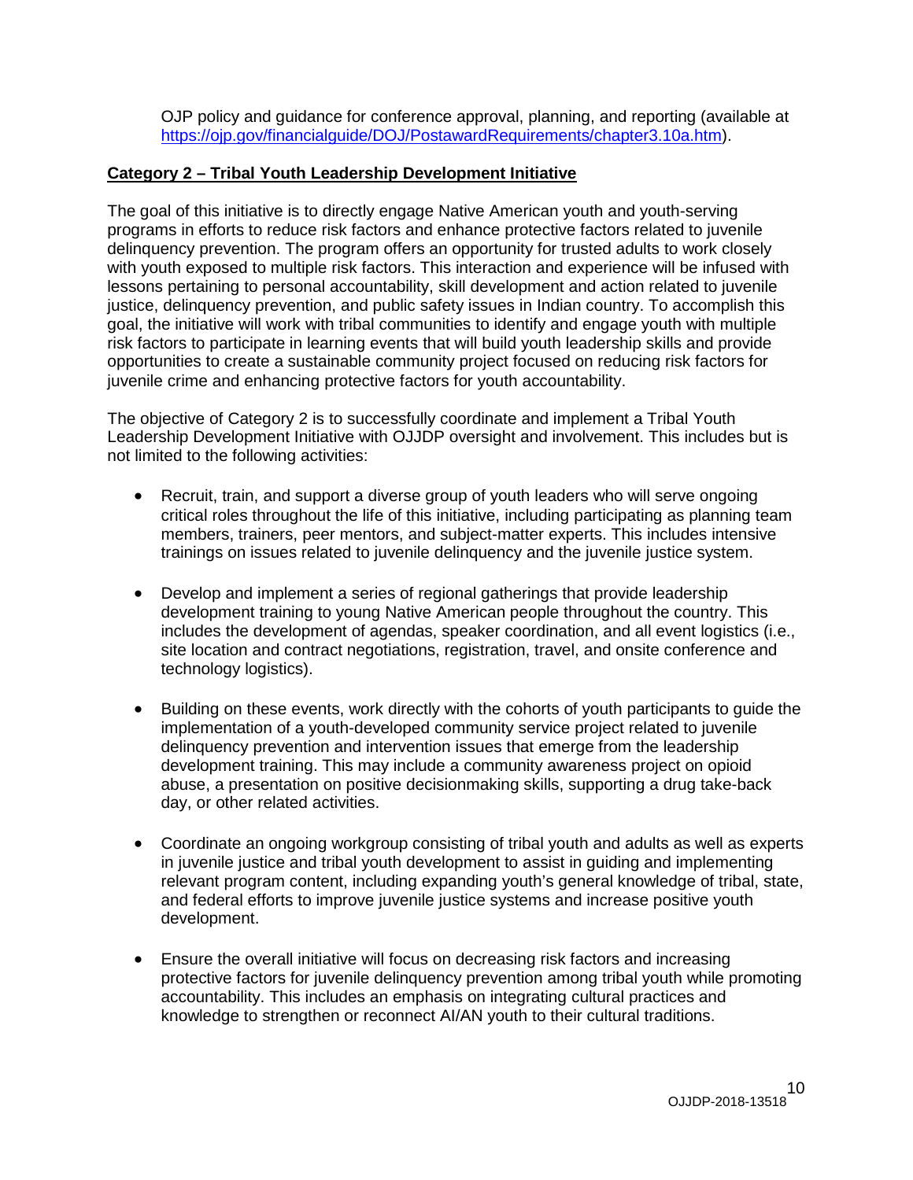OJP policy and guidance for conference approval, planning, and reporting (available at [https://ojp.gov/financialguide/DOJ/PostawardRequirements/chapter3.10a.htm](https://ojp.gov/financialguide/DOJ/PostawardRequirements/chapter3.10a.htm)).

**Category 2 – Tribal Youth Leadership Development Initiative**

The goal of this initiative is to directly engage Native American youth and youth-serving programs in efforts to reduce risk factors and enhance protective factors related to juvenile delinquency prevention. The program offers an opportunity for trusted adults to work closely with youth exposed to multiple risk factors. This interaction and experience will be infused with lessons pertaining to personal accountability, skill development and action related to juvenile justice, delinquency prevention, and public safety issues in Indian country. To accomplish this goal, the initiative will work with tribal communities to identify and engage youth with multiple risk factors to participate in learning events that will build youth leadership skills and provide opportunities to create a sustainable community project focused on reducing risk factors for juvenile crime and enhancing protective factors for youth accountability.

The objective of Category 2 is to successfully coordinate and implement a Tribal Youth Leadership Development Initiative with OJJDP oversight and involvement. This includes but is not limited to the following activities:

- Recruit, train, and support a diverse group of youth leaders who will serve ongoing critical roles throughout the life of this initiative, including participating as planning team members, trainers, peer mentors, and subject-matter experts. This includes intensive trainings on issues related to juvenile delinquency and the juvenile justice system.

- Develop and implement a series of regional gatherings that provide leadership development training to young Native American people throughout the country. This includes the development of agendas, speaker coordination, and all event logistics (i.e., site location and contract negotiations, registration, travel, and onsite conference and technology logistics).

- Building on these events, work directly with the cohorts of youth participants to guide the implementation of a youth-developed community service project related to juvenile delinquency prevention and intervention issues that emerge from the leadership development training. This may include a community awareness project on opioid abuse, a presentation on positive decisionmaking skills, supporting a drug take-back day, or other related activities.

- Coordinate an ongoing workgroup consisting of tribal youth and adults as well as experts in juvenile justice and tribal youth development to assist in guiding and implementing relevant program content, including expanding youth's general knowledge of tribal, state, and federal efforts to improve juvenile justice systems and increase positive youth development.

- Ensure the overall initiative will focus on decreasing risk factors and increasing protective factors for juvenile delinquency prevention among tribal youth while promoting accountability. This includes an emphasis on integrating cultural practices and knowledge to strengthen or reconnect AI/AN youth to their cultural traditions.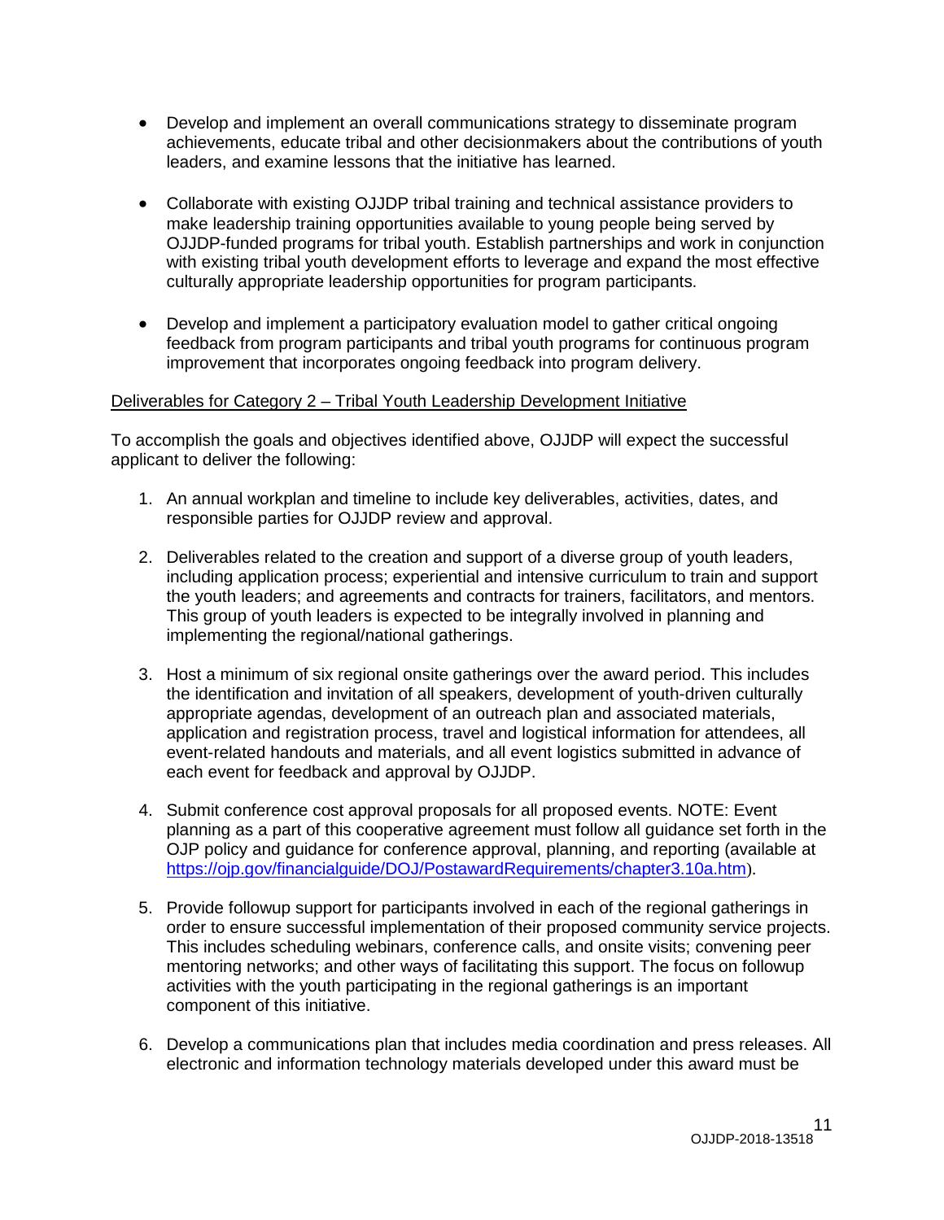- Develop and implement an overall communications strategy to disseminate program achievements, educate tribal and other decisionmakers about the contributions of youth leaders, and examine lessons that the initiative has learned.

- Collaborate with existing OJJDP tribal training and technical assistance providers to make leadership training opportunities available to young people being served by OJJDP-funded programs for tribal youth. Establish partnerships and work in conjunction with existing tribal youth development efforts to leverage and expand the most effective culturally appropriate leadership opportunities for program participants.

- Develop and implement a participatory evaluation model to gather critical ongoing feedback from program participants and tribal youth programs for continuous program improvement that incorporates ongoing feedback into program delivery.

Deliverables for Category 2 – Tribal Youth Leadership Development Initiative

To accomplish the goals and objectives identified above, OJJDP will expect the successful applicant to deliver the following:

1. An annual workplan and timeline to include key deliverables, activities, dates, and responsible parties for OJJDP review and approval.

2. Deliverables related to the creation and support of a diverse group of youth leaders, including application process; experiential and intensive curriculum to train and support the youth leaders; and agreements and contracts for trainers, facilitators, and mentors. This group of youth leaders is expected to be integrally involved in planning and implementing the regional/national gatherings.

3. Host a minimum of six regional onsite gatherings over the award period. This includes the identification and invitation of all speakers, development of youth-driven culturally appropriate agendas, development of an outreach plan and associated materials, application and registration process, travel and logistical information for attendees, all event-related handouts and materials, and all event logistics submitted in advance of each event for feedback and approval by OJJDP.

4. Submit conference cost approval proposals for all proposed events. NOTE: Event planning as a part of this cooperative agreement must follow all guidance set forth in the OJP policy and guidance for conference approval, planning, and reporting (available at https://ojp.gov/financialguide/DOJ/PostawardRequirements/chapter3.10a.htm).

5. Provide followup support for participants involved in each of the regional gatherings in order to ensure successful implementation of their proposed community service projects. This includes scheduling webinars, conference calls, and onsite visits; convening peer mentoring networks; and other ways of facilitating this support. The focus on followup activities with the youth participating in the regional gatherings is an important component of this initiative.

6. Develop a communications plan that includes media coordination and press releases. All electronic and information technology materials developed under this award must be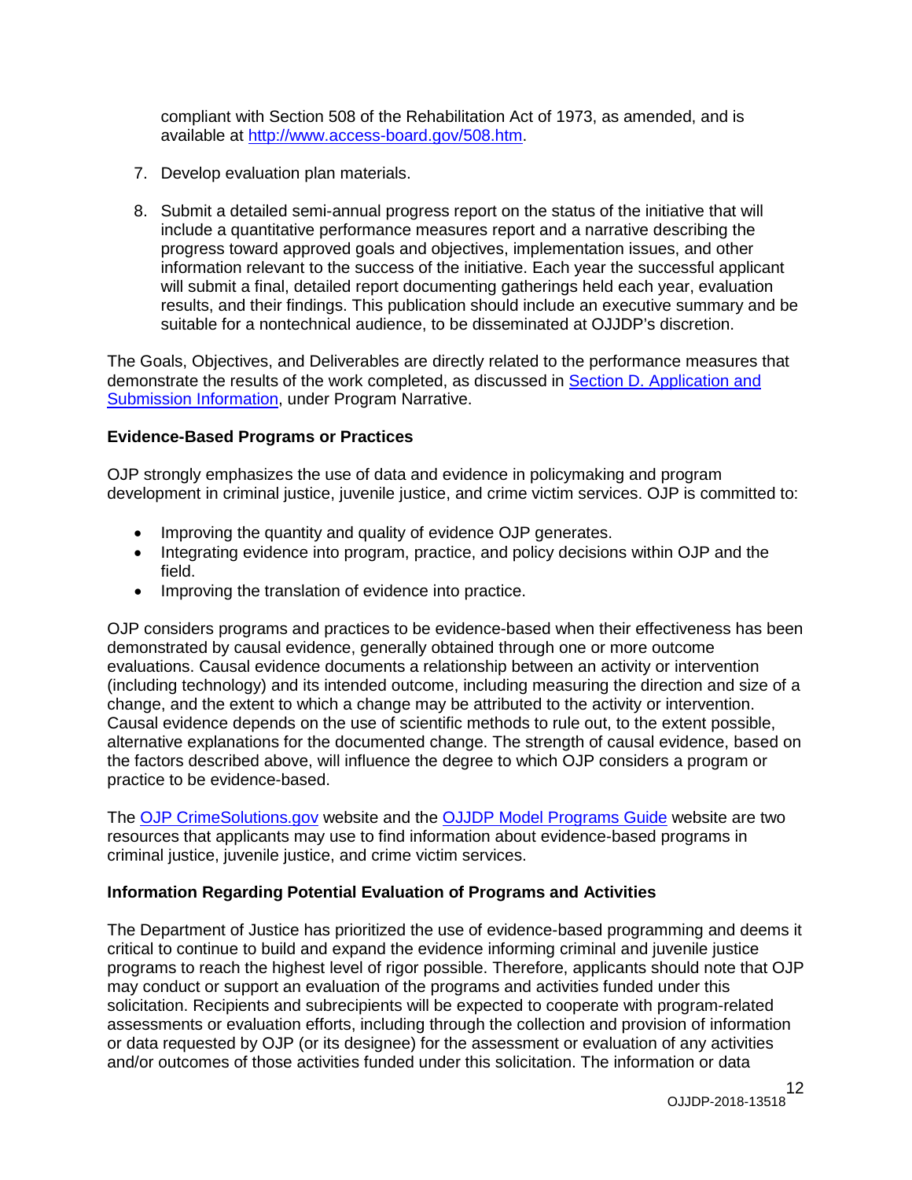compliant with Section 508 of the Rehabilitation Act of 1973, as amended, and is available at [http://www.access-board.gov/508.htm](http://www.access-board.gov/508.htm).

7. Develop evaluation plan materials.

8. Submit a detailed semi-annual progress report on the status of the initiative that will include a quantitative performance measures report and a narrative describing the progress toward approved goals and objectives, implementation issues, and other information relevant to the success of the initiative. Each year the successful applicant will submit a final, detailed report documenting gatherings held each year, evaluation results, and their findings. This publication should include an executive summary and be suitable for a nontechnical audience, to be disseminated at OJJDP's discretion.

The Goals, Objectives, and Deliverables are directly related to the performance measures that demonstrate the results of the work completed, as discussed in Section D. Application and Submission Information, under Program Narrative.

**Evidence-Based Programs or Practices**

OJP strongly emphasizes the use of data and evidence in policymaking and program development in criminal justice, juvenile justice, and crime victim services. OJP is committed to:

- Improving the quantity and quality of evidence OJP generates.
- Integrating evidence into program, practice, and policy decisions within OJP and the field.
- Improving the translation of evidence into practice.

OJP considers programs and practices to be evidence-based when their effectiveness has been demonstrated by causal evidence, generally obtained through one or more outcome evaluations. Causal evidence documents a relationship between an activity or intervention (including technology) and its intended outcome, including measuring the direction and size of a change, and the extent to which a change may be attributed to the activity or intervention. Causal evidence depends on the use of scientific methods to rule out, to the extent possible, alternative explanations for the documented change. The strength of causal evidence, based on the factors described above, will influence the degree to which OJP considers a program or practice to be evidence-based.

The OJP CrimeSolutions.gov website and the OJJDP Model Programs Guide website are two resources that applicants may use to find information about evidence-based programs in criminal justice, juvenile justice, and crime victim services.

**Information Regarding Potential Evaluation of Programs and Activities**

The Department of Justice has prioritized the use of evidence-based programming and deems it critical to continue to build and expand the evidence informing criminal and juvenile justice programs to reach the highest level of rigor possible. Therefore, applicants should note that OJP may conduct or support an evaluation of the programs and activities funded under this solicitation. Recipients and subrecipients will be expected to cooperate with program-related assessments or evaluation efforts, including through the collection and provision of information or data requested by OJP (or its designee) for the assessment or evaluation of any activities and/or outcomes of those activities funded under this solicitation. The information or data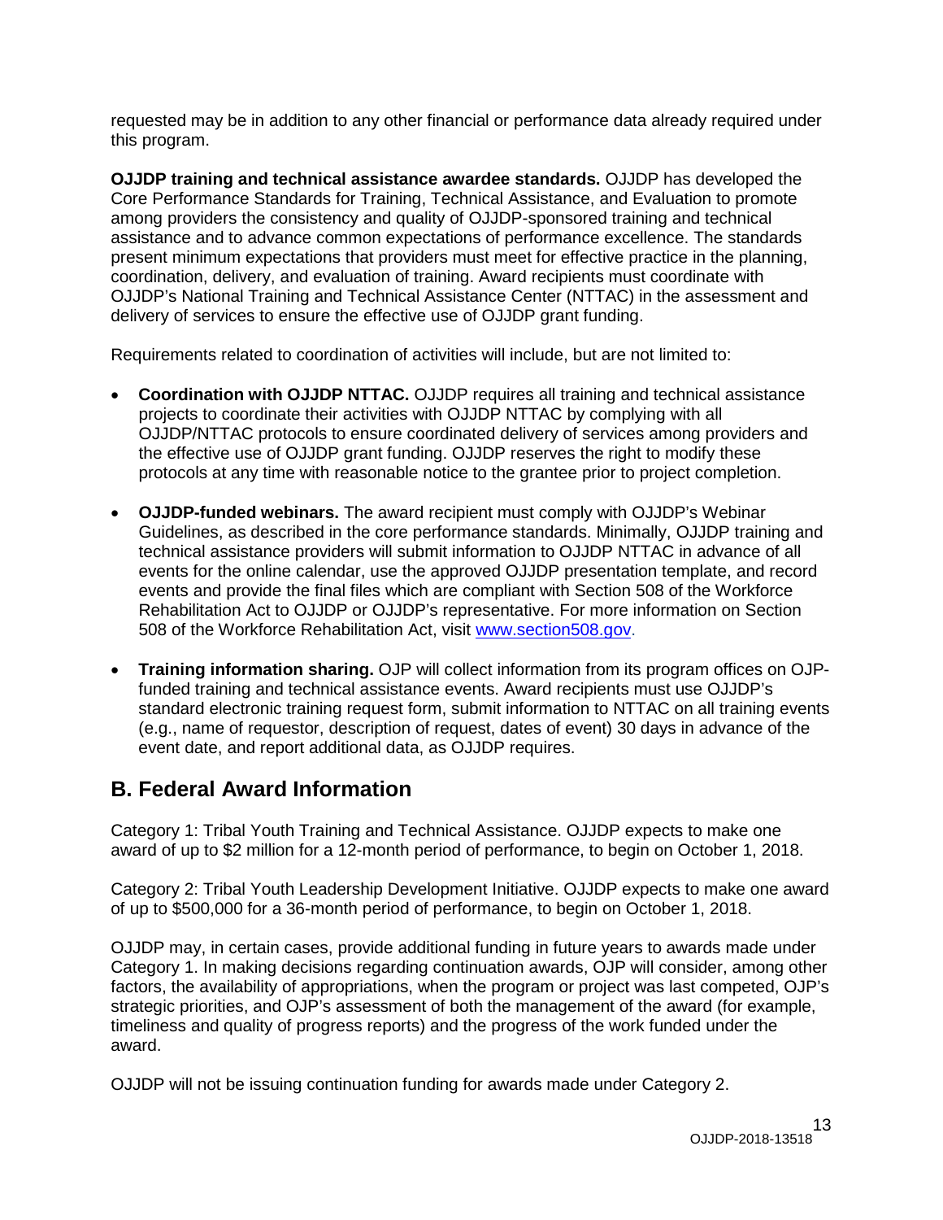requested may be in addition to any other financial or performance data already required under this program.

**OJJDP training and technical assistance awardee standards.** OJJDP has developed the Core Performance Standards for Training, Technical Assistance, and Evaluation to promote among providers the consistency and quality of OJJDP-sponsored training and technical assistance and to advance common expectations of performance excellence. The standards present minimum expectations that providers must meet for effective practice in the planning, coordination, delivery, and evaluation of training. Award recipients must coordinate with OJJDP's National Training and Technical Assistance Center (NTTAC) in the assessment and delivery of services to ensure the effective use of OJJDP grant funding.

Requirements related to coordination of activities will include, but are not limited to:

- **Coordination with OJJDP NTTAC.** OJJDP requires all training and technical assistance projects to coordinate their activities with OJJDP NTTAC by complying with all OJJDP/NTTAC protocols to ensure coordinated delivery of services among providers and the effective use of OJJDP grant funding. OJJDP reserves the right to modify these protocols at any time with reasonable notice to the grantee prior to project completion.

- **OJJDP-funded webinars.** The award recipient must comply with OJJDP's Webinar Guidelines, as described in the core performance standards. Minimally, OJJDP training and technical assistance providers will submit information to OJJDP NTTAC in advance of all events for the online calendar, use the approved OJJDP presentation template, and record events and provide the final files which are compliant with Section 508 of the Workforce Rehabilitation Act to OJJDP or OJJDP's representative. For more information on Section 508 of the Workforce Rehabilitation Act, visit [www.section508.gov](http://www.section508.gov).

- **Training information sharing.** OJP will collect information from its program offices on OJP-funded training and technical assistance events. Award recipients must use OJJDP's standard electronic training request form, submit information to NTTAC on all training events (e.g., name of requestor, description of request, dates of event) 30 days in advance of the event date, and report additional data, as OJJDP requires.

## B. Federal Award Information

Category 1: Tribal Youth Training and Technical Assistance. OJJDP expects to make one award of up to $2 million for a 12-month period of performance, to begin on October 1, 2018.

Category 2: Tribal Youth Leadership Development Initiative. OJJDP expects to make one award of up to $500,000 for a 36-month period of performance, to begin on October 1, 2018.

OJJDP may, in certain cases, provide additional funding in future years to awards made under Category 1. In making decisions regarding continuation awards, OJP will consider, among other factors, the availability of appropriations, when the program or project was last competed, OJP's strategic priorities, and OJP's assessment of both the management of the award (for example, timeliness and quality of progress reports) and the progress of the work funded under the award.

OJJDP will not be issuing continuation funding for awards made under Category 2.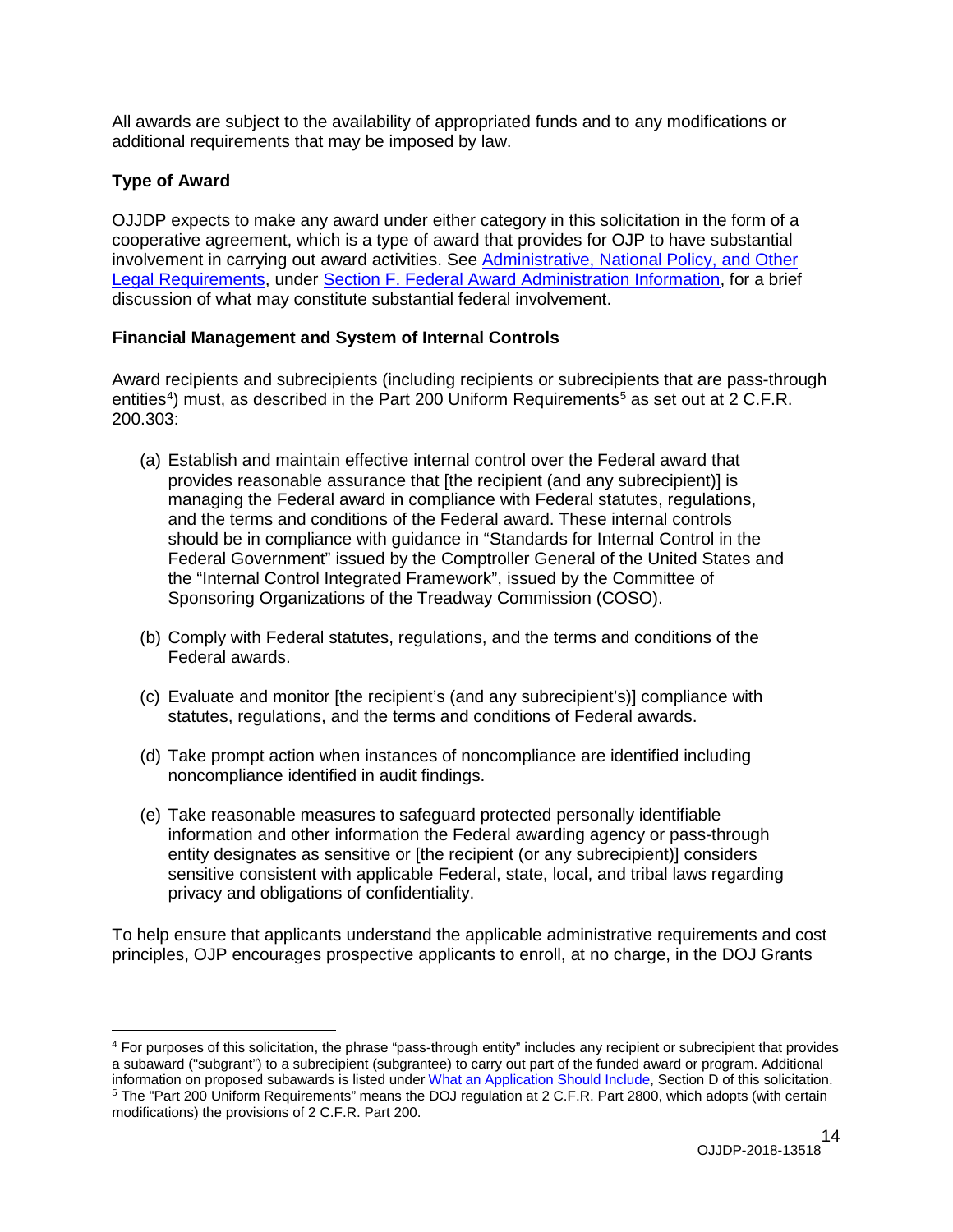All awards are subject to the availability of appropriated funds and to any modifications or additional requirements that may be imposed by law.

**Type of Award**

OJJDP expects to make any award under either category in this solicitation in the form of a cooperative agreement, which is a type of award that provides for OJP to have substantial involvement in carrying out award activities. See Administrative, National Policy, and Other Legal Requirements, under Section F. Federal Award Administration Information, for a brief discussion of what may constitute substantial federal involvement.

**Financial Management and System of Internal Controls**

Award recipients and subrecipients (including recipients or subrecipients that are pass-through entities[4]) must, as described in the Part 200 Uniform Requirements[5] as set out at 2 C.F.R. 200.303:

(a) Establish and maintain effective internal control over the Federal award that provides reasonable assurance that [the recipient (and any subrecipient)] is managing the Federal award in compliance with Federal statutes, regulations, and the terms and conditions of the Federal award. These internal controls should be in compliance with guidance in "Standards for Internal Control in the Federal Government" issued by the Comptroller General of the United States and the "Internal Control Integrated Framework", issued by the Committee of Sponsoring Organizations of the Treadway Commission (COSO).

(b) Comply with Federal statutes, regulations, and the terms and conditions of the Federal awards.

(c) Evaluate and monitor [the recipient's (and any subrecipient's)] compliance with statutes, regulations, and the terms and conditions of Federal awards.

(d) Take prompt action when instances of noncompliance are identified including noncompliance identified in audit findings.

(e) Take reasonable measures to safeguard protected personally identifiable information and other information the Federal awarding agency or pass-through entity designates as sensitive or [the recipient (or any subrecipient)] considers sensitive consistent with applicable Federal, state, local, and tribal laws regarding privacy and obligations of confidentiality.

To help ensure that applicants understand the applicable administrative requirements and cost principles, OJP encourages prospective applicants to enroll, at no charge, in the DOJ Grants

---

[4] For purposes of this solicitation, the phrase "pass-through entity" includes any recipient or subrecipient that provides a subaward ("subgrant") to a subrecipient (subgrantee) to carry out part of the funded award or program. Additional information on proposed subawards is listed under What an Application Should Include, Section D of this solicitation.

[5] The "Part 200 Uniform Requirements" means the DOJ regulation at 2 C.F.R. Part 2800, which adopts (with certain modifications) the provisions of 2 C.F.R. Part 200.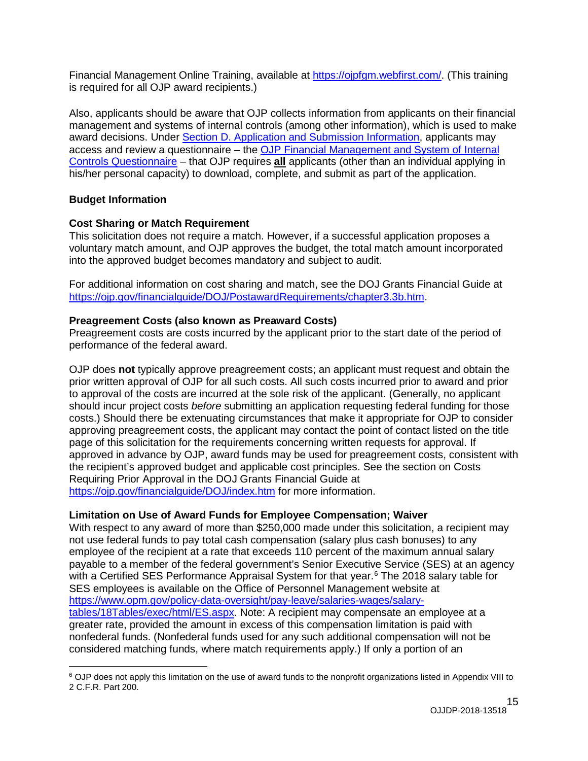Financial Management Online Training, available at https://ojpfgm.webfirst.com/. (This training is required for all OJP award recipients.)

Also, applicants should be aware that OJP collects information from applicants on their financial management and systems of internal controls (among other information), which is used to make award decisions. Under Section D. Application and Submission Information, applicants may access and review a questionnaire – the OJP Financial Management and System of Internal Controls Questionnaire – that OJP requires **all** applicants (other than an individual applying in his/her personal capacity) to download, complete, and submit as part of the application.

**Budget Information**

**Cost Sharing or Match Requirement**
This solicitation does not require a match. However, if a successful application proposes a voluntary match amount, and OJP approves the budget, the total match amount incorporated into the approved budget becomes mandatory and subject to audit.

For additional information on cost sharing and match, see the DOJ Grants Financial Guide at https://ojp.gov/financialguide/DOJ/PostawardRequirements/chapter3.3b.htm.

**Preagreement Costs (also known as Preaward Costs)**
Preagreement costs are costs incurred by the applicant prior to the start date of the period of performance of the federal award.

OJP does **not** typically approve preagreement costs; an applicant must request and obtain the prior written approval of OJP for all such costs. All such costs incurred prior to award and prior to approval of the costs are incurred at the sole risk of the applicant. (Generally, no applicant should incur project costs *before* submitting an application requesting federal funding for those costs.) Should there be extenuating circumstances that make it appropriate for OJP to consider approving preagreement costs, the applicant may contact the point of contact listed on the title page of this solicitation for the requirements concerning written requests for approval. If approved in advance by OJP, award funds may be used for preagreement costs, consistent with the recipient's approved budget and applicable cost principles. See the section on Costs Requiring Prior Approval in the DOJ Grants Financial Guide at https://ojp.gov/financialguide/DOJ/index.htm for more information.

**Limitation on Use of Award Funds for Employee Compensation; Waiver**
With respect to any award of more than $250,000 made under this solicitation, a recipient may not use federal funds to pay total cash compensation (salary plus cash bonuses) to any employee of the recipient at a rate that exceeds 110 percent of the maximum annual salary payable to a member of the federal government's Senior Executive Service (SES) at an agency with a Certified SES Performance Appraisal System for that year.[6] The 2018 salary table for SES employees is available on the Office of Personnel Management website at https://www.opm.gov/policy-data-oversight/pay-leave/salaries-wages/salary-tables/18Tables/exec/html/ES.aspx. Note: A recipient may compensate an employee at a greater rate, provided the amount in excess of this compensation limitation is paid with nonfederal funds. (Nonfederal funds used for any such additional compensation will not be considered matching funds, where match requirements apply.) If only a portion of an

[6] OJP does not apply this limitation on the use of award funds to the nonprofit organizations listed in Appendix VIII to 2 C.F.R. Part 200.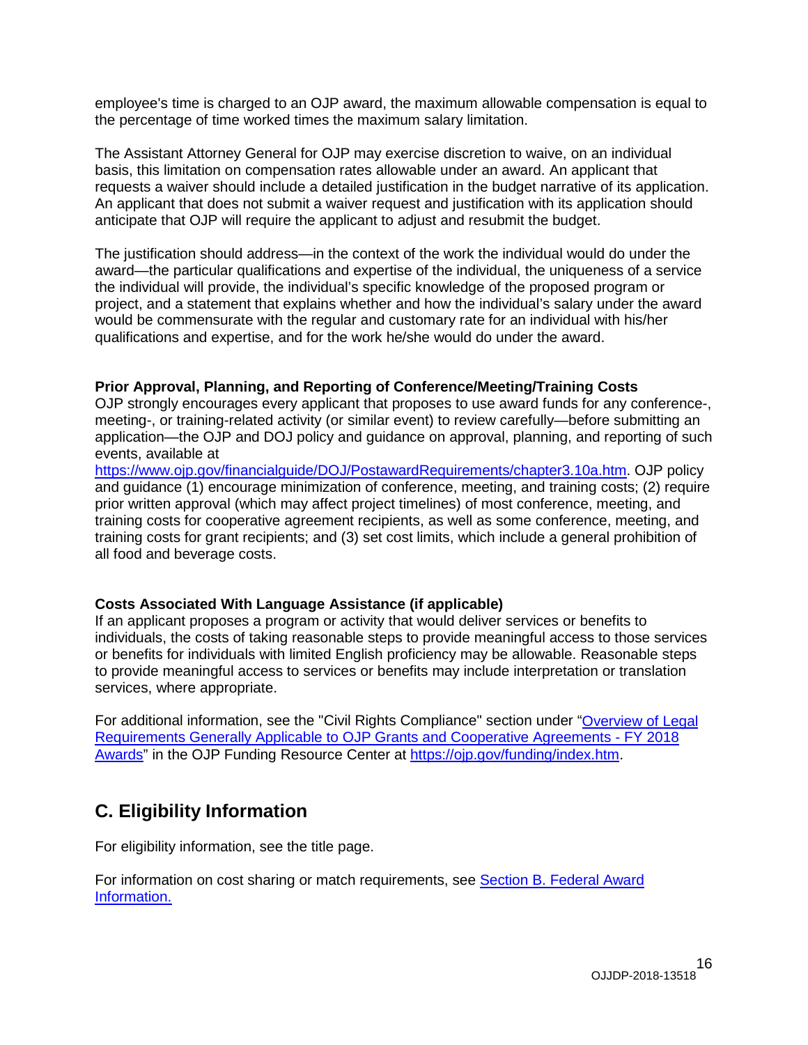employee's time is charged to an OJP award, the maximum allowable compensation is equal to the percentage of time worked times the maximum salary limitation.

The Assistant Attorney General for OJP may exercise discretion to waive, on an individual basis, this limitation on compensation rates allowable under an award. An applicant that requests a waiver should include a detailed justification in the budget narrative of its application. An applicant that does not submit a waiver request and justification with its application should anticipate that OJP will require the applicant to adjust and resubmit the budget.

The justification should address—in the context of the work the individual would do under the award—the particular qualifications and expertise of the individual, the uniqueness of a service the individual will provide, the individual's specific knowledge of the proposed program or project, and a statement that explains whether and how the individual's salary under the award would be commensurate with the regular and customary rate for an individual with his/her qualifications and expertise, and for the work he/she would do under the award.

**Prior Approval, Planning, and Reporting of Conference/Meeting/Training Costs**
OJP strongly encourages every applicant that proposes to use award funds for any conference-, meeting-, or training-related activity (or similar event) to review carefully—before submitting an application—the OJP and DOJ policy and guidance on approval, planning, and reporting of such events, available at [https://www.ojp.gov/financialguide/DOJ/PostawardRequirements/chapter3.10a.htm](https://www.ojp.gov/financialguide/DOJ/PostawardRequirements/chapter3.10a.htm). OJP policy and guidance (1) encourage minimization of conference, meeting, and training costs; (2) require prior written approval (which may affect project timelines) of most conference, meeting, and training costs for cooperative agreement recipients, as well as some conference, meeting, and training costs for grant recipients; and (3) set cost limits, which include a general prohibition of all food and beverage costs.

**Costs Associated With Language Assistance (if applicable)**
If an applicant proposes a program or activity that would deliver services or benefits to individuals, the costs of taking reasonable steps to provide meaningful access to those services or benefits for individuals with limited English proficiency may be allowable. Reasonable steps to provide meaningful access to services or benefits may include interpretation or translation services, where appropriate.

For additional information, see the "Civil Rights Compliance" section under "Overview of Legal Requirements Generally Applicable to OJP Grants and Cooperative Agreements - FY 2018 Awards" in the OJP Funding Resource Center at [https://ojp.gov/funding/index.htm](https://ojp.gov/funding/index.htm).

## C. Eligibility Information

For eligibility information, see the title page.

For information on cost sharing or match requirements, see Section B. Federal Award Information.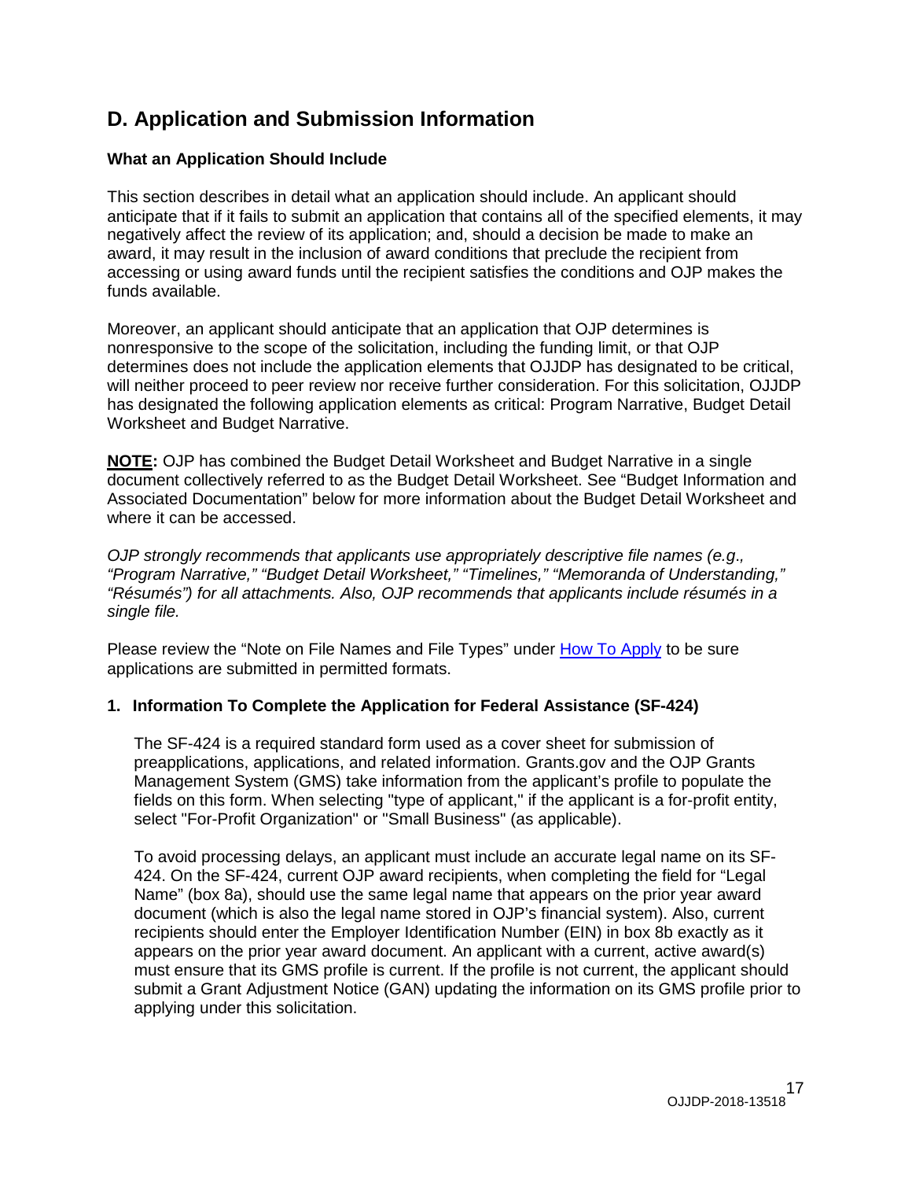## D. Application and Submission Information

### What an Application Should Include

This section describes in detail what an application should include. An applicant should anticipate that if it fails to submit an application that contains all of the specified elements, it may negatively affect the review of its application; and, should a decision be made to make an award, it may result in the inclusion of award conditions that preclude the recipient from accessing or using award funds until the recipient satisfies the conditions and OJP makes the funds available.

Moreover, an applicant should anticipate that an application that OJP determines is nonresponsive to the scope of the solicitation, including the funding limit, or that OJP determines does not include the application elements that OJJDP has designated to be critical, will neither proceed to peer review nor receive further consideration. For this solicitation, OJJDP has designated the following application elements as critical: Program Narrative, Budget Detail Worksheet and Budget Narrative.

**NOTE:** OJP has combined the Budget Detail Worksheet and Budget Narrative in a single document collectively referred to as the Budget Detail Worksheet. See "Budget Information and Associated Documentation" below for more information about the Budget Detail Worksheet and where it can be accessed.

*OJP strongly recommends that applicants use appropriately descriptive file names (e.g., "Program Narrative," "Budget Detail Worksheet," "Timelines," "Memoranda of Understanding," "Résumés") for all attachments. Also, OJP recommends that applicants include résumés in a single file.*

Please review the "Note on File Names and File Types" under How To Apply to be sure applications are submitted in permitted formats.

### 1. Information To Complete the Application for Federal Assistance (SF-424)

The SF-424 is a required standard form used as a cover sheet for submission of preapplications, applications, and related information. Grants.gov and the OJP Grants Management System (GMS) take information from the applicant's profile to populate the fields on this form. When selecting "type of applicant," if the applicant is a for-profit entity, select "For-Profit Organization" or "Small Business" (as applicable).

To avoid processing delays, an applicant must include an accurate legal name on its SF-424. On the SF-424, current OJP award recipients, when completing the field for "Legal Name" (box 8a), should use the same legal name that appears on the prior year award document (which is also the legal name stored in OJP's financial system). Also, current recipients should enter the Employer Identification Number (EIN) in box 8b exactly as it appears on the prior year award document. An applicant with a current, active award(s) must ensure that its GMS profile is current. If the profile is not current, the applicant should submit a Grant Adjustment Notice (GAN) updating the information on its GMS profile prior to applying under this solicitation.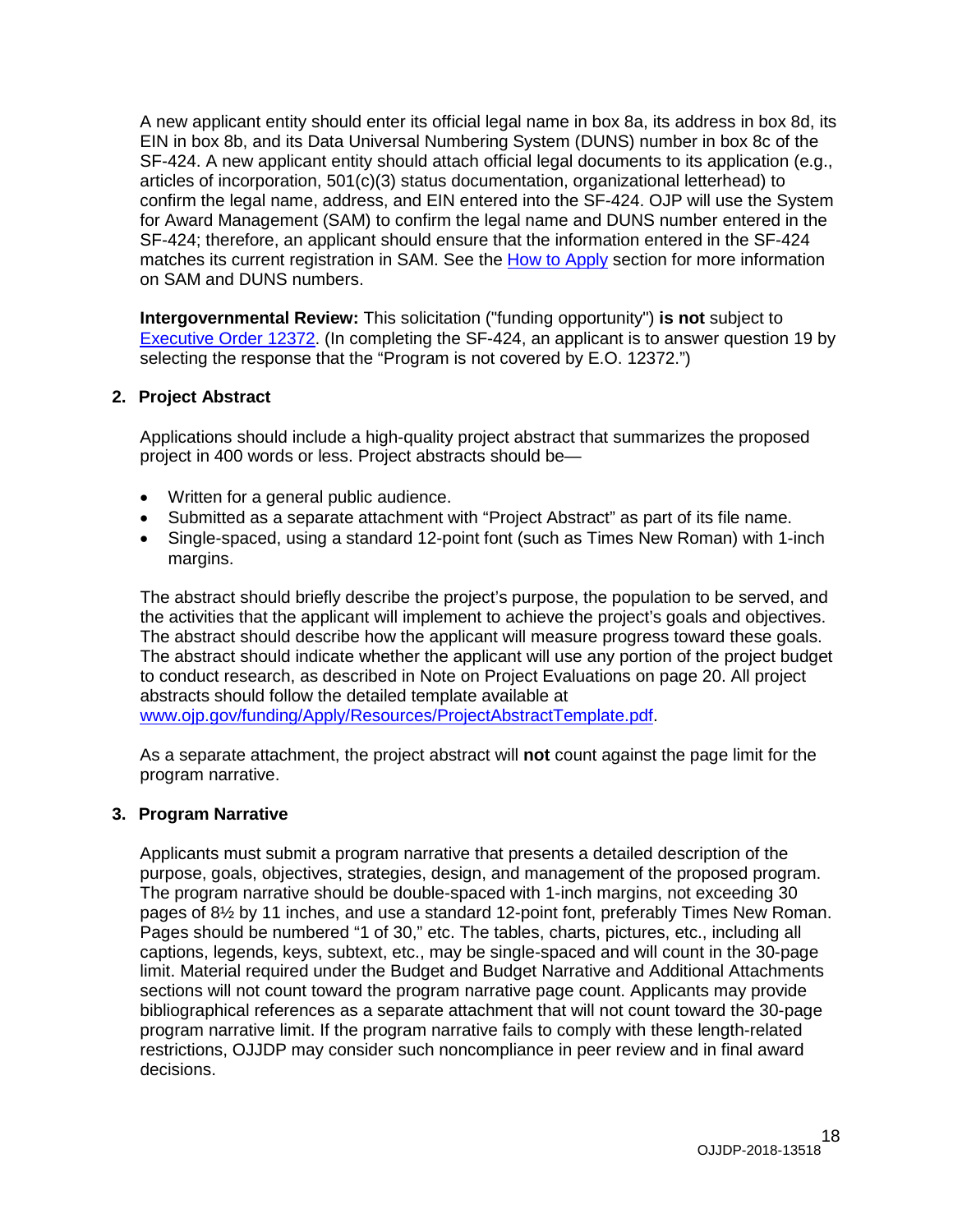A new applicant entity should enter its official legal name in box 8a, its address in box 8d, its EIN in box 8b, and its Data Universal Numbering System (DUNS) number in box 8c of the SF-424. A new applicant entity should attach official legal documents to its application (e.g., articles of incorporation, 501(c)(3) status documentation, organizational letterhead) to confirm the legal name, address, and EIN entered into the SF-424. OJP will use the System for Award Management (SAM) to confirm the legal name and DUNS number entered in the SF-424; therefore, an applicant should ensure that the information entered in the SF-424 matches its current registration in SAM. See the How to Apply section for more information on SAM and DUNS numbers.

**Intergovernmental Review:** This solicitation ("funding opportunity") **is not** subject to Executive Order 12372. (In completing the SF-424, an applicant is to answer question 19 by selecting the response that the "Program is not covered by E.O. 12372.")

### 2. Project Abstract

Applications should include a high-quality project abstract that summarizes the proposed project in 400 words or less. Project abstracts should be—

- Written for a general public audience.
- Submitted as a separate attachment with "Project Abstract" as part of its file name.
- Single-spaced, using a standard 12-point font (such as Times New Roman) with 1-inch margins.

The abstract should briefly describe the project's purpose, the population to be served, and the activities that the applicant will implement to achieve the project's goals and objectives. The abstract should describe how the applicant will measure progress toward these goals. The abstract should indicate whether the applicant will use any portion of the project budget to conduct research, as described in Note on Project Evaluations on page 20. All project abstracts should follow the detailed template available at www.ojp.gov/funding/Apply/Resources/ProjectAbstractTemplate.pdf.

As a separate attachment, the project abstract will **not** count against the page limit for the program narrative.

### 3. Program Narrative

Applicants must submit a program narrative that presents a detailed description of the purpose, goals, objectives, strategies, design, and management of the proposed program. The program narrative should be double-spaced with 1-inch margins, not exceeding 30 pages of 8½ by 11 inches, and use a standard 12-point font, preferably Times New Roman. Pages should be numbered "1 of 30," etc. The tables, charts, pictures, etc., including all captions, legends, keys, subtext, etc., may be single-spaced and will count in the 30-page limit. Material required under the Budget and Budget Narrative and Additional Attachments sections will not count toward the program narrative page count. Applicants may provide bibliographical references as a separate attachment that will not count toward the 30-page program narrative limit. If the program narrative fails to comply with these length-related restrictions, OJJDP may consider such noncompliance in peer review and in final award decisions.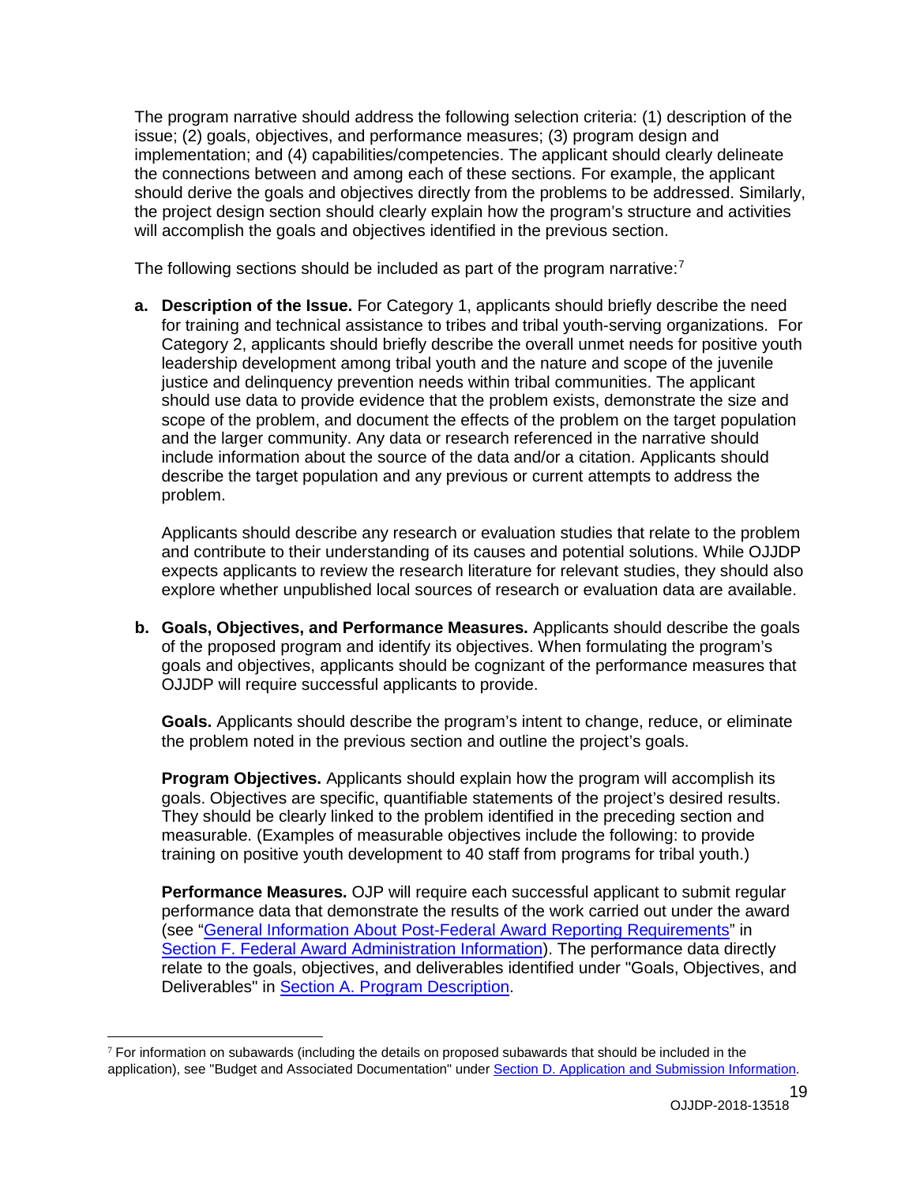The program narrative should address the following selection criteria: (1) description of the issue; (2) goals, objectives, and performance measures; (3) program design and implementation; and (4) capabilities/competencies. The applicant should clearly delineate the connections between and among each of these sections. For example, the applicant should derive the goals and objectives directly from the problems to be addressed. Similarly, the project design section should clearly explain how the program's structure and activities will accomplish the goals and objectives identified in the previous section.

The following sections should be included as part of the program narrative:[7]

**a. Description of the Issue.** For Category 1, applicants should briefly describe the need for training and technical assistance to tribes and tribal youth-serving organizations. For Category 2, applicants should briefly describe the overall unmet needs for positive youth leadership development among tribal youth and the nature and scope of the juvenile justice and delinquency prevention needs within tribal communities. The applicant should use data to provide evidence that the problem exists, demonstrate the size and scope of the problem, and document the effects of the problem on the target population and the larger community. Any data or research referenced in the narrative should include information about the source of the data and/or a citation. Applicants should describe the target population and any previous or current attempts to address the problem.

Applicants should describe any research or evaluation studies that relate to the problem and contribute to their understanding of its causes and potential solutions. While OJJDP expects applicants to review the research literature for relevant studies, they should also explore whether unpublished local sources of research or evaluation data are available.

**b. Goals, Objectives, and Performance Measures.** Applicants should describe the goals of the proposed program and identify its objectives. When formulating the program's goals and objectives, applicants should be cognizant of the performance measures that OJJDP will require successful applicants to provide.

**Goals.** Applicants should describe the program's intent to change, reduce, or eliminate the problem noted in the previous section and outline the project's goals.

**Program Objectives.** Applicants should explain how the program will accomplish its goals. Objectives are specific, quantifiable statements of the project's desired results. They should be clearly linked to the problem identified in the preceding section and measurable. (Examples of measurable objectives include the following: to provide training on positive youth development to 40 staff from programs for tribal youth.)

**Performance Measures.** OJP will require each successful applicant to submit regular performance data that demonstrate the results of the work carried out under the award (see "General Information About Post-Federal Award Reporting Requirements" in Section F. Federal Award Administration Information). The performance data directly relate to the goals, objectives, and deliverables identified under "Goals, Objectives, and Deliverables" in Section A. Program Description.

---

[7] For information on subawards (including the details on proposed subawards that should be included in the application), see "Budget and Associated Documentation" under Section D. Application and Submission Information.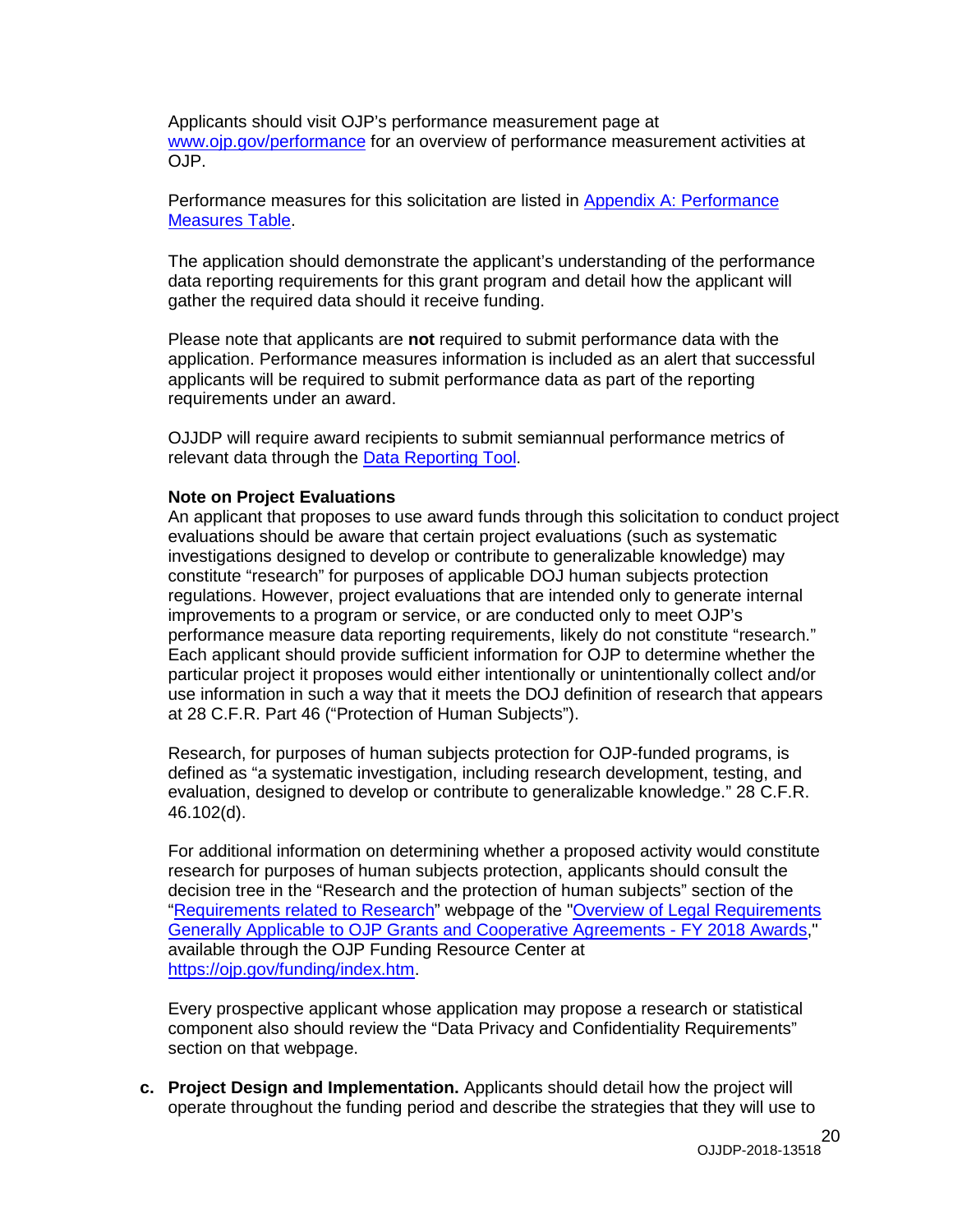Applicants should visit OJP's performance measurement page at [www.ojp.gov/performance](www.ojp.gov/performance) for an overview of performance measurement activities at OJP.

Performance measures for this solicitation are listed in [Appendix A: Performance Measures Table](#).

The application should demonstrate the applicant's understanding of the performance data reporting requirements for this grant program and detail how the applicant will gather the required data should it receive funding.

Please note that applicants are **not** required to submit performance data with the application. Performance measures information is included as an alert that successful applicants will be required to submit performance data as part of the reporting requirements under an award.

OJJDP will require award recipients to submit semiannual performance metrics of relevant data through the [Data Reporting Tool](#).

**Note on Project Evaluations**

An applicant that proposes to use award funds through this solicitation to conduct project evaluations should be aware that certain project evaluations (such as systematic investigations designed to develop or contribute to generalizable knowledge) may constitute "research" for purposes of applicable DOJ human subjects protection regulations. However, project evaluations that are intended only to generate internal improvements to a program or service, or are conducted only to meet OJP's performance measure data reporting requirements, likely do not constitute "research." Each applicant should provide sufficient information for OJP to determine whether the particular project it proposes would either intentionally or unintentionally collect and/or use information in such a way that it meets the DOJ definition of research that appears at 28 C.F.R. Part 46 ("Protection of Human Subjects").

Research, for purposes of human subjects protection for OJP-funded programs, is defined as "a systematic investigation, including research development, testing, and evaluation, designed to develop or contribute to generalizable knowledge." 28 C.F.R. 46.102(d).

For additional information on determining whether a proposed activity would constitute research for purposes of human subjects protection, applicants should consult the decision tree in the "Research and the protection of human subjects" section of the "[Requirements related to Research](#)" webpage of the "[Overview of Legal Requirements Generally Applicable to OJP Grants and Cooperative Agreements - FY 2018 Awards](#)," available through the OJP Funding Resource Center at [https://ojp.gov/funding/index.htm](https://ojp.gov/funding/index.htm).

Every prospective applicant whose application may propose a research or statistical component also should review the "Data Privacy and Confidentiality Requirements" section on that webpage.

**c. Project Design and Implementation.** Applicants should detail how the project will operate throughout the funding period and describe the strategies that they will use to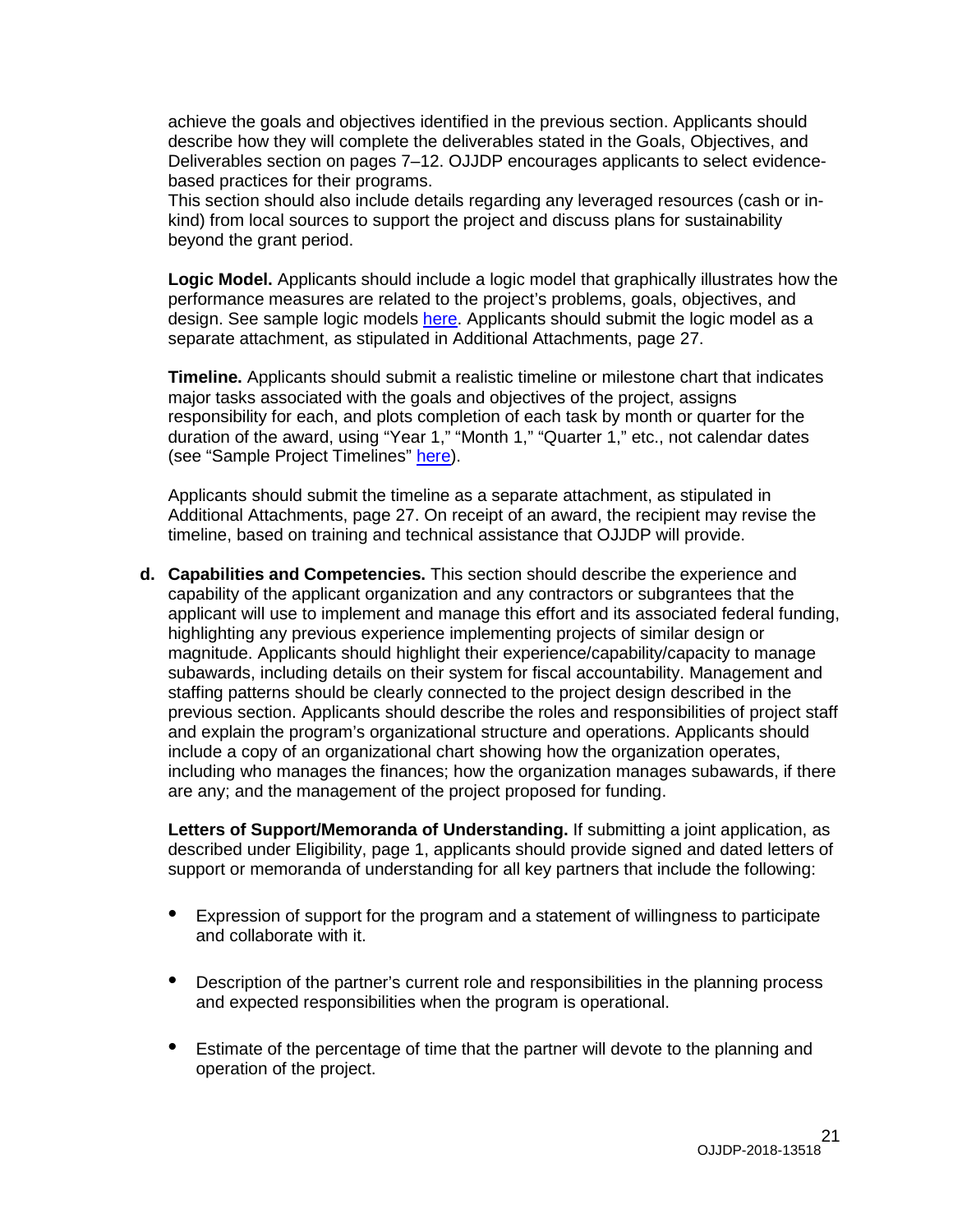achieve the goals and objectives identified in the previous section. Applicants should describe how they will complete the deliverables stated in the Goals, Objectives, and Deliverables section on pages 7–12. OJJDP encourages applicants to select evidence-based practices for their programs.
This section should also include details regarding any leveraged resources (cash or in-kind) from local sources to support the project and discuss plans for sustainability beyond the grant period.

**Logic Model.** Applicants should include a logic model that graphically illustrates how the performance measures are related to the project's problems, goals, objectives, and design. See sample logic models here. Applicants should submit the logic model as a separate attachment, as stipulated in Additional Attachments, page 27.

**Timeline.** Applicants should submit a realistic timeline or milestone chart that indicates major tasks associated with the goals and objectives of the project, assigns responsibility for each, and plots completion of each task by month or quarter for the duration of the award, using "Year 1," "Month 1," "Quarter 1," etc., not calendar dates (see "Sample Project Timelines" here).

Applicants should submit the timeline as a separate attachment, as stipulated in Additional Attachments, page 27. On receipt of an award, the recipient may revise the timeline, based on training and technical assistance that OJJDP will provide.

**d. Capabilities and Competencies.** This section should describe the experience and capability of the applicant organization and any contractors or subgrantees that the applicant will use to implement and manage this effort and its associated federal funding, highlighting any previous experience implementing projects of similar design or magnitude. Applicants should highlight their experience/capability/capacity to manage subawards, including details on their system for fiscal accountability. Management and staffing patterns should be clearly connected to the project design described in the previous section. Applicants should describe the roles and responsibilities of project staff and explain the program's organizational structure and operations. Applicants should include a copy of an organizational chart showing how the organization operates, including who manages the finances; how the organization manages subawards, if there are any; and the management of the project proposed for funding.

**Letters of Support/Memoranda of Understanding.** If submitting a joint application, as described under Eligibility, page 1, applicants should provide signed and dated letters of support or memoranda of understanding for all key partners that include the following:

- Expression of support for the program and a statement of willingness to participate and collaborate with it.
- Description of the partner's current role and responsibilities in the planning process and expected responsibilities when the program is operational.
- Estimate of the percentage of time that the partner will devote to the planning and operation of the project.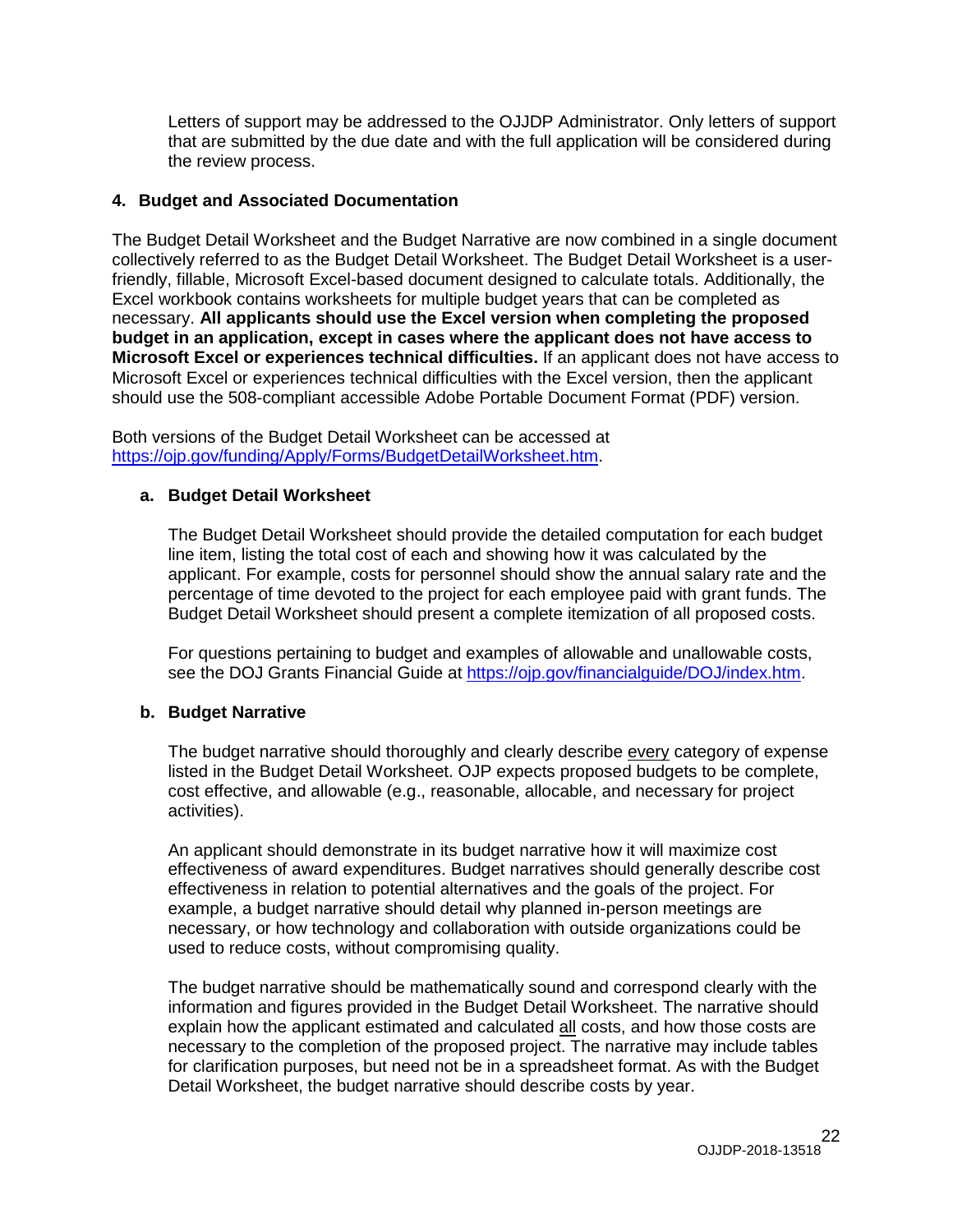Letters of support may be addressed to the OJJDP Administrator. Only letters of support that are submitted by the due date and with the full application will be considered during the review process.

### 4. Budget and Associated Documentation

The Budget Detail Worksheet and the Budget Narrative are now combined in a single document collectively referred to as the Budget Detail Worksheet. The Budget Detail Worksheet is a user-friendly, fillable, Microsoft Excel-based document designed to calculate totals. Additionally, the Excel workbook contains worksheets for multiple budget years that can be completed as necessary. **All applicants should use the Excel version when completing the proposed budget in an application, except in cases where the applicant does not have access to Microsoft Excel or experiences technical difficulties.** If an applicant does not have access to Microsoft Excel or experiences technical difficulties with the Excel version, then the applicant should use the 508-compliant accessible Adobe Portable Document Format (PDF) version.

Both versions of the Budget Detail Worksheet can be accessed at https://ojp.gov/funding/Apply/Forms/BudgetDetailWorksheet.htm.

#### a. Budget Detail Worksheet

The Budget Detail Worksheet should provide the detailed computation for each budget line item, listing the total cost of each and showing how it was calculated by the applicant. For example, costs for personnel should show the annual salary rate and the percentage of time devoted to the project for each employee paid with grant funds. The Budget Detail Worksheet should present a complete itemization of all proposed costs.

For questions pertaining to budget and examples of allowable and unallowable costs, see the DOJ Grants Financial Guide at https://ojp.gov/financialguide/DOJ/index.htm.

#### b. Budget Narrative

The budget narrative should thoroughly and clearly describe every category of expense listed in the Budget Detail Worksheet. OJP expects proposed budgets to be complete, cost effective, and allowable (e.g., reasonable, allocable, and necessary for project activities).

An applicant should demonstrate in its budget narrative how it will maximize cost effectiveness of award expenditures. Budget narratives should generally describe cost effectiveness in relation to potential alternatives and the goals of the project. For example, a budget narrative should detail why planned in-person meetings are necessary, or how technology and collaboration with outside organizations could be used to reduce costs, without compromising quality.

The budget narrative should be mathematically sound and correspond clearly with the information and figures provided in the Budget Detail Worksheet. The narrative should explain how the applicant estimated and calculated all costs, and how those costs are necessary to the completion of the proposed project. The narrative may include tables for clarification purposes, but need not be in a spreadsheet format. As with the Budget Detail Worksheet, the budget narrative should describe costs by year.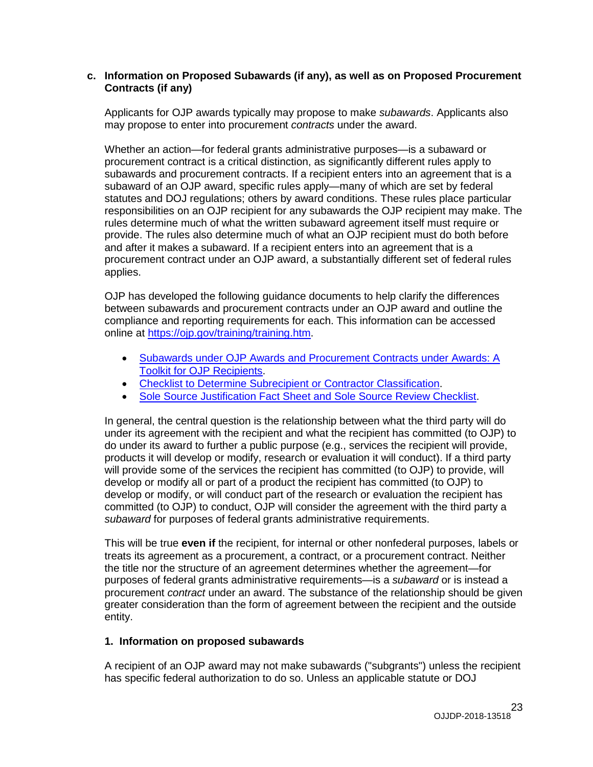### c. Information on Proposed Subawards (if any), as well as on Proposed Procurement Contracts (if any)

Applicants for OJP awards typically may propose to make *subawards*. Applicants also may propose to enter into procurement *contracts* under the award.

Whether an action—for federal grants administrative purposes—is a subaward or procurement contract is a critical distinction, as significantly different rules apply to subawards and procurement contracts. If a recipient enters into an agreement that is a subaward of an OJP award, specific rules apply—many of which are set by federal statutes and DOJ regulations; others by award conditions. These rules place particular responsibilities on an OJP recipient for any subawards the OJP recipient may make. The rules determine much of what the written subaward agreement itself must require or provide. The rules also determine much of what an OJP recipient must do both before and after it makes a subaward. If a recipient enters into an agreement that is a procurement contract under an OJP award, a substantially different set of federal rules applies.

OJP has developed the following guidance documents to help clarify the differences between subawards and procurement contracts under an OJP award and outline the compliance and reporting requirements for each. This information can be accessed online at [https://ojp.gov/training/training.htm](https://ojp.gov/training/training.htm).

- [Subawards under OJP Awards and Procurement Contracts under Awards: A Toolkit for OJP Recipients](https://ojp.gov/training/training.htm).
- [Checklist to Determine Subrecipient or Contractor Classification](https://ojp.gov/training/training.htm).
- [Sole Source Justification Fact Sheet and Sole Source Review Checklist](https://ojp.gov/training/training.htm).

In general, the central question is the relationship between what the third party will do under its agreement with the recipient and what the recipient has committed (to OJP) to do under its award to further a public purpose (e.g., services the recipient will provide, products it will develop or modify, research or evaluation it will conduct). If a third party will provide some of the services the recipient has committed (to OJP) to provide, will develop or modify all or part of a product the recipient has committed (to OJP) to develop or modify, or will conduct part of the research or evaluation the recipient has committed (to OJP) to conduct, OJP will consider the agreement with the third party a *subaward* for purposes of federal grants administrative requirements.

This will be true **even if** the recipient, for internal or other nonfederal purposes, labels or treats its agreement as a procurement, a contract, or a procurement contract. Neither the title nor the structure of an agreement determines whether the agreement—for purposes of federal grants administrative requirements—is a *subaward* or is instead a procurement *contract* under an award. The substance of the relationship should be given greater consideration than the form of agreement between the recipient and the outside entity.

#### 1. Information on proposed subawards

A recipient of an OJP award may not make subawards ("subgrants") unless the recipient has specific federal authorization to do so. Unless an applicable statute or DOJ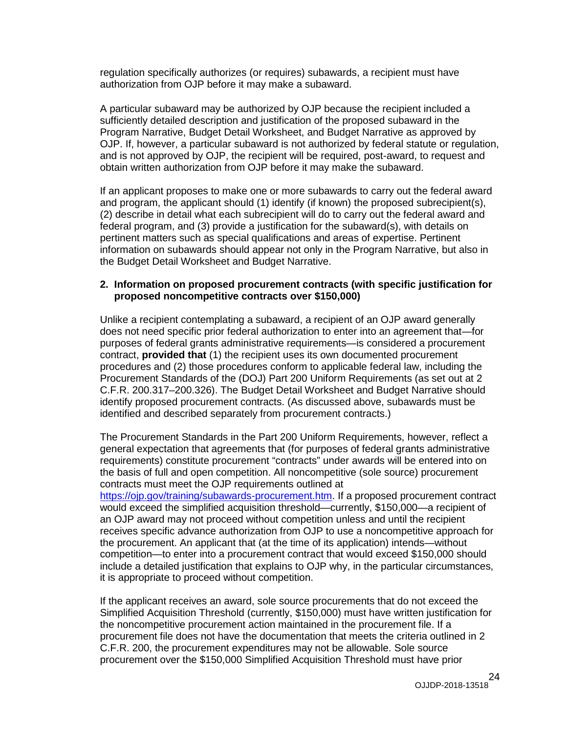regulation specifically authorizes (or requires) subawards, a recipient must have authorization from OJP before it may make a subaward.

A particular subaward may be authorized by OJP because the recipient included a sufficiently detailed description and justification of the proposed subaward in the Program Narrative, Budget Detail Worksheet, and Budget Narrative as approved by OJP. If, however, a particular subaward is not authorized by federal statute or regulation, and is not approved by OJP, the recipient will be required, post-award, to request and obtain written authorization from OJP before it may make the subaward.

If an applicant proposes to make one or more subawards to carry out the federal award and program, the applicant should (1) identify (if known) the proposed subrecipient(s), (2) describe in detail what each subrecipient will do to carry out the federal award and federal program, and (3) provide a justification for the subaward(s), with details on pertinent matters such as special qualifications and areas of expertise. Pertinent information on subawards should appear not only in the Program Narrative, but also in the Budget Detail Worksheet and Budget Narrative.

**2. Information on proposed procurement contracts (with specific justification for proposed noncompetitive contracts over $150,000)**

Unlike a recipient contemplating a subaward, a recipient of an OJP award generally does not need specific prior federal authorization to enter into an agreement that—for purposes of federal grants administrative requirements—is considered a procurement contract, **provided that** (1) the recipient uses its own documented procurement procedures and (2) those procedures conform to applicable federal law, including the Procurement Standards of the (DOJ) Part 200 Uniform Requirements (as set out at 2 C.F.R. 200.317–200.326). The Budget Detail Worksheet and Budget Narrative should identify proposed procurement contracts. (As discussed above, subawards must be identified and described separately from procurement contracts.)

The Procurement Standards in the Part 200 Uniform Requirements, however, reflect a general expectation that agreements that (for purposes of federal grants administrative requirements) constitute procurement "contracts" under awards will be entered into on the basis of full and open competition. All noncompetitive (sole source) procurement contracts must meet the OJP requirements outlined at [https://ojp.gov/training/subawards-procurement.htm](https://ojp.gov/training/subawards-procurement.htm). If a proposed procurement contract would exceed the simplified acquisition threshold—currently, $150,000—a recipient of an OJP award may not proceed without competition unless and until the recipient receives specific advance authorization from OJP to use a noncompetitive approach for the procurement. An applicant that (at the time of its application) intends—without competition—to enter into a procurement contract that would exceed $150,000 should include a detailed justification that explains to OJP why, in the particular circumstances, it is appropriate to proceed without competition.

If the applicant receives an award, sole source procurements that do not exceed the Simplified Acquisition Threshold (currently, $150,000) must have written justification for the noncompetitive procurement action maintained in the procurement file. If a procurement file does not have the documentation that meets the criteria outlined in 2 C.F.R. 200, the procurement expenditures may not be allowable. Sole source procurement over the $150,000 Simplified Acquisition Threshold must have prior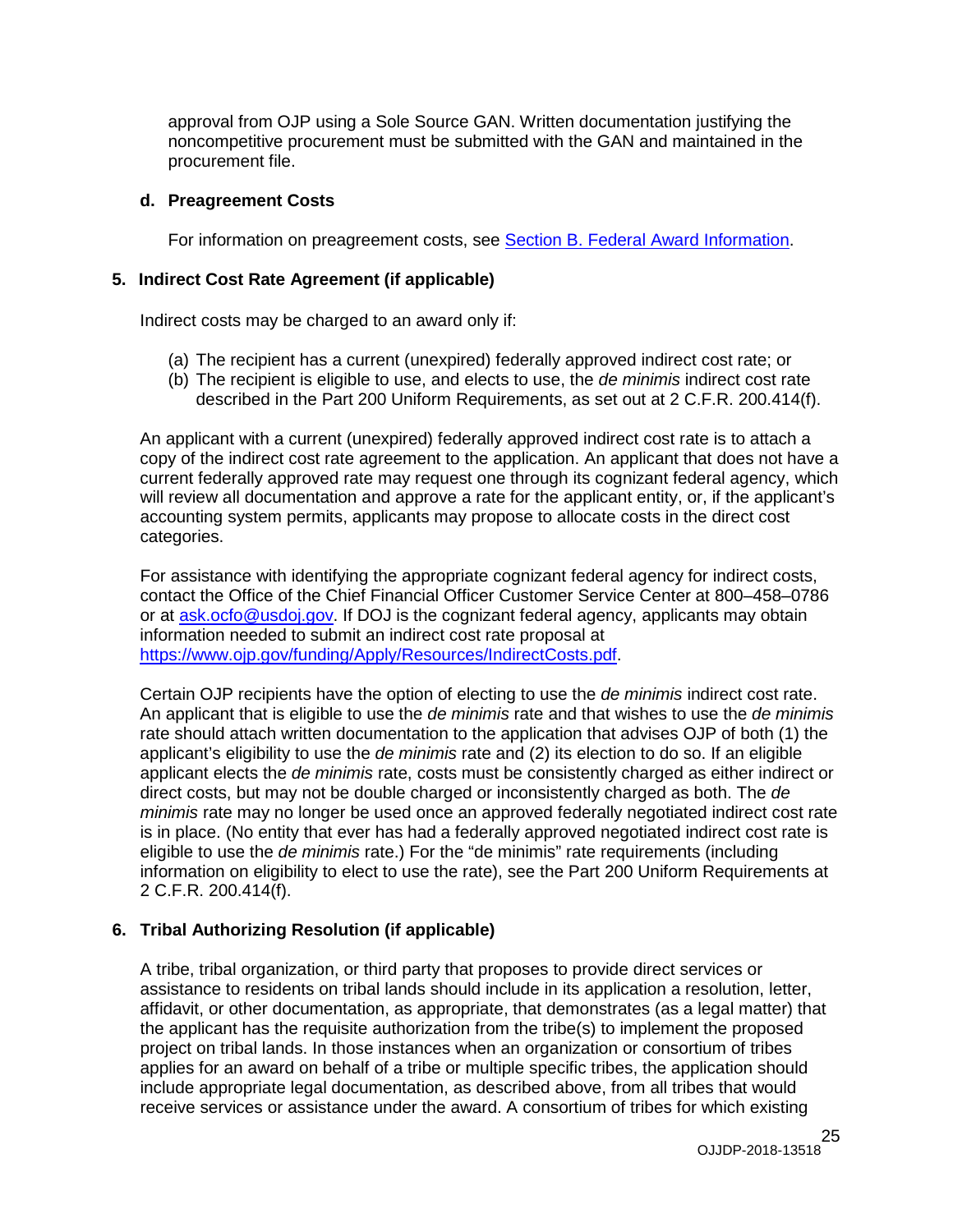approval from OJP using a Sole Source GAN. Written documentation justifying the noncompetitive procurement must be submitted with the GAN and maintained in the procurement file.

#### d. Preagreement Costs

For information on preagreement costs, see [Section B. Federal Award Information](#).

### 5. Indirect Cost Rate Agreement (if applicable)

Indirect costs may be charged to an award only if:

(a) The recipient has a current (unexpired) federally approved indirect cost rate; or
(b) The recipient is eligible to use, and elects to use, the *de minimis* indirect cost rate described in the Part 200 Uniform Requirements, as set out at 2 C.F.R. 200.414(f).

An applicant with a current (unexpired) federally approved indirect cost rate is to attach a copy of the indirect cost rate agreement to the application. An applicant that does not have a current federally approved rate may request one through its cognizant federal agency, which will review all documentation and approve a rate for the applicant entity, or, if the applicant's accounting system permits, applicants may propose to allocate costs in the direct cost categories.

For assistance with identifying the appropriate cognizant federal agency for indirect costs, contact the Office of the Chief Financial Officer Customer Service Center at 800–458–0786 or at [ask.ocfo@usdoj.gov](mailto:ask.ocfo@usdoj.gov). If DOJ is the cognizant federal agency, applicants may obtain information needed to submit an indirect cost rate proposal at [https://www.ojp.gov/funding/Apply/Resources/IndirectCosts.pdf](https://www.ojp.gov/funding/Apply/Resources/IndirectCosts.pdf).

Certain OJP recipients have the option of electing to use the *de minimis* indirect cost rate. An applicant that is eligible to use the *de minimis* rate and that wishes to use the *de minimis* rate should attach written documentation to the application that advises OJP of both (1) the applicant's eligibility to use the *de minimis* rate and (2) its election to do so. If an eligible applicant elects the *de minimis* rate, costs must be consistently charged as either indirect or direct costs, but may not be double charged or inconsistently charged as both. The *de minimis* rate may no longer be used once an approved federally negotiated indirect cost rate is in place. (No entity that ever has had a federally approved negotiated indirect cost rate is eligible to use the *de minimis* rate.) For the "de minimis" rate requirements (including information on eligibility to elect to use the rate), see the Part 200 Uniform Requirements at 2 C.F.R. 200.414(f).

### 6. Tribal Authorizing Resolution (if applicable)

A tribe, tribal organization, or third party that proposes to provide direct services or assistance to residents on tribal lands should include in its application a resolution, letter, affidavit, or other documentation, as appropriate, that demonstrates (as a legal matter) that the applicant has the requisite authorization from the tribe(s) to implement the proposed project on tribal lands. In those instances when an organization or consortium of tribes applies for an award on behalf of a tribe or multiple specific tribes, the application should include appropriate legal documentation, as described above, from all tribes that would receive services or assistance under the award. A consortium of tribes for which existing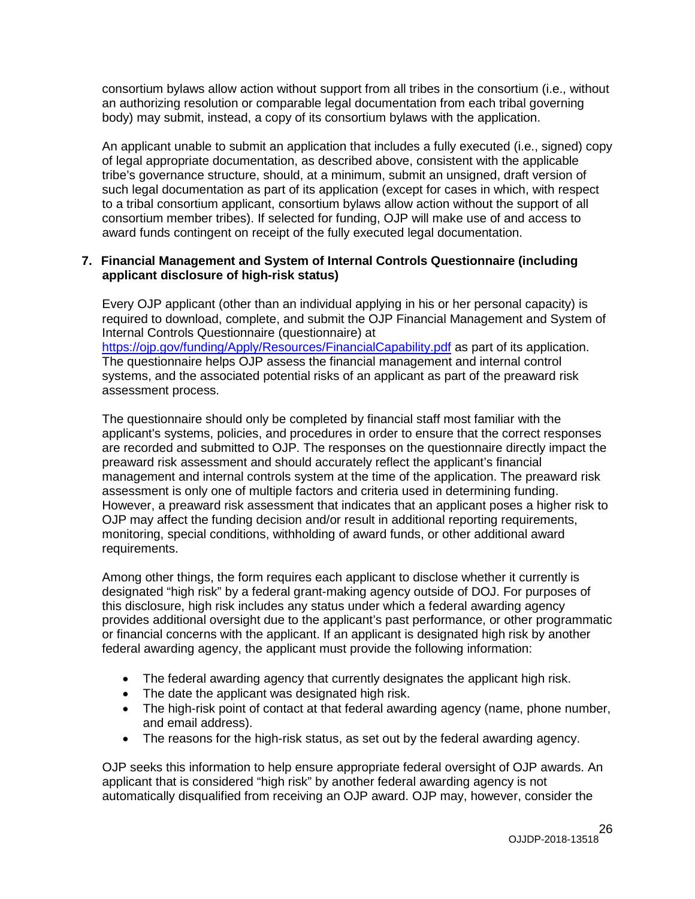consortium bylaws allow action without support from all tribes in the consortium (i.e., without an authorizing resolution or comparable legal documentation from each tribal governing body) may submit, instead, a copy of its consortium bylaws with the application.

An applicant unable to submit an application that includes a fully executed (i.e., signed) copy of legal appropriate documentation, as described above, consistent with the applicable tribe's governance structure, should, at a minimum, submit an unsigned, draft version of such legal documentation as part of its application (except for cases in which, with respect to a tribal consortium applicant, consortium bylaws allow action without the support of all consortium member tribes). If selected for funding, OJP will make use of and access to award funds contingent on receipt of the fully executed legal documentation.

**7. Financial Management and System of Internal Controls Questionnaire (including applicant disclosure of high-risk status)**

Every OJP applicant (other than an individual applying in his or her personal capacity) is required to download, complete, and submit the OJP Financial Management and System of Internal Controls Questionnaire (questionnaire) at https://ojp.gov/funding/Apply/Resources/FinancialCapability.pdf as part of its application. The questionnaire helps OJP assess the financial management and internal control systems, and the associated potential risks of an applicant as part of the preaward risk assessment process.

The questionnaire should only be completed by financial staff most familiar with the applicant's systems, policies, and procedures in order to ensure that the correct responses are recorded and submitted to OJP. The responses on the questionnaire directly impact the preaward risk assessment and should accurately reflect the applicant's financial management and internal controls system at the time of the application. The preaward risk assessment is only one of multiple factors and criteria used in determining funding. However, a preaward risk assessment that indicates that an applicant poses a higher risk to OJP may affect the funding decision and/or result in additional reporting requirements, monitoring, special conditions, withholding of award funds, or other additional award requirements.

Among other things, the form requires each applicant to disclose whether it currently is designated "high risk" by a federal grant-making agency outside of DOJ. For purposes of this disclosure, high risk includes any status under which a federal awarding agency provides additional oversight due to the applicant's past performance, or other programmatic or financial concerns with the applicant. If an applicant is designated high risk by another federal awarding agency, the applicant must provide the following information:

- The federal awarding agency that currently designates the applicant high risk.
- The date the applicant was designated high risk.
- The high-risk point of contact at that federal awarding agency (name, phone number, and email address).
- The reasons for the high-risk status, as set out by the federal awarding agency.

OJP seeks this information to help ensure appropriate federal oversight of OJP awards. An applicant that is considered "high risk" by another federal awarding agency is not automatically disqualified from receiving an OJP award. OJP may, however, consider the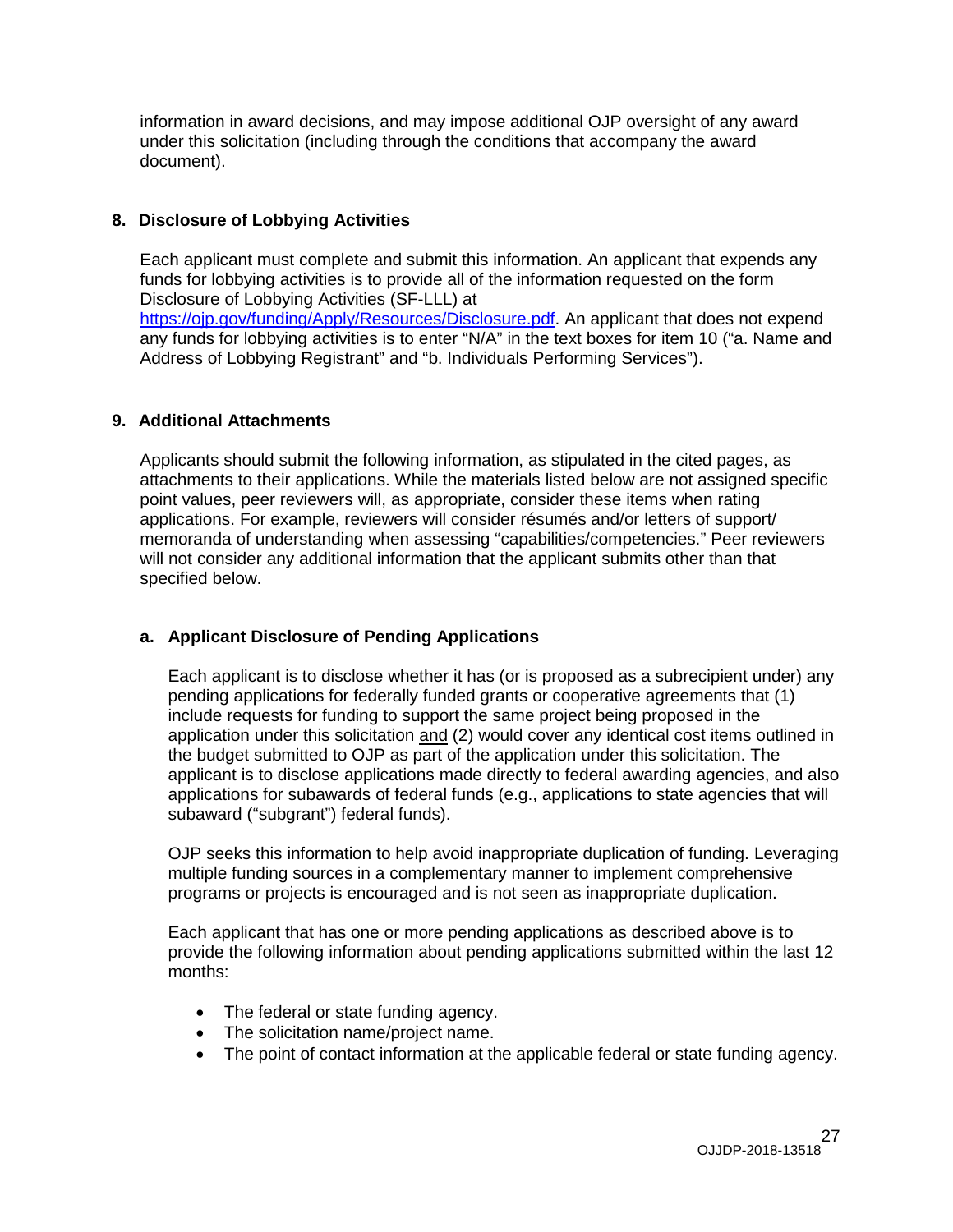information in award decisions, and may impose additional OJP oversight of any award under this solicitation (including through the conditions that accompany the award document).

### 8. Disclosure of Lobbying Activities

Each applicant must complete and submit this information. An applicant that expends any funds for lobbying activities is to provide all of the information requested on the form Disclosure of Lobbying Activities (SF-LLL) at [https://ojp.gov/funding/Apply/Resources/Disclosure.pdf](https://ojp.gov/funding/Apply/Resources/Disclosure.pdf). An applicant that does not expend any funds for lobbying activities is to enter "N/A" in the text boxes for item 10 ("a. Name and Address of Lobbying Registrant" and "b. Individuals Performing Services").

### 9. Additional Attachments

Applicants should submit the following information, as stipulated in the cited pages, as attachments to their applications. While the materials listed below are not assigned specific point values, peer reviewers will, as appropriate, consider these items when rating applications. For example, reviewers will consider résumés and/or letters of support/ memoranda of understanding when assessing "capabilities/competencies." Peer reviewers will not consider any additional information that the applicant submits other than that specified below.

#### a. Applicant Disclosure of Pending Applications

Each applicant is to disclose whether it has (or is proposed as a subrecipient under) any pending applications for federally funded grants or cooperative agreements that (1) include requests for funding to support the same project being proposed in the application under this solicitation and (2) would cover any identical cost items outlined in the budget submitted to OJP as part of the application under this solicitation. The applicant is to disclose applications made directly to federal awarding agencies, and also applications for subawards of federal funds (e.g., applications to state agencies that will subaward ("subgrant") federal funds).

OJP seeks this information to help avoid inappropriate duplication of funding. Leveraging multiple funding sources in a complementary manner to implement comprehensive programs or projects is encouraged and is not seen as inappropriate duplication.

Each applicant that has one or more pending applications as described above is to provide the following information about pending applications submitted within the last 12 months:

- The federal or state funding agency.
- The solicitation name/project name.
- The point of contact information at the applicable federal or state funding agency.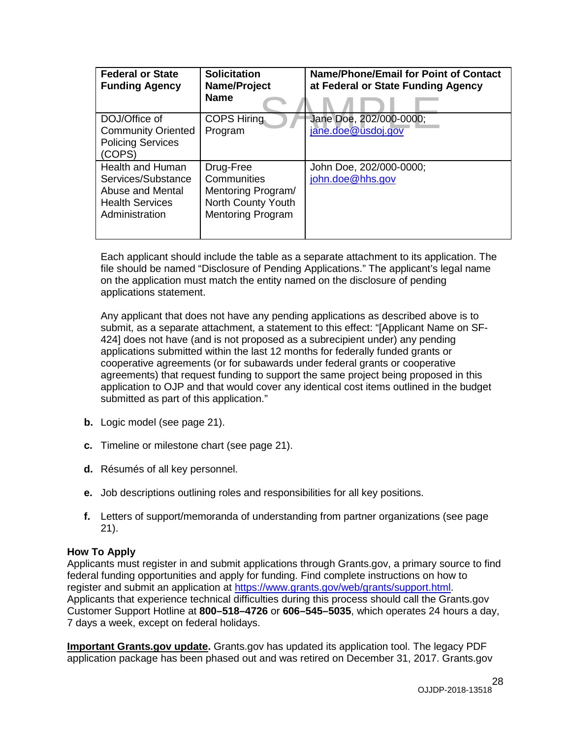| Federal or State Funding Agency | Solicitation Name/Project Name | Name/Phone/Email for Point of Contact at Federal or State Funding Agency |
|---|---|---|
| DOJ/Office of Community Oriented Policing Services (COPS) | COPS Hiring Program | Jane Doe, 202/000-0000; jane.doe@usdoj.gov |
| Health and Human Services/Substance Abuse and Mental Health Services Administration | Drug-Free Communities Mentoring Program/ North County Youth Mentoring Program | John Doe, 202/000-0000; john.doe@hhs.gov |

SAMPLE

Each applicant should include the table as a separate attachment to its application. The file should be named "Disclosure of Pending Applications." The applicant's legal name on the application must match the entity named on the disclosure of pending applications statement.

Any applicant that does not have any pending applications as described above is to submit, as a separate attachment, a statement to this effect: "[Applicant Name on SF-424] does not have (and is not proposed as a subrecipient under) any pending applications submitted within the last 12 months for federally funded grants or cooperative agreements (or for subawards under federal grants or cooperative agreements) that request funding to support the same project being proposed in this application to OJP and that would cover any identical cost items outlined in the budget submitted as part of this application."

**b.** Logic model (see page 21).

**c.** Timeline or milestone chart (see page 21).

**d.** Résumés of all key personnel.

**e.** Job descriptions outlining roles and responsibilities for all key positions.

**f.** Letters of support/memoranda of understanding from partner organizations (see page 21).

**How To Apply**

Applicants must register in and submit applications through Grants.gov, a primary source to find federal funding opportunities and apply for funding. Find complete instructions on how to register and submit an application at https://www.grants.gov/web/grants/support.html. Applicants that experience technical difficulties during this process should call the Grants.gov Customer Support Hotline at **800–518–4726** or **606–545–5035**, which operates 24 hours a day, 7 days a week, except on federal holidays.

**Important Grants.gov update.** Grants.gov has updated its application tool. The legacy PDF application package has been phased out and was retired on December 31, 2017. Grants.gov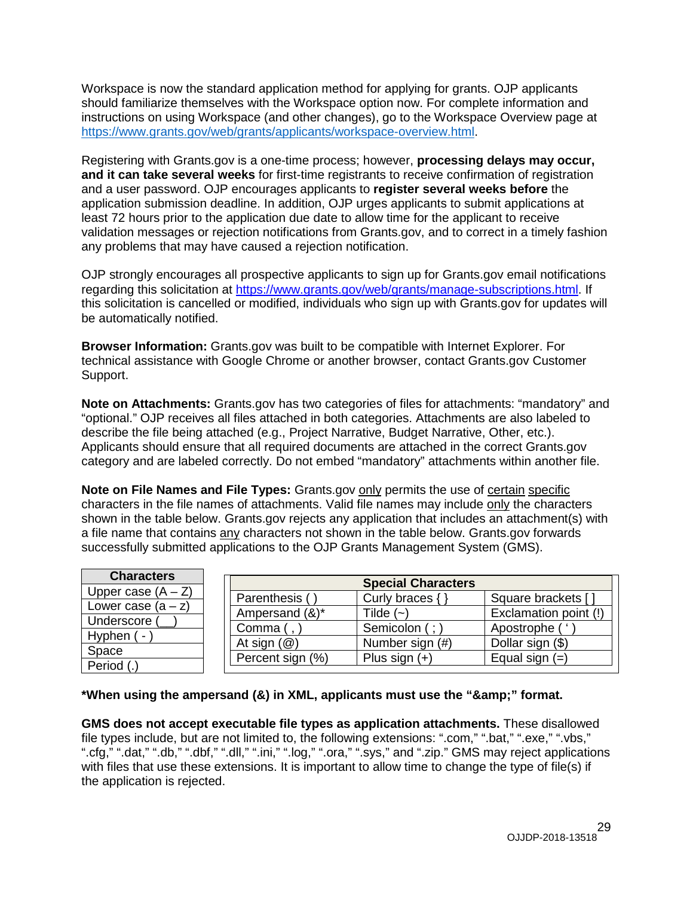Workspace is now the standard application method for applying for grants. OJP applicants should familiarize themselves with the Workspace option now. For complete information and instructions on using Workspace (and other changes), go to the Workspace Overview page at [https://www.grants.gov/web/grants/applicants/workspace-overview.html](https://www.grants.gov/web/grants/applicants/workspace-overview.html).

Registering with Grants.gov is a one-time process; however, **processing delays may occur, and it can take several weeks** for first-time registrants to receive confirmation of registration and a user password. OJP encourages applicants to **register several weeks before** the application submission deadline. In addition, OJP urges applicants to submit applications at least 72 hours prior to the application due date to allow time for the applicant to receive validation messages or rejection notifications from Grants.gov, and to correct in a timely fashion any problems that may have caused a rejection notification.

OJP strongly encourages all prospective applicants to sign up for Grants.gov email notifications regarding this solicitation at [https://www.grants.gov/web/grants/manage-subscriptions.html](https://www.grants.gov/web/grants/manage-subscriptions.html). If this solicitation is cancelled or modified, individuals who sign up with Grants.gov for updates will be automatically notified.

**Browser Information:** Grants.gov was built to be compatible with Internet Explorer. For technical assistance with Google Chrome or another browser, contact Grants.gov Customer Support.

**Note on Attachments:** Grants.gov has two categories of files for attachments: “mandatory” and “optional.” OJP receives all files attached in both categories. Attachments are also labeled to describe the file being attached (e.g., Project Narrative, Budget Narrative, Other, etc.). Applicants should ensure that all required documents are attached in the correct Grants.gov category and are labeled correctly. Do not embed “mandatory” attachments within another file.

**Note on File Names and File Types:** Grants.gov only permits the use of certain specific characters in the file names of attachments. Valid file names may include only the characters shown in the table below. Grants.gov rejects any application that includes an attachment(s) with a file name that contains any characters not shown in the table below. Grants.gov forwards successfully submitted applications to the OJP Grants Management System (GMS).

| Characters |
|---|
| Upper case (A – Z) |
| Lower case (a – z) |
| Underscore (__) |
| Hyphen ( - ) |
| Space |
| Period (.) |

| Special Characters | | |
|---|---|---|
| Parenthesis ( ) | Curly braces { } | Square brackets [ ] |
| Ampersand (&)* | Tilde (~) | Exclamation point (!) |
| Comma ( , ) | Semicolon ( ; ) | Apostrophe ( ‘ ) |
| At sign (@) | Number sign (#) | Dollar sign ($) |
| Percent sign (%) | Plus sign (+) | Equal sign (=) |

***When using the ampersand (&) in XML, applicants must use the “&amp;” format.**

**GMS does not accept executable file types as application attachments.** These disallowed file types include, but are not limited to, the following extensions: “.com,” “.bat,” “.exe,” “.vbs,” “.cfg,” “.dat,” “.db,” “.dbf,” “.dll,” “.ini,” “.log,” “.ora,” “.sys,” and “.zip.” GMS may reject applications with files that use these extensions. It is important to allow time to change the type of file(s) if the application is rejected.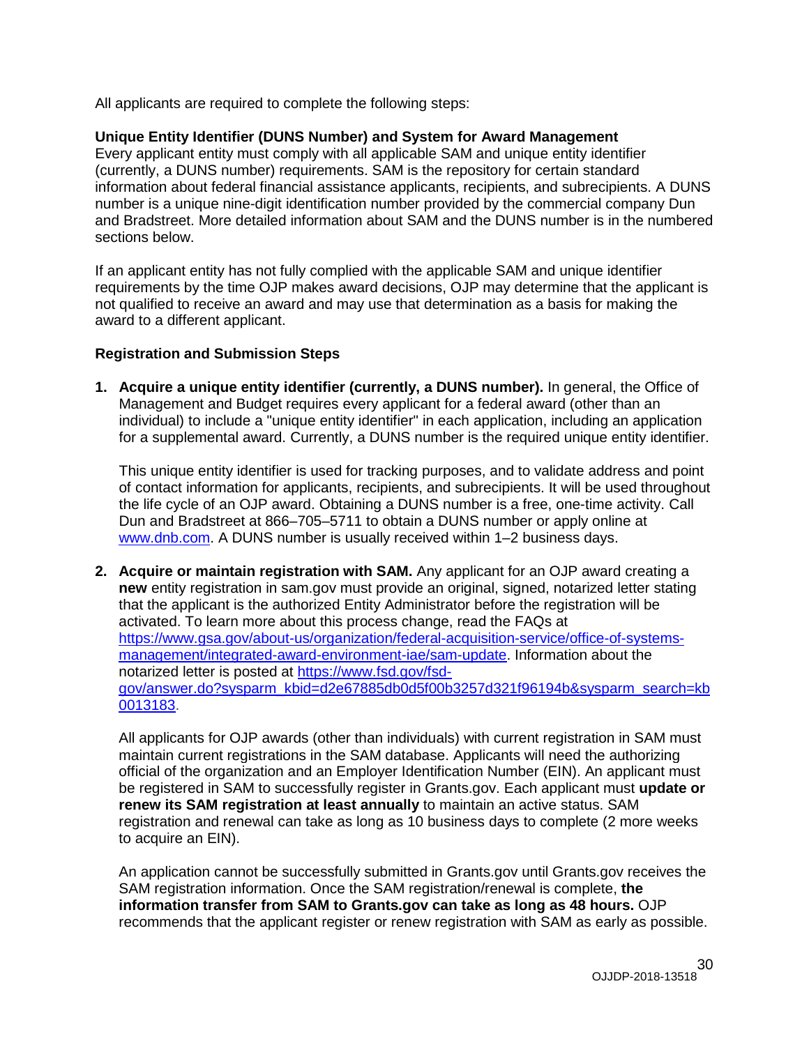All applicants are required to complete the following steps:

**Unique Entity Identifier (DUNS Number) and System for Award Management**

Every applicant entity must comply with all applicable SAM and unique entity identifier (currently, a DUNS number) requirements. SAM is the repository for certain standard information about federal financial assistance applicants, recipients, and subrecipients. A DUNS number is a unique nine-digit identification number provided by the commercial company Dun and Bradstreet. More detailed information about SAM and the DUNS number is in the numbered sections below.

If an applicant entity has not fully complied with the applicable SAM and unique identifier requirements by the time OJP makes award decisions, OJP may determine that the applicant is not qualified to receive an award and may use that determination as a basis for making the award to a different applicant.

**Registration and Submission Steps**

1. **Acquire a unique entity identifier (currently, a DUNS number).** In general, the Office of Management and Budget requires every applicant for a federal award (other than an individual) to include a "unique entity identifier" in each application, including an application for a supplemental award. Currently, a DUNS number is the required unique entity identifier.

   This unique entity identifier is used for tracking purposes, and to validate address and point of contact information for applicants, recipients, and subrecipients. It will be used throughout the life cycle of an OJP award. Obtaining a DUNS number is a free, one-time activity. Call Dun and Bradstreet at 866–705–5711 to obtain a DUNS number or apply online at [www.dnb.com](www.dnb.com). A DUNS number is usually received within 1–2 business days.

2. **Acquire or maintain registration with SAM.** Any applicant for an OJP award creating a **new** entity registration in sam.gov must provide an original, signed, notarized letter stating that the applicant is the authorized Entity Administrator before the registration will be activated. To learn more about this process change, read the FAQs at [https://www.gsa.gov/about-us/organization/federal-acquisition-service/office-of-systems-management/integrated-award-environment-iae/sam-update](https://www.gsa.gov/about-us/organization/federal-acquisition-service/office-of-systems-management/integrated-award-environment-iae/sam-update). Information about the notarized letter is posted at [https://www.fsd.gov/fsd-gov/answer.do?sysparm_kbid=d2e67885db0d5f00b3257d321f96194b&sysparm_search=kb0013183](https://www.fsd.gov/fsd-gov/answer.do?sysparm_kbid=d2e67885db0d5f00b3257d321f96194b&sysparm_search=kb0013183).

   All applicants for OJP awards (other than individuals) with current registration in SAM must maintain current registrations in the SAM database. Applicants will need the authorizing official of the organization and an Employer Identification Number (EIN). An applicant must be registered in SAM to successfully register in Grants.gov. Each applicant must **update or renew its SAM registration at least annually** to maintain an active status. SAM registration and renewal can take as long as 10 business days to complete (2 more weeks to acquire an EIN).

   An application cannot be successfully submitted in Grants.gov until Grants.gov receives the SAM registration information. Once the SAM registration/renewal is complete, **the information transfer from SAM to Grants.gov can take as long as 48 hours.** OJP recommends that the applicant register or renew registration with SAM as early as possible.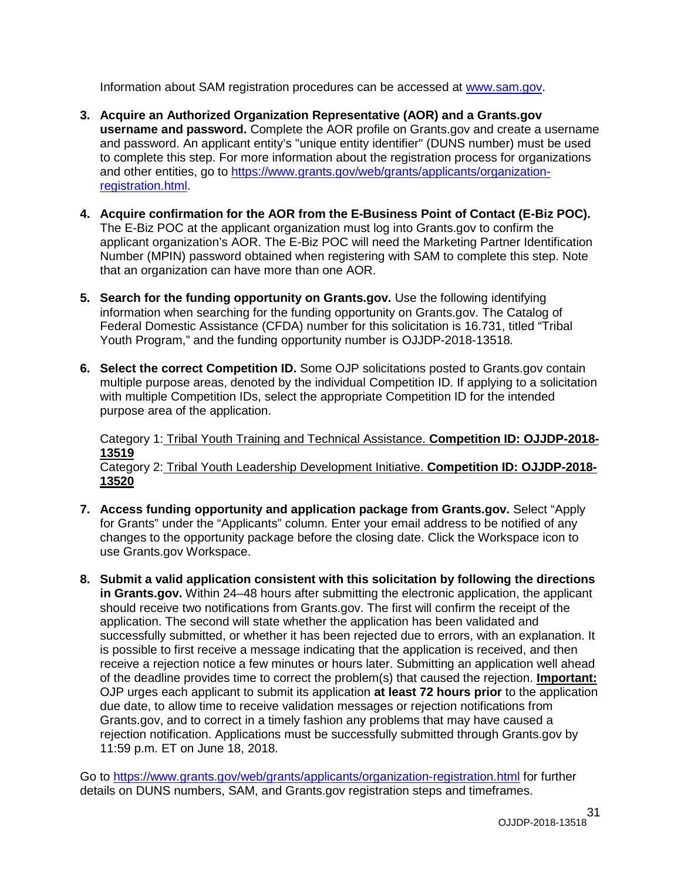Information about SAM registration procedures can be accessed at [www.sam.gov](http://www.sam.gov).

3. **Acquire an Authorized Organization Representative (AOR) and a Grants.gov username and password.** Complete the AOR profile on Grants.gov and create a username and password. An applicant entity's "unique entity identifier" (DUNS number) must be used to complete this step. For more information about the registration process for organizations and other entities, go to [https://www.grants.gov/web/grants/applicants/organization-registration.html](https://www.grants.gov/web/grants/applicants/organization-registration.html).

4. **Acquire confirmation for the AOR from the E-Business Point of Contact (E-Biz POC).** The E-Biz POC at the applicant organization must log into Grants.gov to confirm the applicant organization's AOR. The E-Biz POC will need the Marketing Partner Identification Number (MPIN) password obtained when registering with SAM to complete this step. Note that an organization can have more than one AOR.

5. **Search for the funding opportunity on Grants.gov.** Use the following identifying information when searching for the funding opportunity on Grants.gov. The Catalog of Federal Domestic Assistance (CFDA) number for this solicitation is 16.731, titled "Tribal Youth Program," and the funding opportunity number is OJJDP-2018-13518*.*

6. **Select the correct Competition ID.** Some OJP solicitations posted to Grants.gov contain multiple purpose areas, denoted by the individual Competition ID. If applying to a solicitation with multiple Competition IDs, select the appropriate Competition ID for the intended purpose area of the application.

   Category 1: Tribal Youth Training and Technical Assistance. **Competition ID: OJJDP-2018-13519**
   Category 2: Tribal Youth Leadership Development Initiative. **Competition ID: OJJDP-2018-13520**

7. **Access funding opportunity and application package from Grants.gov.** Select "Apply for Grants" under the "Applicants" column. Enter your email address to be notified of any changes to the opportunity package before the closing date. Click the Workspace icon to use Grants.gov Workspace.

8. **Submit a valid application consistent with this solicitation by following the directions in Grants.gov.** Within 24–48 hours after submitting the electronic application, the applicant should receive two notifications from Grants.gov. The first will confirm the receipt of the application. The second will state whether the application has been validated and successfully submitted, or whether it has been rejected due to errors, with an explanation. It is possible to first receive a message indicating that the application is received, and then receive a rejection notice a few minutes or hours later. Submitting an application well ahead of the deadline provides time to correct the problem(s) that caused the rejection. **Important:** OJP urges each applicant to submit its application **at least 72 hours prior** to the application due date, to allow time to receive validation messages or rejection notifications from Grants.gov, and to correct in a timely fashion any problems that may have caused a rejection notification. Applications must be successfully submitted through Grants.gov by 11:59 p.m. ET on June 18, 2018.

Go to [https://www.grants.gov/web/grants/applicants/organization-registration.html](https://www.grants.gov/web/grants/applicants/organization-registration.html) for further details on DUNS numbers, SAM, and Grants.gov registration steps and timeframes.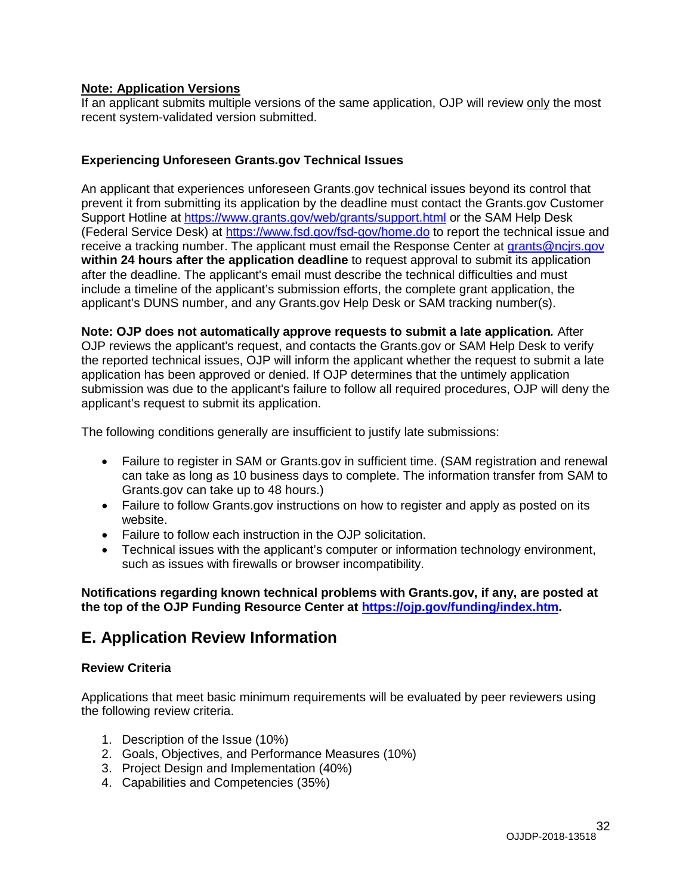**Note: Application Versions**
If an applicant submits multiple versions of the same application, OJP will review only the most recent system-validated version submitted.

**Experiencing Unforeseen Grants.gov Technical Issues**

An applicant that experiences unforeseen Grants.gov technical issues beyond its control that prevent it from submitting its application by the deadline must contact the Grants.gov Customer Support Hotline at https://www.grants.gov/web/grants/support.html or the SAM Help Desk (Federal Service Desk) at https://www.fsd.gov/fsd-gov/home.do to report the technical issue and receive a tracking number. The applicant must email the Response Center at grants@ncjrs.gov **within 24 hours after the application deadline** to request approval to submit its application after the deadline. The applicant's email must describe the technical difficulties and must include a timeline of the applicant's submission efforts, the complete grant application, the applicant's DUNS number, and any Grants.gov Help Desk or SAM tracking number(s).

**Note: OJP does not automatically approve requests to submit a late application.** After OJP reviews the applicant's request, and contacts the Grants.gov or SAM Help Desk to verify the reported technical issues, OJP will inform the applicant whether the request to submit a late application has been approved or denied. If OJP determines that the untimely application submission was due to the applicant's failure to follow all required procedures, OJP will deny the applicant's request to submit its application.

The following conditions generally are insufficient to justify late submissions:

- Failure to register in SAM or Grants.gov in sufficient time. (SAM registration and renewal can take as long as 10 business days to complete. The information transfer from SAM to Grants.gov can take up to 48 hours.)
- Failure to follow Grants.gov instructions on how to register and apply as posted on its website.
- Failure to follow each instruction in the OJP solicitation.
- Technical issues with the applicant's computer or information technology environment, such as issues with firewalls or browser incompatibility.

**Notifications regarding known technical problems with Grants.gov, if any, are posted at the top of the OJP Funding Resource Center at https://ojp.gov/funding/index.htm.**

## E. Application Review Information

**Review Criteria**

Applications that meet basic minimum requirements will be evaluated by peer reviewers using the following review criteria.

1. Description of the Issue (10%)
2. Goals, Objectives, and Performance Measures (10%)
3. Project Design and Implementation (40%)
4. Capabilities and Competencies (35%)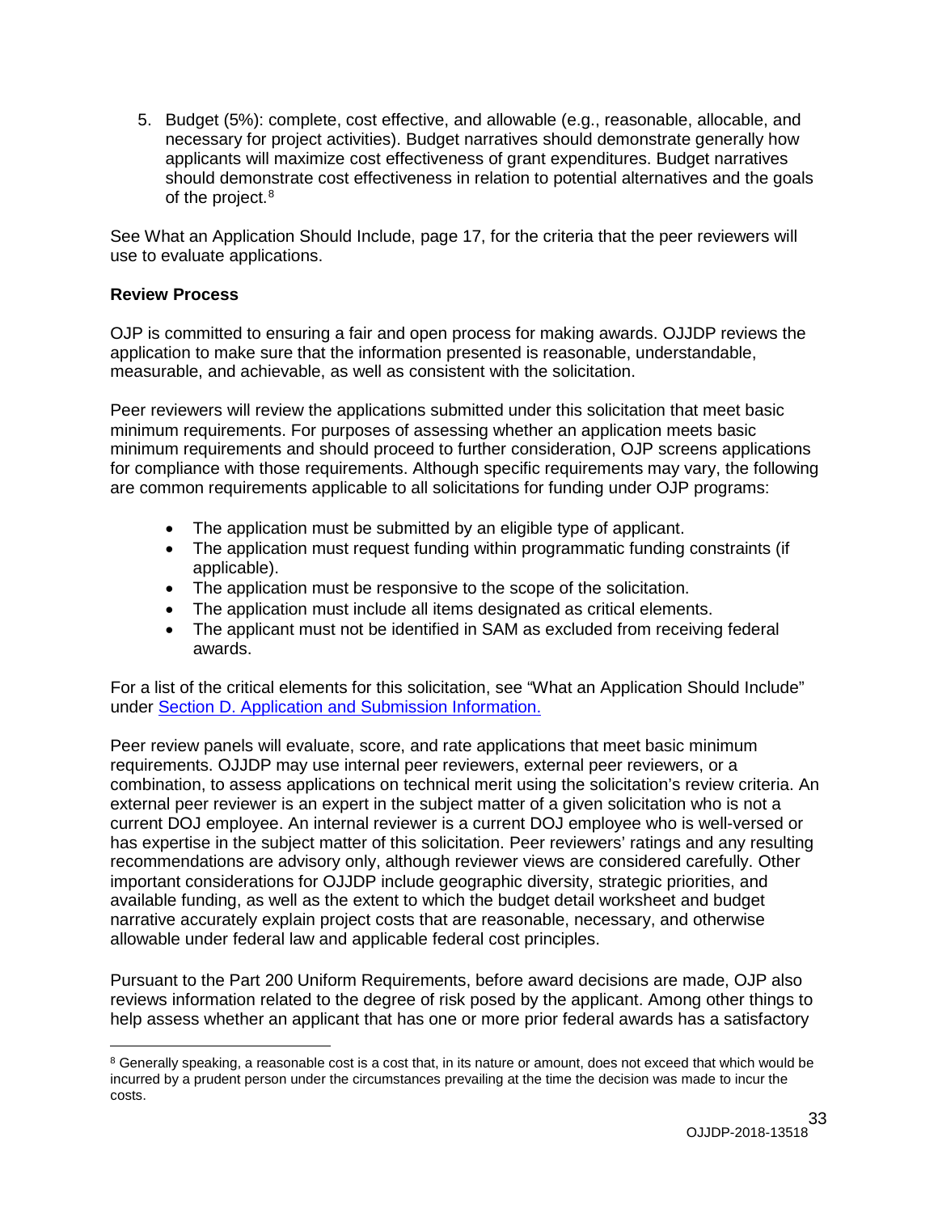5. Budget (5%): complete, cost effective, and allowable (e.g., reasonable, allocable, and necessary for project activities). Budget narratives should demonstrate generally how applicants will maximize cost effectiveness of grant expenditures. Budget narratives should demonstrate cost effectiveness in relation to potential alternatives and the goals of the project.[8]

See What an Application Should Include, page 17, for the criteria that the peer reviewers will use to evaluate applications.

**Review Process**

OJP is committed to ensuring a fair and open process for making awards. OJJDP reviews the application to make sure that the information presented is reasonable, understandable, measurable, and achievable, as well as consistent with the solicitation.

Peer reviewers will review the applications submitted under this solicitation that meet basic minimum requirements. For purposes of assessing whether an application meets basic minimum requirements and should proceed to further consideration, OJP screens applications for compliance with those requirements. Although specific requirements may vary, the following are common requirements applicable to all solicitations for funding under OJP programs:

- The application must be submitted by an eligible type of applicant.
- The application must request funding within programmatic funding constraints (if applicable).
- The application must be responsive to the scope of the solicitation.
- The application must include all items designated as critical elements.
- The applicant must not be identified in SAM as excluded from receiving federal awards.

For a list of the critical elements for this solicitation, see "What an Application Should Include" under Section D. Application and Submission Information.

Peer review panels will evaluate, score, and rate applications that meet basic minimum requirements. OJJDP may use internal peer reviewers, external peer reviewers, or a combination, to assess applications on technical merit using the solicitation's review criteria. An external peer reviewer is an expert in the subject matter of a given solicitation who is not a current DOJ employee. An internal reviewer is a current DOJ employee who is well-versed or has expertise in the subject matter of this solicitation. Peer reviewers' ratings and any resulting recommendations are advisory only, although reviewer views are considered carefully. Other important considerations for OJJDP include geographic diversity, strategic priorities, and available funding, as well as the extent to which the budget detail worksheet and budget narrative accurately explain project costs that are reasonable, necessary, and otherwise allowable under federal law and applicable federal cost principles.

Pursuant to the Part 200 Uniform Requirements, before award decisions are made, OJP also reviews information related to the degree of risk posed by the applicant. Among other things to help assess whether an applicant that has one or more prior federal awards has a satisfactory

[8] Generally speaking, a reasonable cost is a cost that, in its nature or amount, does not exceed that which would be incurred by a prudent person under the circumstances prevailing at the time the decision was made to incur the costs.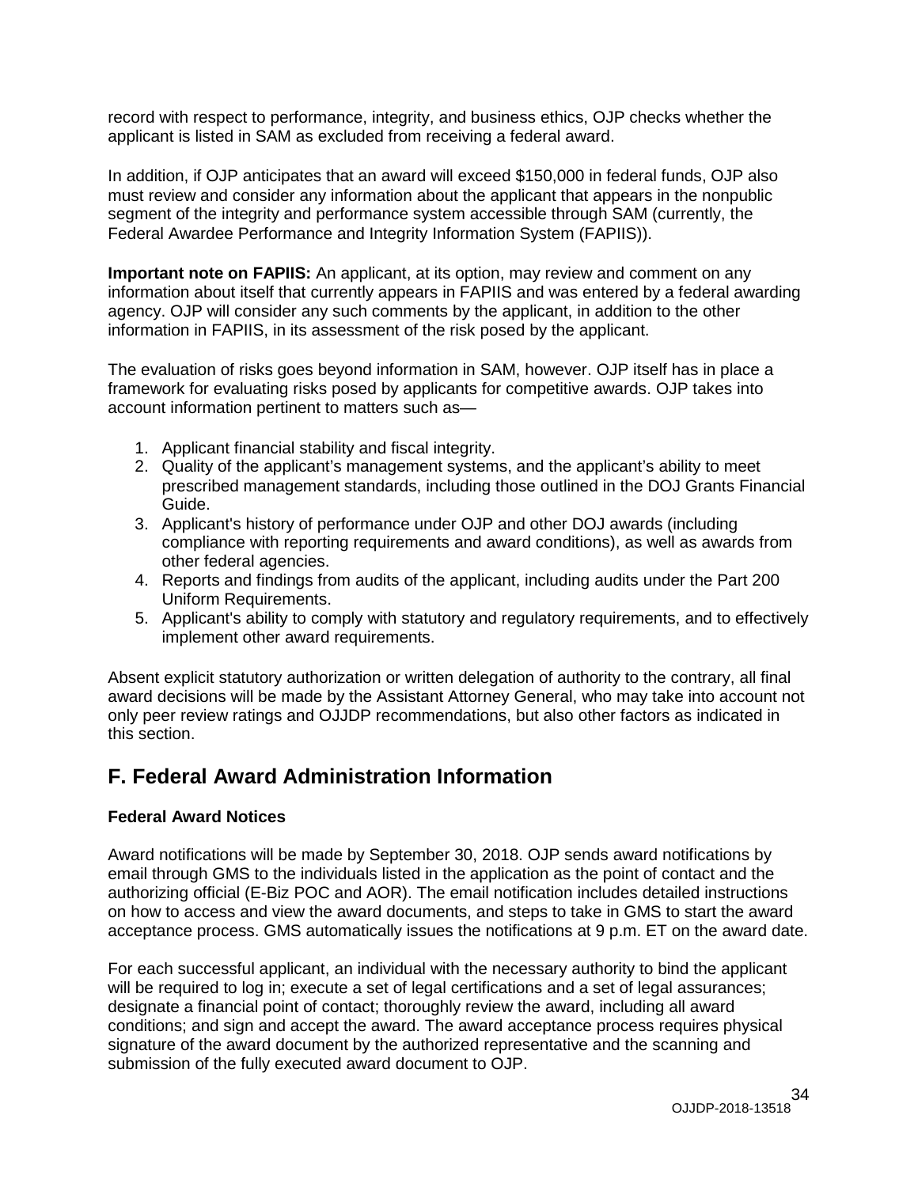record with respect to performance, integrity, and business ethics, OJP checks whether the applicant is listed in SAM as excluded from receiving a federal award.

In addition, if OJP anticipates that an award will exceed $150,000 in federal funds, OJP also must review and consider any information about the applicant that appears in the nonpublic segment of the integrity and performance system accessible through SAM (currently, the Federal Awardee Performance and Integrity Information System (FAPIIS)).

**Important note on FAPIIS:** An applicant, at its option, may review and comment on any information about itself that currently appears in FAPIIS and was entered by a federal awarding agency. OJP will consider any such comments by the applicant, in addition to the other information in FAPIIS, in its assessment of the risk posed by the applicant.

The evaluation of risks goes beyond information in SAM, however. OJP itself has in place a framework for evaluating risks posed by applicants for competitive awards. OJP takes into account information pertinent to matters such as—

1. Applicant financial stability and fiscal integrity.
2. Quality of the applicant's management systems, and the applicant's ability to meet prescribed management standards, including those outlined in the DOJ Grants Financial Guide.
3. Applicant's history of performance under OJP and other DOJ awards (including compliance with reporting requirements and award conditions), as well as awards from other federal agencies.
4. Reports and findings from audits of the applicant, including audits under the Part 200 Uniform Requirements.
5. Applicant's ability to comply with statutory and regulatory requirements, and to effectively implement other award requirements.

Absent explicit statutory authorization or written delegation of authority to the contrary, all final award decisions will be made by the Assistant Attorney General, who may take into account not only peer review ratings and OJJDP recommendations, but also other factors as indicated in this section.

## F. Federal Award Administration Information

### Federal Award Notices

Award notifications will be made by September 30, 2018. OJP sends award notifications by email through GMS to the individuals listed in the application as the point of contact and the authorizing official (E-Biz POC and AOR). The email notification includes detailed instructions on how to access and view the award documents, and steps to take in GMS to start the award acceptance process. GMS automatically issues the notifications at 9 p.m. ET on the award date.

For each successful applicant, an individual with the necessary authority to bind the applicant will be required to log in; execute a set of legal certifications and a set of legal assurances; designate a financial point of contact; thoroughly review the award, including all award conditions; and sign and accept the award. The award acceptance process requires physical signature of the award document by the authorized representative and the scanning and submission of the fully executed award document to OJP.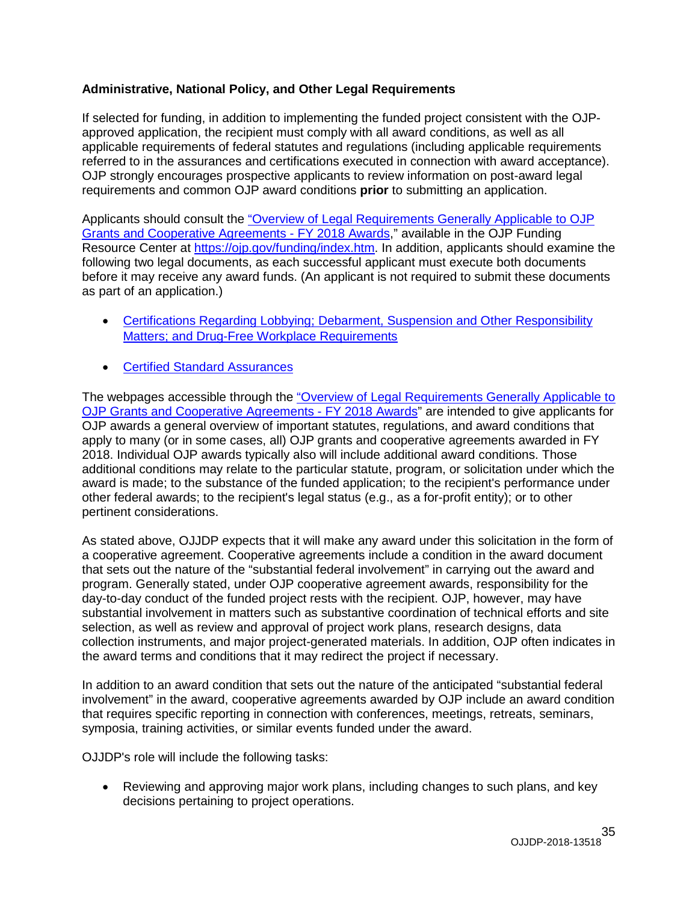**Administrative, National Policy, and Other Legal Requirements**

If selected for funding, in addition to implementing the funded project consistent with the OJP-approved application, the recipient must comply with all award conditions, as well as all applicable requirements of federal statutes and regulations (including applicable requirements referred to in the assurances and certifications executed in connection with award acceptance). OJP strongly encourages prospective applicants to review information on post-award legal requirements and common OJP award conditions **prior** to submitting an application.

Applicants should consult the "Overview of Legal Requirements Generally Applicable to OJP Grants and Cooperative Agreements - FY 2018 Awards," available in the OJP Funding Resource Center at https://ojp.gov/funding/index.htm. In addition, applicants should examine the following two legal documents, as each successful applicant must execute both documents before it may receive any award funds. (An applicant is not required to submit these documents as part of an application.)

- Certifications Regarding Lobbying; Debarment, Suspension and Other Responsibility Matters; and Drug-Free Workplace Requirements
- Certified Standard Assurances

The webpages accessible through the "Overview of Legal Requirements Generally Applicable to OJP Grants and Cooperative Agreements - FY 2018 Awards" are intended to give applicants for OJP awards a general overview of important statutes, regulations, and award conditions that apply to many (or in some cases, all) OJP grants and cooperative agreements awarded in FY 2018. Individual OJP awards typically also will include additional award conditions. Those additional conditions may relate to the particular statute, program, or solicitation under which the award is made; to the substance of the funded application; to the recipient's performance under other federal awards; to the recipient's legal status (e.g., as a for-profit entity); or to other pertinent considerations.

As stated above, OJJDP expects that it will make any award under this solicitation in the form of a cooperative agreement. Cooperative agreements include a condition in the award document that sets out the nature of the "substantial federal involvement" in carrying out the award and program. Generally stated, under OJP cooperative agreement awards, responsibility for the day-to-day conduct of the funded project rests with the recipient. OJP, however, may have substantial involvement in matters such as substantive coordination of technical efforts and site selection, as well as review and approval of project work plans, research designs, data collection instruments, and major project-generated materials. In addition, OJP often indicates in the award terms and conditions that it may redirect the project if necessary.

In addition to an award condition that sets out the nature of the anticipated "substantial federal involvement" in the award, cooperative agreements awarded by OJP include an award condition that requires specific reporting in connection with conferences, meetings, retreats, seminars, symposia, training activities, or similar events funded under the award.

OJJDP's role will include the following tasks:

- Reviewing and approving major work plans, including changes to such plans, and key decisions pertaining to project operations.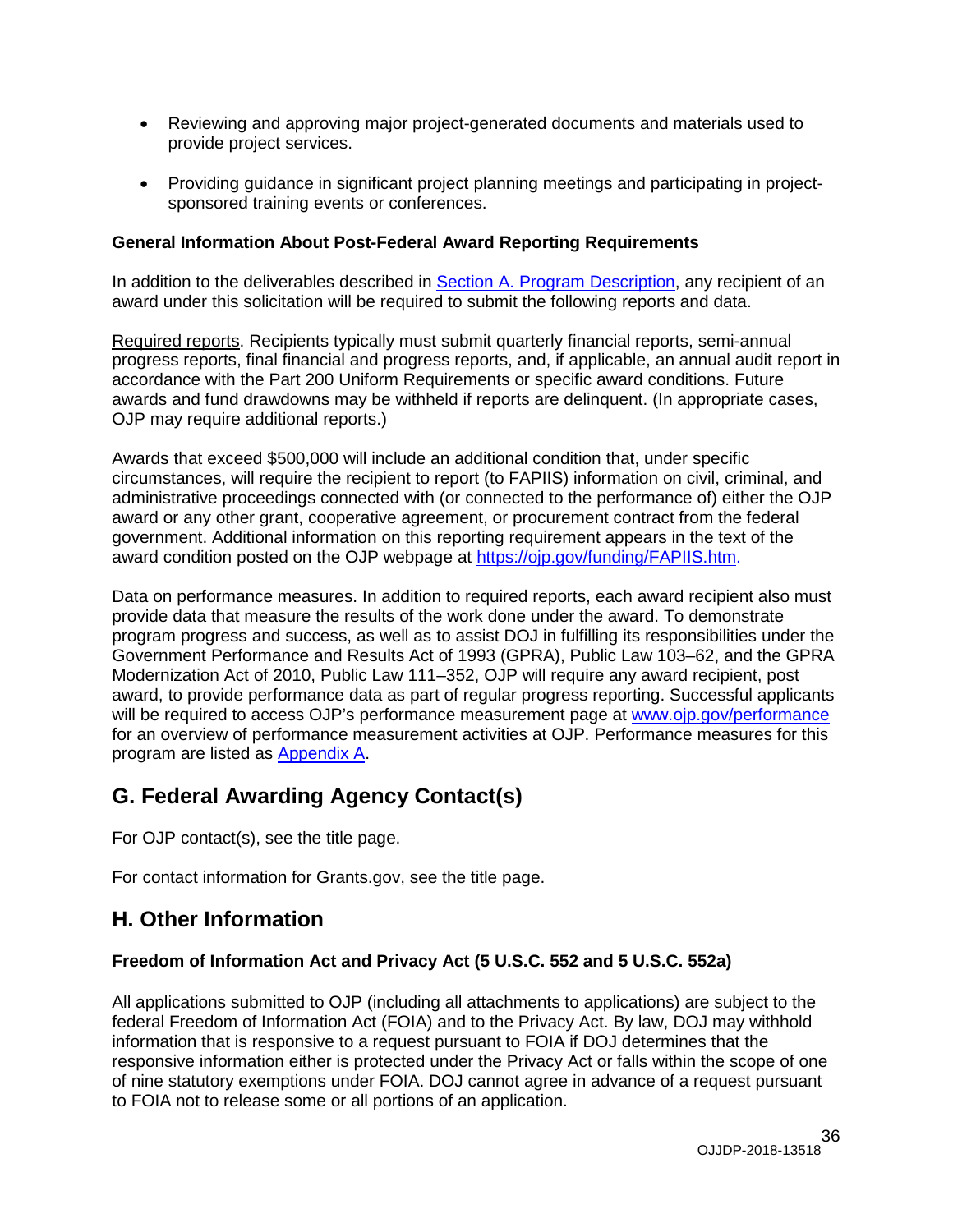- Reviewing and approving major project-generated documents and materials used to provide project services.
- Providing guidance in significant project planning meetings and participating in project-sponsored training events or conferences.

**General Information About Post-Federal Award Reporting Requirements**

In addition to the deliverables described in Section A. Program Description, any recipient of an award under this solicitation will be required to submit the following reports and data.

Required reports. Recipients typically must submit quarterly financial reports, semi-annual progress reports, final financial and progress reports, and, if applicable, an annual audit report in accordance with the Part 200 Uniform Requirements or specific award conditions. Future awards and fund drawdowns may be withheld if reports are delinquent. (In appropriate cases, OJP may require additional reports.)

Awards that exceed $500,000 will include an additional condition that, under specific circumstances, will require the recipient to report (to FAPIIS) information on civil, criminal, and administrative proceedings connected with (or connected to the performance of) either the OJP award or any other grant, cooperative agreement, or procurement contract from the federal government. Additional information on this reporting requirement appears in the text of the award condition posted on the OJP webpage at https://ojp.gov/funding/FAPIIS.htm.

Data on performance measures. In addition to required reports, each award recipient also must provide data that measure the results of the work done under the award. To demonstrate program progress and success, as well as to assist DOJ in fulfilling its responsibilities under the Government Performance and Results Act of 1993 (GPRA), Public Law 103–62, and the GPRA Modernization Act of 2010, Public Law 111–352, OJP will require any award recipient, post award, to provide performance data as part of regular progress reporting. Successful applicants will be required to access OJP's performance measurement page at www.ojp.gov/performance for an overview of performance measurement activities at OJP. Performance measures for this program are listed as Appendix A.

## G. Federal Awarding Agency Contact(s)

For OJP contact(s), see the title page.

For contact information for Grants.gov, see the title page.

## H. Other Information

**Freedom of Information Act and Privacy Act (5 U.S.C. 552 and 5 U.S.C. 552a)**

All applications submitted to OJP (including all attachments to applications) are subject to the federal Freedom of Information Act (FOIA) and to the Privacy Act. By law, DOJ may withhold information that is responsive to a request pursuant to FOIA if DOJ determines that the responsive information either is protected under the Privacy Act or falls within the scope of one of nine statutory exemptions under FOIA. DOJ cannot agree in advance of a request pursuant to FOIA not to release some or all portions of an application.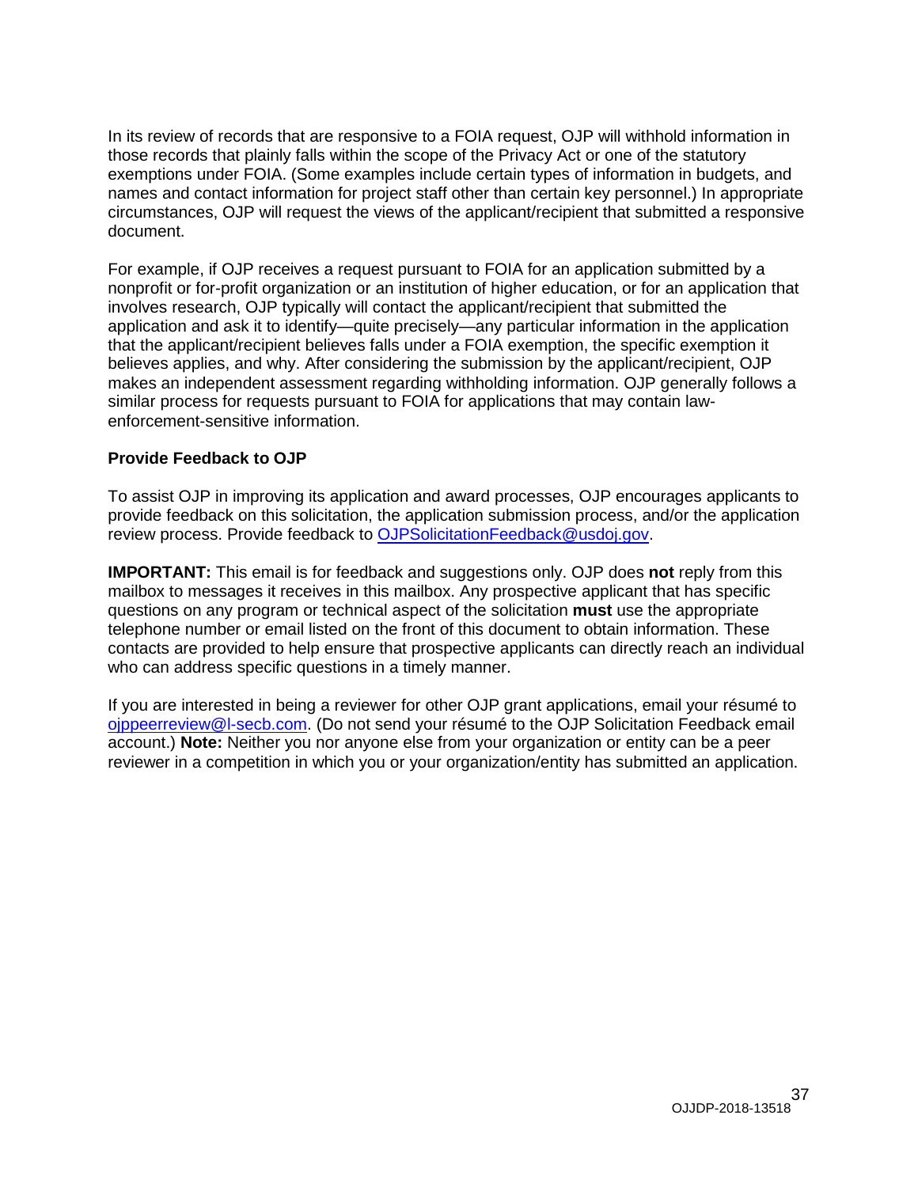In its review of records that are responsive to a FOIA request, OJP will withhold information in those records that plainly falls within the scope of the Privacy Act or one of the statutory exemptions under FOIA. (Some examples include certain types of information in budgets, and names and contact information for project staff other than certain key personnel.) In appropriate circumstances, OJP will request the views of the applicant/recipient that submitted a responsive document.

For example, if OJP receives a request pursuant to FOIA for an application submitted by a nonprofit or for-profit organization or an institution of higher education, or for an application that involves research, OJP typically will contact the applicant/recipient that submitted the application and ask it to identify—quite precisely—any particular information in the application that the applicant/recipient believes falls under a FOIA exemption, the specific exemption it believes applies, and why. After considering the submission by the applicant/recipient, OJP makes an independent assessment regarding withholding information. OJP generally follows a similar process for requests pursuant to FOIA for applications that may contain law-enforcement-sensitive information.

**Provide Feedback to OJP**

To assist OJP in improving its application and award processes, OJP encourages applicants to provide feedback on this solicitation, the application submission process, and/or the application review process. Provide feedback to [OJPSolicitationFeedback@usdoj.gov](mailto:OJPSolicitationFeedback@usdoj.gov).

**IMPORTANT:** This email is for feedback and suggestions only. OJP does **not** reply from this mailbox to messages it receives in this mailbox. Any prospective applicant that has specific questions on any program or technical aspect of the solicitation **must** use the appropriate telephone number or email listed on the front of this document to obtain information. These contacts are provided to help ensure that prospective applicants can directly reach an individual who can address specific questions in a timely manner.

If you are interested in being a reviewer for other OJP grant applications, email your résumé to [ojppeerreview@l-secb.com](mailto:ojppeerreview@l-secb.com). (Do not send your résumé to the OJP Solicitation Feedback email account.) **Note:** Neither you nor anyone else from your organization or entity can be a peer reviewer in a competition in which you or your organization/entity has submitted an application.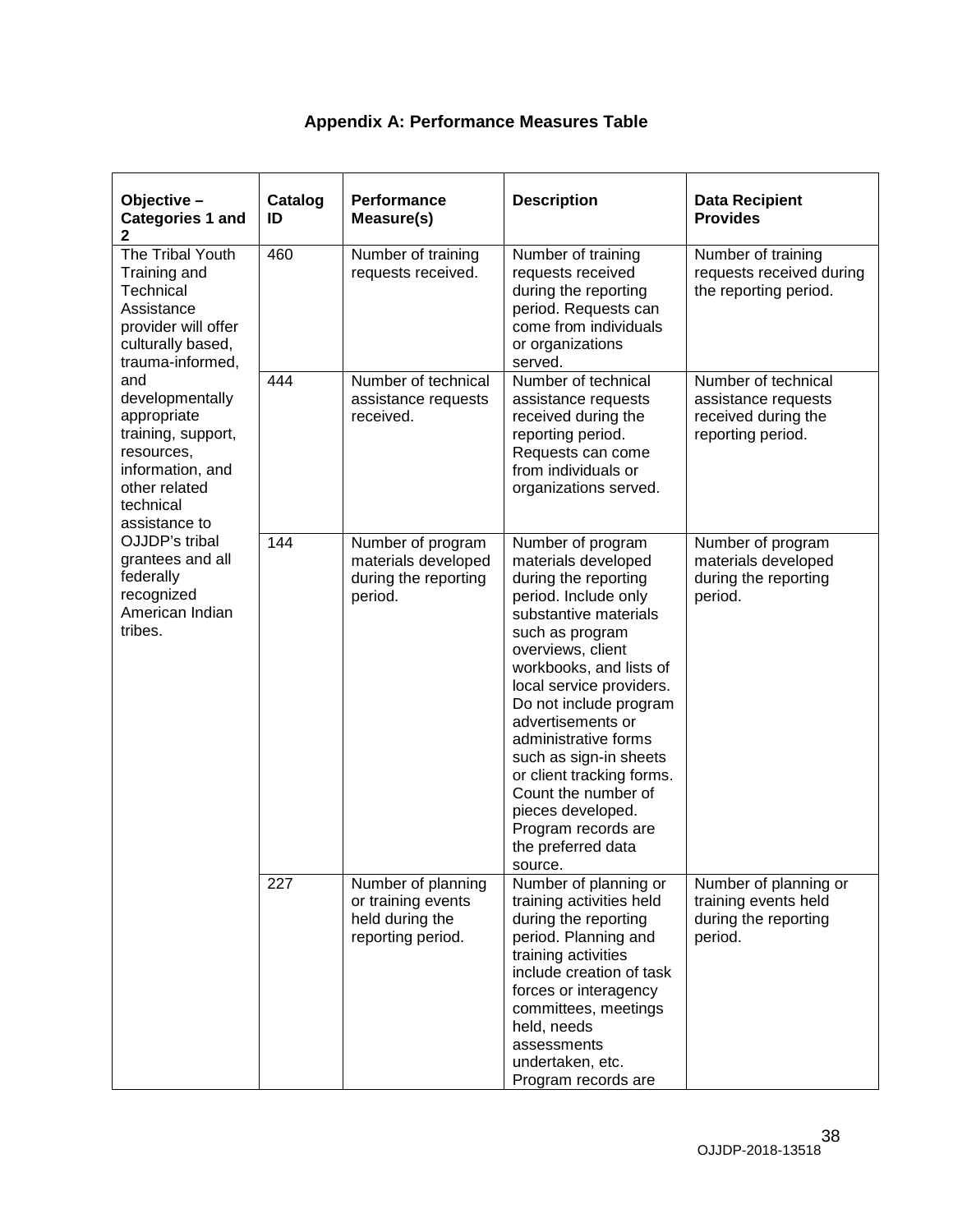**Appendix A: Performance Measures Table**

| Objective – Categories 1 and 2 | Catalog ID | Performance Measure(s) | Description | Data Recipient Provides |
|---|---|---|---|---|
| The Tribal Youth Training and Technical Assistance provider will offer culturally based, trauma-informed, and developmentally appropriate training, support, resources, information, and other related technical assistance to OJJDP's tribal grantees and all federally recognized American Indian tribes. | 460 | Number of training requests received. | Number of training requests received during the reporting period. Requests can come from individuals or organizations served. | Number of training requests received during the reporting period. |
| | 444 | Number of technical assistance requests received. | Number of technical assistance requests received during the reporting period. Requests can come from individuals or organizations served. | Number of technical assistance requests received during the reporting period. |
| | 144 | Number of program materials developed during the reporting period. | Number of program materials developed during the reporting period. Include only substantive materials such as program overviews, client workbooks, and lists of local service providers. Do not include program advertisements or administrative forms such as sign-in sheets or client tracking forms. Count the number of pieces developed. Program records are the preferred data source. | Number of program materials developed during the reporting period. |
| | 227 | Number of planning or training events held during the reporting period. | Number of planning or training activities held during the reporting period. Planning and training activities include creation of task forces or interagency committees, meetings held, needs assessments undertaken, etc. Program records are | Number of planning or training events held during the reporting period. |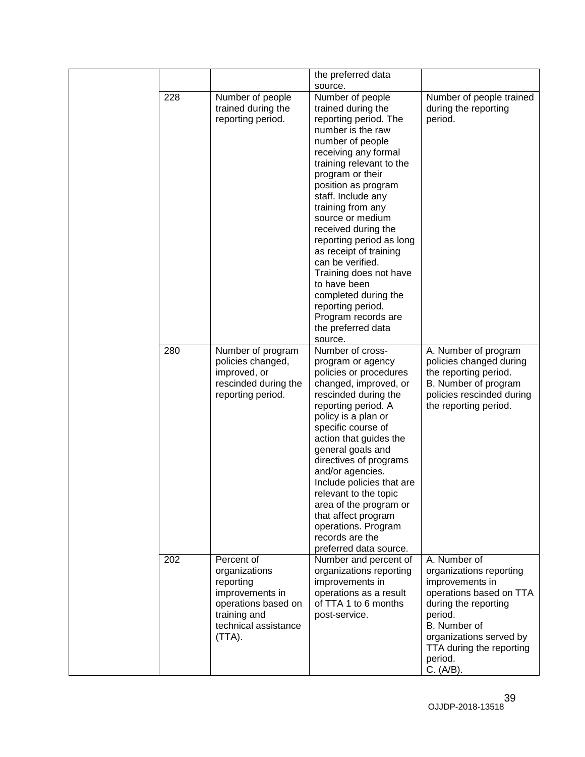| | | | | |
|---|---|---|---|---|
| | | | the preferred data source. | |
| | 228 | Number of people trained during the reporting period. | Number of people trained during the reporting period. The number is the raw number of people receiving any formal training relevant to the program or their position as program staff. Include any training from any source or medium received during the reporting period as long as receipt of training can be verified. Training does not have to have been completed during the reporting period. Program records are the preferred data source. | Number of people trained during the reporting period. |
| | 280 | Number of program policies changed, improved, or rescinded during the reporting period. | Number of cross-program or agency policies or procedures changed, improved, or rescinded during the reporting period. A policy is a plan or specific course of action that guides the general goals and directives of programs and/or agencies. Include policies that are relevant to the topic area of the program or that affect program operations. Program records are the preferred data source. | A. Number of program policies changed during the reporting period.<br>B. Number of program policies rescinded during the reporting period. |
| | 202 | Percent of organizations reporting improvements in operations based on training and technical assistance (TTA). | Number and percent of organizations reporting improvements in operations as a result of TTA 1 to 6 months post-service. | A. Number of organizations reporting improvements in operations based on TTA during the reporting period.<br>B. Number of organizations served by TTA during the reporting period.<br>C. (A/B). |

OJJDP-2018-13518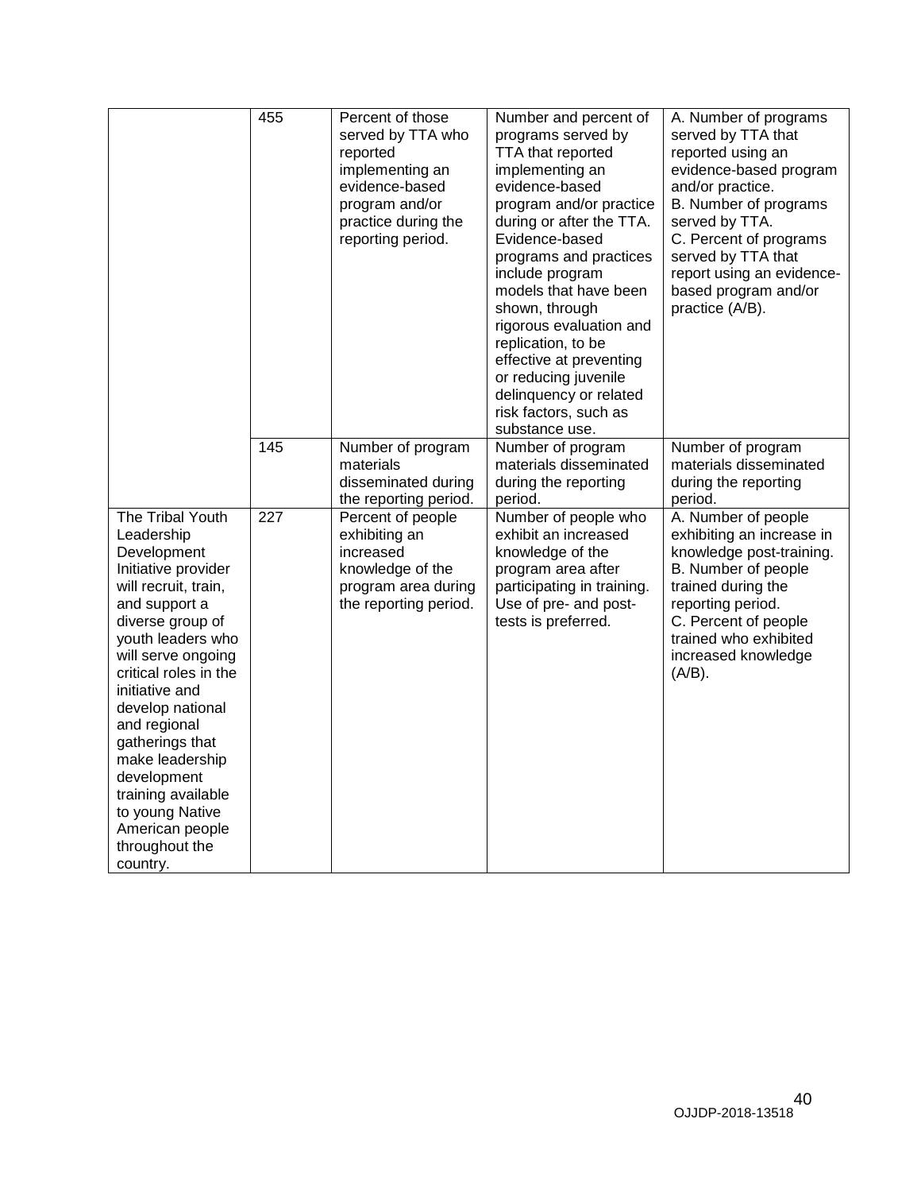| | | | | |
|---|---|---|---|---|
| | 455 | Percent of those served by TTA who reported implementing an evidence-based program and/or practice during the reporting period. | Number and percent of programs served by TTA that reported implementing an evidence-based program and/or practice during or after the TTA. Evidence-based programs and practices include program models that have been shown, through rigorous evaluation and replication, to be effective at preventing or reducing juvenile delinquency or related risk factors, such as substance use. | A. Number of programs served by TTA that reported using an evidence-based program and/or practice.<br>B. Number of programs served by TTA.<br>C. Percent of programs served by TTA that report using an evidence-based program and/or practice (A/B). |
| | 145 | Number of program materials disseminated during the reporting period. | Number of program materials disseminated during the reporting period. | Number of program materials disseminated during the reporting period. |
| The Tribal Youth Leadership Development Initiative provider will recruit, train, and support a diverse group of youth leaders who will serve ongoing critical roles in the initiative and develop national and regional gatherings that make leadership development training available to young Native American people throughout the country. | 227 | Percent of people exhibiting an increased knowledge of the program area during the reporting period. | Number of people who exhibit an increased knowledge of the program area after participating in training. Use of pre- and post-tests is preferred. | A. Number of people exhibiting an increase in knowledge post-training.<br>B. Number of people trained during the reporting period.<br>C. Percent of people trained who exhibited increased knowledge (A/B). |

OJJDP-2018-13518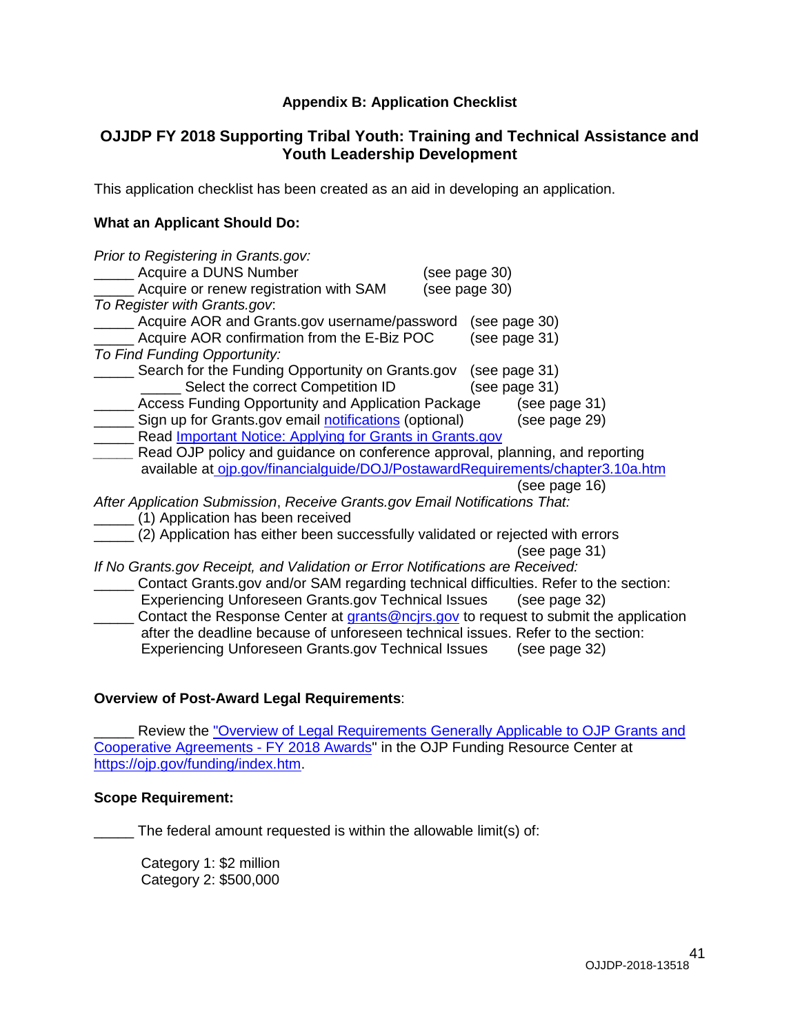### Appendix B: Application Checklist

## OJJDP FY 2018 Supporting Tribal Youth: Training and Technical Assistance and Youth Leadership Development

This application checklist has been created as an aid in developing an application.

**What an Applicant Should Do:**

*Prior to Registering in Grants.gov:*

_____ Acquire a DUNS Number (see page 30)
_____ Acquire or renew registration with SAM (see page 30)

*To Register with Grants.gov*:

_____ Acquire AOR and Grants.gov username/password (see page 30)
_____ Acquire AOR confirmation from the E-Biz POC (see page 31)

*To Find Funding Opportunity:*

_____ Search for the Funding Opportunity on Grants.gov (see page 31)
  _____ Select the correct Competition ID (see page 31)
_____ Access Funding Opportunity and Application Package (see page 31)
_____ Sign up for Grants.gov email notifications (optional) (see page 29)
_____ Read Important Notice: Applying for Grants in Grants.gov
_____ Read OJP policy and guidance on conference approval, planning, and reporting available at ojp.gov/financialguide/DOJ/PostawardRequirements/chapter3.10a.htm (see page 16)

*After Application Submission, Receive Grants.gov Email Notifications That:*

_____ (1) Application has been received
_____ (2) Application has either been successfully validated or rejected with errors (see page 31)

*If No Grants.gov Receipt, and Validation or Error Notifications are Received:*

_____ Contact Grants.gov and/or SAM regarding technical difficulties. Refer to the section: Experiencing Unforeseen Grants.gov Technical Issues (see page 32)
_____ Contact the Response Center at grants@ncjrs.gov to request to submit the application after the deadline because of unforeseen technical issues. Refer to the section: Experiencing Unforeseen Grants.gov Technical Issues (see page 32)

**Overview of Post-Award Legal Requirements**:

_____ Review the "Overview of Legal Requirements Generally Applicable to OJP Grants and Cooperative Agreements - FY 2018 Awards" in the OJP Funding Resource Center at https://ojp.gov/funding/index.htm.

**Scope Requirement:**

_____ The federal amount requested is within the allowable limit(s) of:

Category 1: $2 million
Category 2: $500,000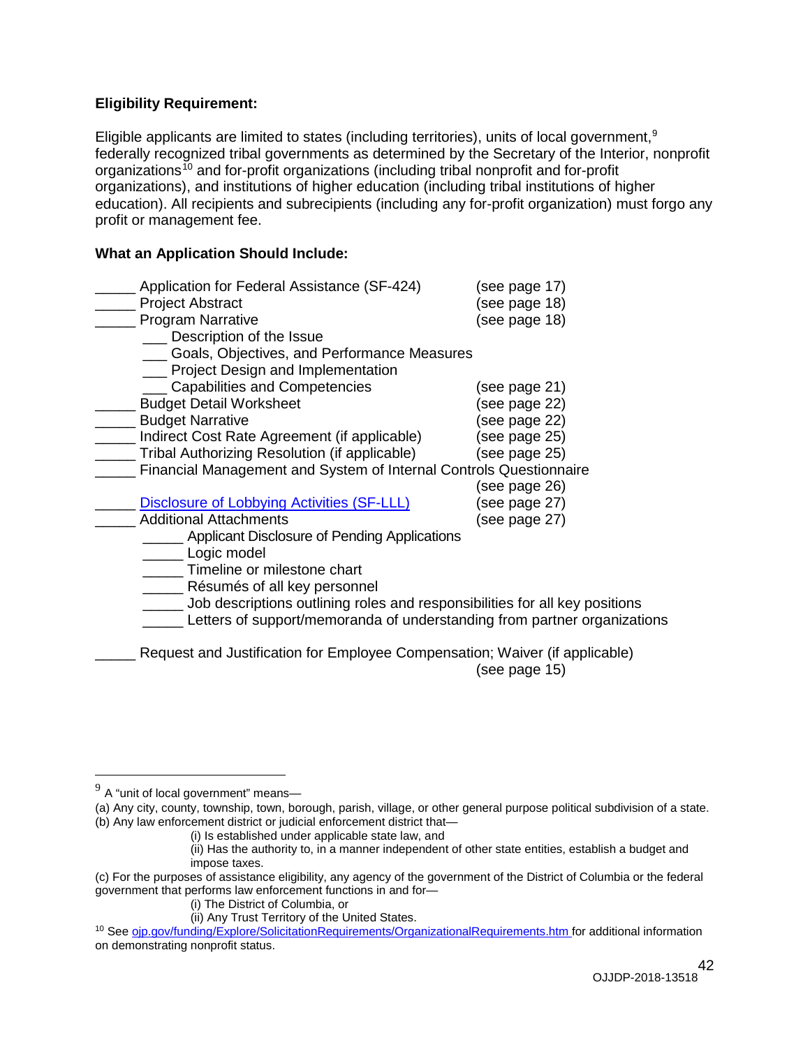**Eligibility Requirement:**

Eligible applicants are limited to states (including territories), units of local government,[9] federally recognized tribal governments as determined by the Secretary of the Interior, nonprofit organizations[10] and for-profit organizations (including tribal nonprofit and for-profit organizations), and institutions of higher education (including tribal institutions of higher education). All recipients and subrecipients (including any for-profit organization) must forgo any profit or management fee.

**What an Application Should Include:**

_____ Application for Federal Assistance (SF-424) (see page 17)
_____ Project Abstract (see page 18)
_____ Program Narrative (see page 18)
  ___ Description of the Issue
  ___ Goals, Objectives, and Performance Measures
  ___ Project Design and Implementation
  ___ Capabilities and Competencies (see page 21)
_____ Budget Detail Worksheet (see page 22)
_____ Budget Narrative (see page 22)
_____ Indirect Cost Rate Agreement (if applicable) (see page 25)
_____ Tribal Authorizing Resolution (if applicable) (see page 25)
_____ Financial Management and System of Internal Controls Questionnaire (see page 26)
_____ Disclosure of Lobbying Activities (SF-LLL) (see page 27)
_____ Additional Attachments (see page 27)
  _____ Applicant Disclosure of Pending Applications
  _____ Logic model
  _____ Timeline or milestone chart
  _____ Résumés of all key personnel
  _____ Job descriptions outlining roles and responsibilities for all key positions
  _____ Letters of support/memoranda of understanding from partner organizations

_____ Request and Justification for Employee Compensation; Waiver (if applicable) (see page 15)

---

[9] A "unit of local government" means—
(a) Any city, county, township, town, borough, parish, village, or other general purpose political subdivision of a state.
(b) Any law enforcement district or judicial enforcement district that—
  (i) Is established under applicable state law, and
  (ii) Has the authority to, in a manner independent of other state entities, establish a budget and impose taxes.
(c) For the purposes of assistance eligibility, any agency of the government of the District of Columbia or the federal government that performs law enforcement functions in and for—
  (i) The District of Columbia, or
  (ii) Any Trust Territory of the United States.

[10] See ojp.gov/funding/Explore/SolicitationRequirements/OrganizationalRequirements.htm for additional information on demonstrating nonprofit status.

OJJDP-2018-13518